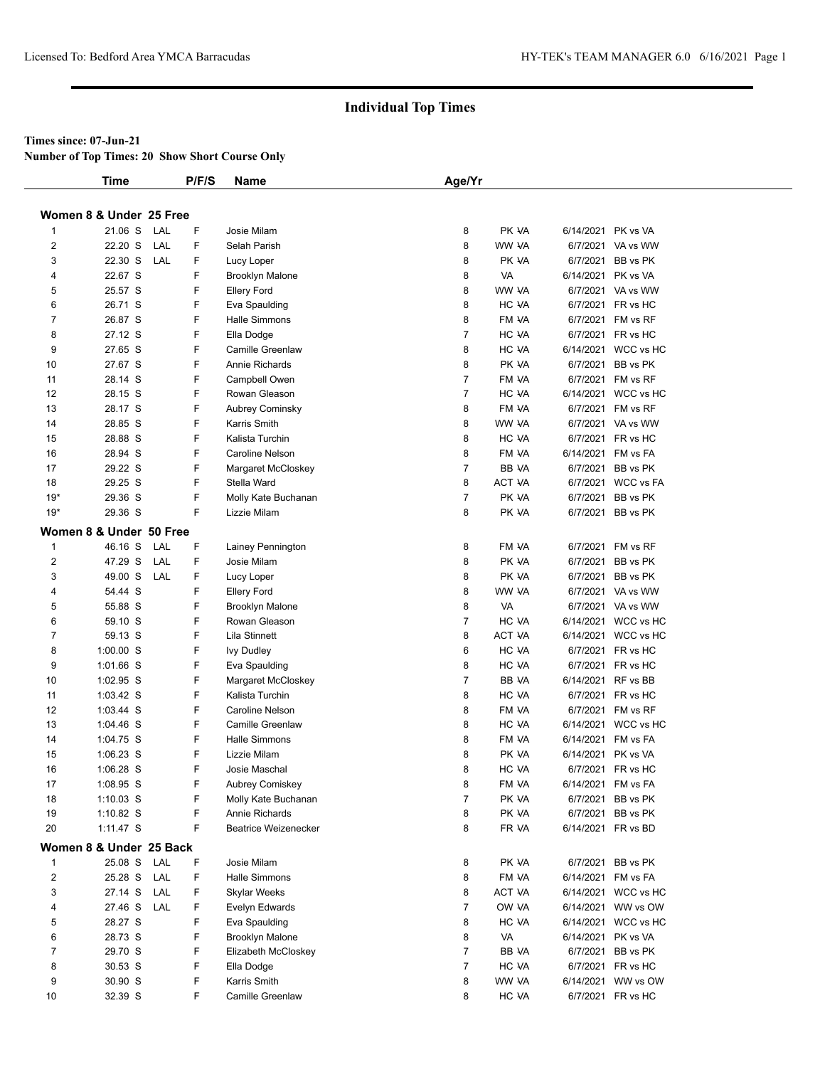# Individual Top Times

**Times since: 07-Jun-21**

**Number of Top Times: 20 Show Short Course Only**

### Women 8 & Under 25 Free

| | Time | | P/F/S | Name | Age/Yr | | | |
|---|---|---|---|---|---|---|---|---|
| 1 | 21.06 S | LAL | F | Josie Milam | 8 | PK VA | 6/14/2021 | PK vs VA |
| 2 | 22.20 S | LAL | F | Selah Parish | 8 | WW VA | 6/7/2021 | VA vs WW |
| 3 | 22.30 S | LAL | F | Lucy Loper | 8 | PK VA | 6/7/2021 | BB vs PK |
| 4 | 22.67 S | | F | Brooklyn Malone | 8 | VA | 6/14/2021 | PK vs VA |
| 5 | 25.57 S | | F | Ellery Ford | 8 | WW VA | 6/7/2021 | VA vs WW |
| 6 | 26.71 S | | F | Eva Spaulding | 8 | HC VA | 6/7/2021 | FR vs HC |
| 7 | 26.87 S | | F | Halle Simmons | 8 | FM VA | 6/7/2021 | FM vs RF |
| 8 | 27.12 S | | F | Ella Dodge | 7 | HC VA | 6/7/2021 | FR vs HC |
| 9 | 27.65 S | | F | Camille Greenlaw | 8 | HC VA | 6/14/2021 | WCC vs HC |
| 10 | 27.67 S | | F | Annie Richards | 8 | PK VA | 6/7/2021 | BB vs PK |
| 11 | 28.14 S | | F | Campbell Owen | 7 | FM VA | 6/7/2021 | FM vs RF |
| 12 | 28.15 S | | F | Rowan Gleason | 7 | HC VA | 6/14/2021 | WCC vs HC |
| 13 | 28.17 S | | F | Aubrey Cominsky | 8 | FM VA | 6/7/2021 | FM vs RF |
| 14 | 28.85 S | | F | Karris Smith | 8 | WW VA | 6/7/2021 | VA vs WW |
| 15 | 28.88 S | | F | Kalista Turchin | 8 | HC VA | 6/7/2021 | FR vs HC |
| 16 | 28.94 S | | F | Caroline Nelson | 8 | FM VA | 6/14/2021 | FM vs FA |
| 17 | 29.22 S | | F | Margaret McCloskey | 7 | BB VA | 6/7/2021 | BB vs PK |
| 18 | 29.25 S | | F | Stella Ward | 8 | ACT VA | 6/7/2021 | WCC vs FA |
| 19* | 29.36 S | | F | Molly Kate Buchanan | 7 | PK VA | 6/7/2021 | BB vs PK |
| 19* | 29.36 S | | F | Lizzie Milam | 8 | PK VA | 6/7/2021 | BB vs PK |

### Women 8 & Under 50 Free

| | Time | | P/F/S | Name | Age/Yr | | | |
|---|---|---|---|---|---|---|---|---|
| 1 | 46.16 S | LAL | F | Lainey Pennington | 8 | FM VA | 6/7/2021 | FM vs RF |
| 2 | 47.29 S | LAL | F | Josie Milam | 8 | PK VA | 6/7/2021 | BB vs PK |
| 3 | 49.00 S | LAL | F | Lucy Loper | 8 | PK VA | 6/7/2021 | BB vs PK |
| 4 | 54.44 S | | F | Ellery Ford | 8 | WW VA | 6/7/2021 | VA vs WW |
| 5 | 55.88 S | | F | Brooklyn Malone | 8 | VA | 6/7/2021 | VA vs WW |
| 6 | 59.10 S | | F | Rowan Gleason | 7 | HC VA | 6/14/2021 | WCC vs HC |
| 7 | 59.13 S | | F | Lila Stinnett | 8 | ACT VA | 6/14/2021 | WCC vs HC |
| 8 | 1:00.00 S | | F | Ivy Dudley | 6 | HC VA | 6/7/2021 | FR vs HC |
| 9 | 1:01.66 S | | F | Eva Spaulding | 8 | HC VA | 6/7/2021 | FR vs HC |
| 10 | 1:02.95 S | | F | Margaret McCloskey | 7 | BB VA | 6/14/2021 | RF vs BB |
| 11 | 1:03.42 S | | F | Kalista Turchin | 8 | HC VA | 6/7/2021 | FR vs HC |
| 12 | 1:03.44 S | | F | Caroline Nelson | 8 | FM VA | 6/7/2021 | FM vs RF |
| 13 | 1:04.46 S | | F | Camille Greenlaw | 8 | HC VA | 6/14/2021 | WCC vs HC |
| 14 | 1:04.75 S | | F | Halle Simmons | 8 | FM VA | 6/14/2021 | FM vs FA |
| 15 | 1:06.23 S | | F | Lizzie Milam | 8 | PK VA | 6/14/2021 | PK vs VA |
| 16 | 1:06.28 S | | F | Josie Maschal | 8 | HC VA | 6/7/2021 | FR vs HC |
| 17 | 1:08.95 S | | F | Aubrey Comiskey | 8 | FM VA | 6/14/2021 | FM vs FA |
| 18 | 1:10.03 S | | F | Molly Kate Buchanan | 7 | PK VA | 6/7/2021 | BB vs PK |
| 19 | 1:10.82 S | | F | Annie Richards | 8 | PK VA | 6/7/2021 | BB vs PK |
| 20 | 1:11.47 S | | F | Beatrice Weizenecker | 8 | FR VA | 6/14/2021 | FR vs BD |

### Women 8 & Under 25 Back

| | Time | | P/F/S | Name | Age/Yr | | | |
|---|---|---|---|---|---|---|---|---|
| 1 | 25.08 S | LAL | F | Josie Milam | 8 | PK VA | 6/7/2021 | BB vs PK |
| 2 | 25.28 S | LAL | F | Halle Simmons | 8 | FM VA | 6/14/2021 | FM vs FA |
| 3 | 27.14 S | LAL | F | Skylar Weeks | 8 | ACT VA | 6/14/2021 | WCC vs HC |
| 4 | 27.46 S | LAL | F | Evelyn Edwards | 7 | OW VA | 6/14/2021 | WW vs OW |
| 5 | 28.27 S | | F | Eva Spaulding | 8 | HC VA | 6/14/2021 | WCC vs HC |
| 6 | 28.73 S | | F | Brooklyn Malone | 8 | VA | 6/14/2021 | PK vs VA |
| 7 | 29.70 S | | F | Elizabeth McCloskey | 7 | BB VA | 6/7/2021 | BB vs PK |
| 8 | 30.53 S | | F | Ella Dodge | 7 | HC VA | 6/7/2021 | FR vs HC |
| 9 | 30.90 S | | F | Karris Smith | 8 | WW VA | 6/14/2021 | WW vs OW |
| 10 | 32.39 S | | F | Camille Greenlaw | 8 | HC VA | 6/7/2021 | FR vs HC |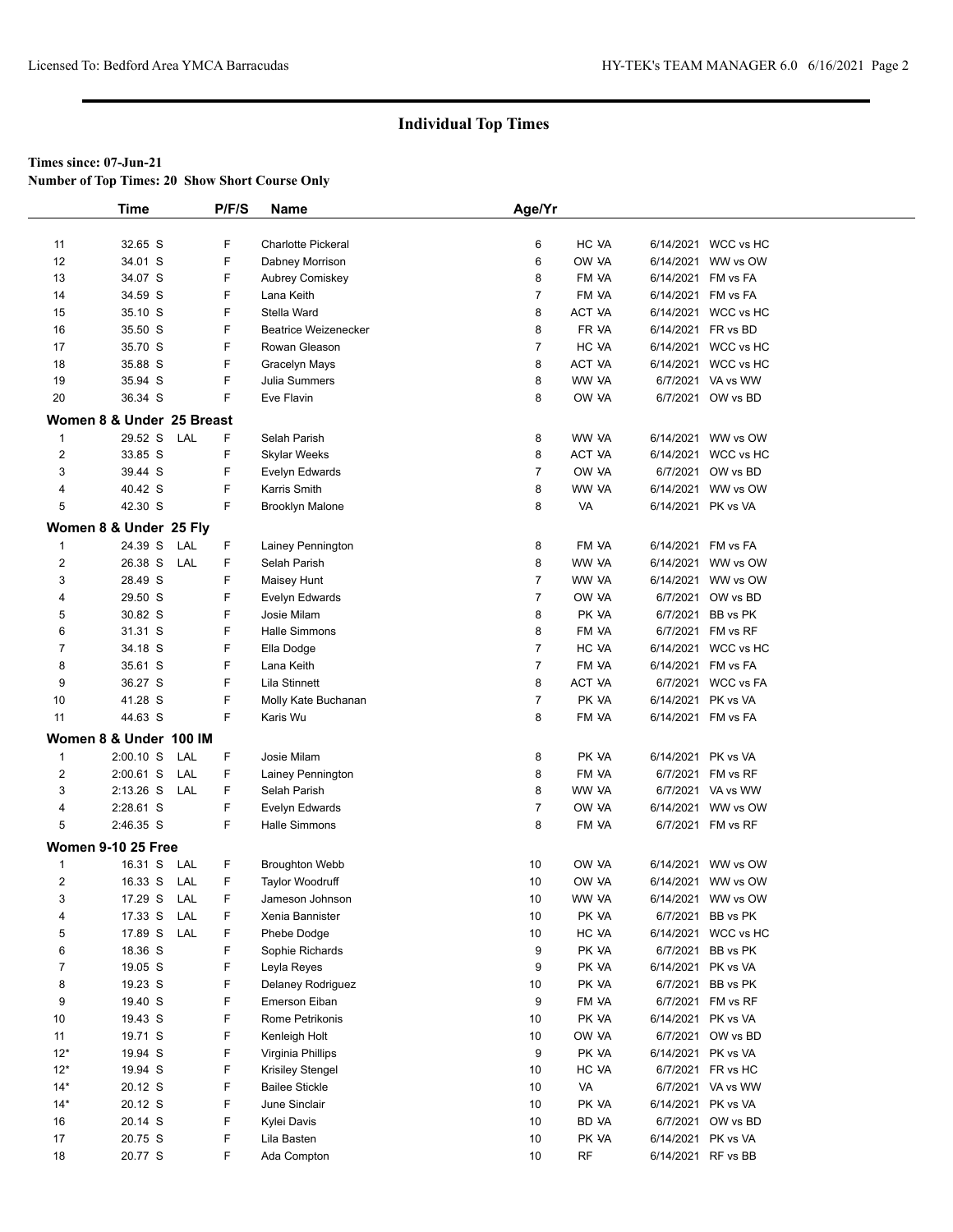## Individual Top Times

**Times since: 07-Jun-21**

**Number of Top Times: 20 Show Short Course Only**

| | Time | | P/F/S | Name | Age/Yr | | | |
|---|---|---|---|---|---|---|---|---|
| 11 | 32.65 S | | F | Charlotte Pickeral | 6 | HC VA | 6/14/2021 | WCC vs HC |
| 12 | 34.01 S | | F | Dabney Morrison | 6 | OW VA | 6/14/2021 | WW vs OW |
| 13 | 34.07 S | | F | Aubrey Comiskey | 8 | FM VA | 6/14/2021 | FM vs FA |
| 14 | 34.59 S | | F | Lana Keith | 7 | FM VA | 6/14/2021 | FM vs FA |
| 15 | 35.10 S | | F | Stella Ward | 8 | ACT VA | 6/14/2021 | WCC vs HC |
| 16 | 35.50 S | | F | Beatrice Weizenecker | 8 | FR VA | 6/14/2021 | FR vs BD |
| 17 | 35.70 S | | F | Rowan Gleason | 7 | HC VA | 6/14/2021 | WCC vs HC |
| 18 | 35.88 S | | F | Gracelyn Mays | 8 | ACT VA | 6/14/2021 | WCC vs HC |
| 19 | 35.94 S | | F | Julia Summers | 8 | WW VA | 6/7/2021 | VA vs WW |
| 20 | 36.34 S | | F | Eve Flavin | 8 | OW VA | 6/7/2021 | OW vs BD |
| **Women 8 & Under 25 Breast** | | | | | | | | |
| 1 | 29.52 S | LAL | F | Selah Parish | 8 | WW VA | 6/14/2021 | WW vs OW |
| 2 | 33.85 S | | F | Skylar Weeks | 8 | ACT VA | 6/14/2021 | WCC vs HC |
| 3 | 39.44 S | | F | Evelyn Edwards | 7 | OW VA | 6/7/2021 | OW vs BD |
| 4 | 40.42 S | | F | Karris Smith | 8 | WW VA | 6/14/2021 | WW vs OW |
| 5 | 42.30 S | | F | Brooklyn Malone | 8 | VA | 6/14/2021 | PK vs VA |
| **Women 8 & Under 25 Fly** | | | | | | | | |
| 1 | 24.39 S | LAL | F | Lainey Pennington | 8 | FM VA | 6/14/2021 | FM vs FA |
| 2 | 26.38 S | LAL | F | Selah Parish | 8 | WW VA | 6/14/2021 | WW vs OW |
| 3 | 28.49 S | | F | Maisey Hunt | 7 | WW VA | 6/14/2021 | WW vs OW |
| 4 | 29.50 S | | F | Evelyn Edwards | 7 | OW VA | 6/7/2021 | OW vs BD |
| 5 | 30.82 S | | F | Josie Milam | 8 | PK VA | 6/7/2021 | BB vs PK |
| 6 | 31.31 S | | F | Halle Simmons | 8 | FM VA | 6/7/2021 | FM vs RF |
| 7 | 34.18 S | | F | Ella Dodge | 7 | HC VA | 6/14/2021 | WCC vs HC |
| 8 | 35.61 S | | F | Lana Keith | 7 | FM VA | 6/14/2021 | FM vs FA |
| 9 | 36.27 S | | F | Lila Stinnett | 8 | ACT VA | 6/7/2021 | WCC vs FA |
| 10 | 41.28 S | | F | Molly Kate Buchanan | 7 | PK VA | 6/14/2021 | PK vs VA |
| 11 | 44.63 S | | F | Karis Wu | 8 | FM VA | 6/14/2021 | FM vs FA |
| **Women 8 & Under 100 IM** | | | | | | | | |
| 1 | 2:00.10 S | LAL | F | Josie Milam | 8 | PK VA | 6/14/2021 | PK vs VA |
| 2 | 2:00.61 S | LAL | F | Lainey Pennington | 8 | FM VA | 6/7/2021 | FM vs RF |
| 3 | 2:13.26 S | LAL | F | Selah Parish | 8 | WW VA | 6/7/2021 | VA vs WW |
| 4 | 2:28.61 S | | F | Evelyn Edwards | 7 | OW VA | 6/14/2021 | WW vs OW |
| 5 | 2:46.35 S | | F | Halle Simmons | 8 | FM VA | 6/7/2021 | FM vs RF |
| **Women 9-10 25 Free** | | | | | | | | |
| 1 | 16.31 S | LAL | F | Broughton Webb | 10 | OW VA | 6/14/2021 | WW vs OW |
| 2 | 16.33 S | LAL | F | Taylor Woodruff | 10 | OW VA | 6/14/2021 | WW vs OW |
| 3 | 17.29 S | LAL | F | Jameson Johnson | 10 | WW VA | 6/14/2021 | WW vs OW |
| 4 | 17.33 S | LAL | F | Xenia Bannister | 10 | PK VA | 6/7/2021 | BB vs PK |
| 5 | 17.89 S | LAL | F | Phebe Dodge | 10 | HC VA | 6/14/2021 | WCC vs HC |
| 6 | 18.36 S | | F | Sophie Richards | 9 | PK VA | 6/7/2021 | BB vs PK |
| 7 | 19.05 S | | F | Leyla Reyes | 9 | PK VA | 6/14/2021 | PK vs VA |
| 8 | 19.23 S | | F | Delaney Rodriguez | 10 | PK VA | 6/7/2021 | BB vs PK |
| 9 | 19.40 S | | F | Emerson Eiban | 9 | FM VA | 6/7/2021 | FM vs RF |
| 10 | 19.43 S | | F | Rome Petrikonis | 10 | PK VA | 6/14/2021 | PK vs VA |
| 11 | 19.71 S | | F | Kenleigh Holt | 10 | OW VA | 6/7/2021 | OW vs BD |
| 12* | 19.94 S | | F | Virginia Phillips | 9 | PK VA | 6/14/2021 | PK vs VA |
| 12* | 19.94 S | | F | Krisiley Stengel | 10 | HC VA | 6/7/2021 | FR vs HC |
| 14* | 20.12 S | | F | Bailee Stickle | 10 | VA | 6/7/2021 | VA vs WW |
| 14* | 20.12 S | | F | June Sinclair | 10 | PK VA | 6/14/2021 | PK vs VA |
| 16 | 20.14 S | | F | Kylei Davis | 10 | BD VA | 6/7/2021 | OW vs BD |
| 17 | 20.75 S | | F | Lila Basten | 10 | PK VA | 6/14/2021 | PK vs VA |
| 18 | 20.77 S | | F | Ada Compton | 10 | RF | 6/14/2021 | RF vs BB |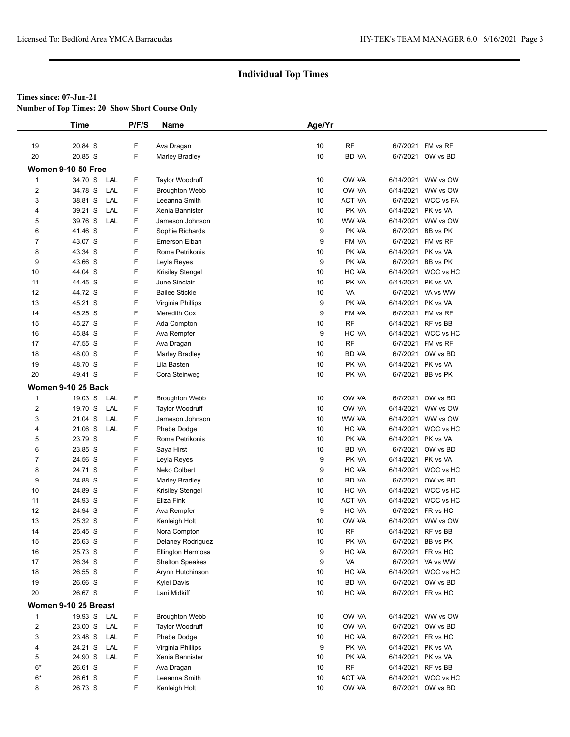## Individual Top Times

**Times since: 07-Jun-21**

**Number of Top Times: 20 Show Short Course Only**

| | Time | | P/F/S | Name | Age/Yr | | | |
|---|---|---|---|---|---|---|---|---|
| 19 | 20.84 S | | F | Ava Dragan | 10 | RF | 6/7/2021 | FM vs RF |
| 20 | 20.85 S | | F | Marley Bradley | 10 | BD VA | 6/7/2021 | OW vs BD |
| **Women 9-10 50 Free** | | | | | | | | |
| 1 | 34.70 S | LAL | F | Taylor Woodruff | 10 | OW VA | 6/14/2021 | WW vs OW |
| 2 | 34.78 S | LAL | F | Broughton Webb | 10 | OW VA | 6/14/2021 | WW vs OW |
| 3 | 38.81 S | LAL | F | Leeanna Smith | 10 | ACT VA | 6/7/2021 | WCC vs FA |
| 4 | 39.21 S | LAL | F | Xenia Bannister | 10 | PK VA | 6/14/2021 | PK vs VA |
| 5 | 39.76 S | LAL | F | Jameson Johnson | 10 | WW VA | 6/14/2021 | WW vs OW |
| 6 | 41.46 S | | F | Sophie Richards | 9 | PK VA | 6/7/2021 | BB vs PK |
| 7 | 43.07 S | | F | Emerson Eiban | 9 | FM VA | 6/7/2021 | FM vs RF |
| 8 | 43.34 S | | F | Rome Petrikonis | 10 | PK VA | 6/14/2021 | PK vs VA |
| 9 | 43.66 S | | F | Leyla Reyes | 9 | PK VA | 6/7/2021 | BB vs PK |
| 10 | 44.04 S | | F | Krisiley Stengel | 10 | HC VA | 6/14/2021 | WCC vs HC |
| 11 | 44.45 S | | F | June Sinclair | 10 | PK VA | 6/14/2021 | PK vs VA |
| 12 | 44.72 S | | F | Bailee Stickle | 10 | VA | 6/7/2021 | VA vs WW |
| 13 | 45.21 S | | F | Virginia Phillips | 9 | PK VA | 6/14/2021 | PK vs VA |
| 14 | 45.25 S | | F | Meredith Cox | 9 | FM VA | 6/7/2021 | FM vs RF |
| 15 | 45.27 S | | F | Ada Compton | 10 | RF | 6/14/2021 | RF vs BB |
| 16 | 45.84 S | | F | Ava Rempfer | 9 | HC VA | 6/14/2021 | WCC vs HC |
| 17 | 47.55 S | | F | Ava Dragan | 10 | RF | 6/7/2021 | FM vs RF |
| 18 | 48.00 S | | F | Marley Bradley | 10 | BD VA | 6/7/2021 | OW vs BD |
| 19 | 48.70 S | | F | Lila Basten | 10 | PK VA | 6/14/2021 | PK vs VA |
| 20 | 49.41 S | | F | Cora Steinweg | 10 | PK VA | 6/7/2021 | BB vs PK |
| **Women 9-10 25 Back** | | | | | | | | |
| 1 | 19.03 S | LAL | F | Broughton Webb | 10 | OW VA | 6/7/2021 | OW vs BD |
| 2 | 19.70 S | LAL | F | Taylor Woodruff | 10 | OW VA | 6/14/2021 | WW vs OW |
| 3 | 21.04 S | LAL | F | Jameson Johnson | 10 | WW VA | 6/14/2021 | WW vs OW |
| 4 | 21.06 S | LAL | F | Phebe Dodge | 10 | HC VA | 6/14/2021 | WCC vs HC |
| 5 | 23.79 S | | F | Rome Petrikonis | 10 | PK VA | 6/14/2021 | PK vs VA |
| 6 | 23.85 S | | F | Saya Hirst | 10 | BD VA | 6/7/2021 | OW vs BD |
| 7 | 24.56 S | | F | Leyla Reyes | 9 | PK VA | 6/14/2021 | PK vs VA |
| 8 | 24.71 S | | F | Neko Colbert | 9 | HC VA | 6/14/2021 | WCC vs HC |
| 9 | 24.88 S | | F | Marley Bradley | 10 | BD VA | 6/7/2021 | OW vs BD |
| 10 | 24.89 S | | F | Krisiley Stengel | 10 | HC VA | 6/14/2021 | WCC vs HC |
| 11 | 24.93 S | | F | Eliza Fink | 10 | ACT VA | 6/14/2021 | WCC vs HC |
| 12 | 24.94 S | | F | Ava Rempfer | 9 | HC VA | 6/7/2021 | FR vs HC |
| 13 | 25.32 S | | F | Kenleigh Holt | 10 | OW VA | 6/14/2021 | WW vs OW |
| 14 | 25.45 S | | F | Nora Compton | 10 | RF | 6/14/2021 | RF vs BB |
| 15 | 25.63 S | | F | Delaney Rodriguez | 10 | PK VA | 6/7/2021 | BB vs PK |
| 16 | 25.73 S | | F | Ellington Hermosa | 9 | HC VA | 6/7/2021 | FR vs HC |
| 17 | 26.34 S | | F | Shelton Speakes | 9 | VA | 6/7/2021 | VA vs WW |
| 18 | 26.55 S | | F | Arynn Hutchinson | 10 | HC VA | 6/14/2021 | WCC vs HC |
| 19 | 26.66 S | | F | Kylei Davis | 10 | BD VA | 6/7/2021 | OW vs BD |
| 20 | 26.67 S | | F | Lani Midkiff | 10 | HC VA | 6/7/2021 | FR vs HC |
| **Women 9-10 25 Breast** | | | | | | | | |
| 1 | 19.93 S | LAL | F | Broughton Webb | 10 | OW VA | 6/14/2021 | WW vs OW |
| 2 | 23.00 S | LAL | F | Taylor Woodruff | 10 | OW VA | 6/7/2021 | OW vs BD |
| 3 | 23.48 S | LAL | F | Phebe Dodge | 10 | HC VA | 6/7/2021 | FR vs HC |
| 4 | 24.21 S | LAL | F | Virginia Phillips | 9 | PK VA | 6/14/2021 | PK vs VA |
| 5 | 24.90 S | LAL | F | Xenia Bannister | 10 | PK VA | 6/14/2021 | PK vs VA |
| 6* | 26.61 S | | F | Ava Dragan | 10 | RF | 6/14/2021 | RF vs BB |
| 6* | 26.61 S | | F | Leeanna Smith | 10 | ACT VA | 6/14/2021 | WCC vs HC |
| 8 | 26.73 S | | F | Kenleigh Holt | 10 | OW VA | 6/7/2021 | OW vs BD |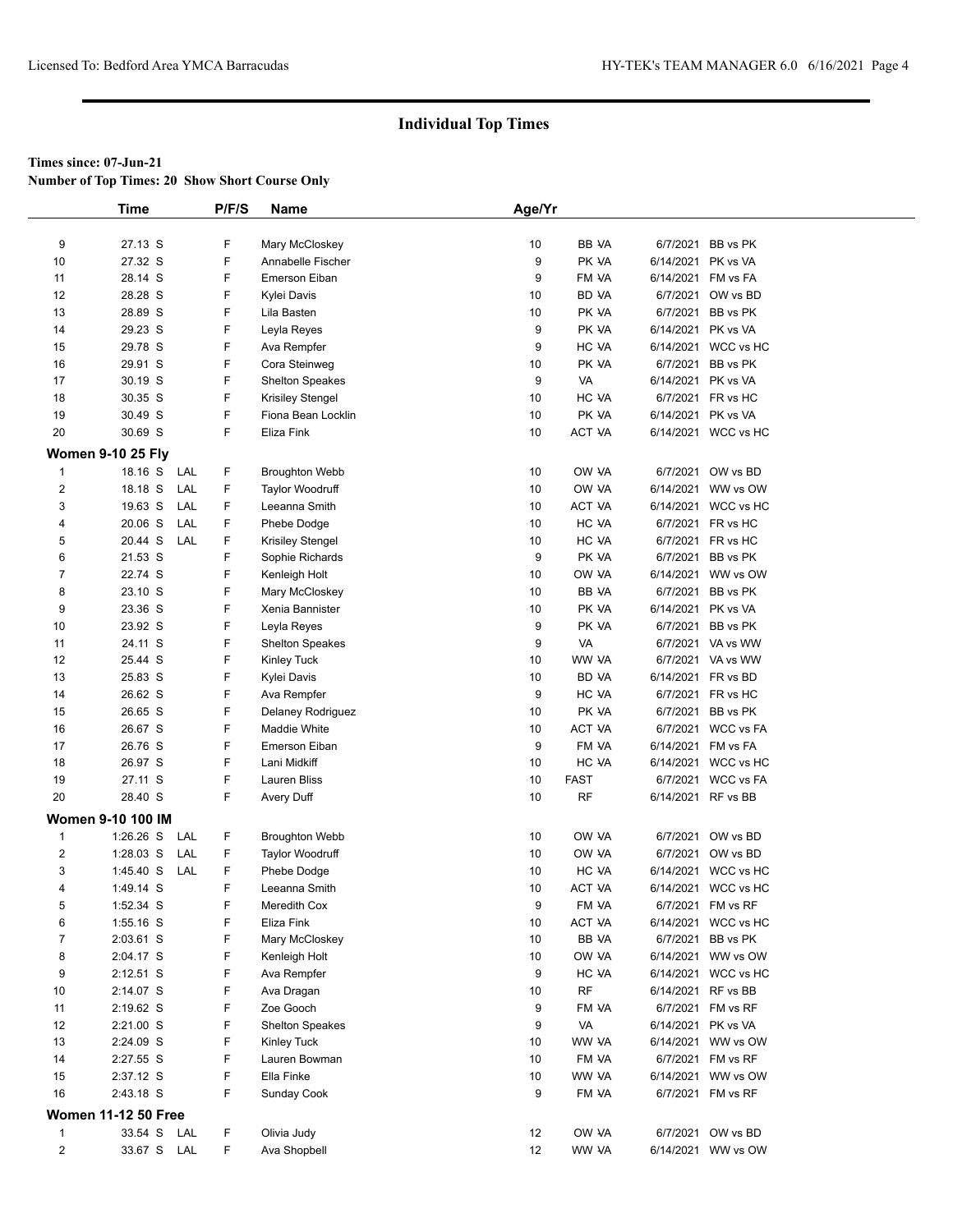## Individual Top Times

**Times since: 07-Jun-21**

**Number of Top Times: 20 Show Short Course Only**

| | Time | | P/F/S | Name | Age/Yr | | | |
|---|---|---|---|---|---|---|---|---|
| 9 | 27.13 S | | F | Mary McCloskey | 10 | BB VA | 6/7/2021 | BB vs PK |
| 10 | 27.32 S | | F | Annabelle Fischer | 9 | PK VA | 6/14/2021 | PK vs VA |
| 11 | 28.14 S | | F | Emerson Eiban | 9 | FM VA | 6/14/2021 | FM vs FA |
| 12 | 28.28 S | | F | Kylei Davis | 10 | BD VA | 6/7/2021 | OW vs BD |
| 13 | 28.89 S | | F | Lila Basten | 10 | PK VA | 6/7/2021 | BB vs PK |
| 14 | 29.23 S | | F | Leyla Reyes | 9 | PK VA | 6/14/2021 | PK vs VA |
| 15 | 29.78 S | | F | Ava Rempfer | 9 | HC VA | 6/14/2021 | WCC vs HC |
| 16 | 29.91 S | | F | Cora Steinweg | 10 | PK VA | 6/7/2021 | BB vs PK |
| 17 | 30.19 S | | F | Shelton Speakes | 9 | VA | 6/14/2021 | PK vs VA |
| 18 | 30.35 S | | F | Krisiley Stengel | 10 | HC VA | 6/7/2021 | FR vs HC |
| 19 | 30.49 S | | F | Fiona Bean Locklin | 10 | PK VA | 6/14/2021 | PK vs VA |
| 20 | 30.69 S | | F | Eliza Fink | 10 | ACT VA | 6/14/2021 | WCC vs HC |
| **Women 9-10 25 Fly** | | | | | | | | |
| 1 | 18.16 S | LAL | F | Broughton Webb | 10 | OW VA | 6/7/2021 | OW vs BD |
| 2 | 18.18 S | LAL | F | Taylor Woodruff | 10 | OW VA | 6/14/2021 | WW vs OW |
| 3 | 19.63 S | LAL | F | Leeanna Smith | 10 | ACT VA | 6/14/2021 | WCC vs HC |
| 4 | 20.06 S | LAL | F | Phebe Dodge | 10 | HC VA | 6/7/2021 | FR vs HC |
| 5 | 20.44 S | LAL | F | Krisiley Stengel | 10 | HC VA | 6/7/2021 | FR vs HC |
| 6 | 21.53 S | | F | Sophie Richards | 9 | PK VA | 6/7/2021 | BB vs PK |
| 7 | 22.74 S | | F | Kenleigh Holt | 10 | OW VA | 6/14/2021 | WW vs OW |
| 8 | 23.10 S | | F | Mary McCloskey | 10 | BB VA | 6/7/2021 | BB vs PK |
| 9 | 23.36 S | | F | Xenia Bannister | 10 | PK VA | 6/14/2021 | PK vs VA |
| 10 | 23.92 S | | F | Leyla Reyes | 9 | PK VA | 6/7/2021 | BB vs PK |
| 11 | 24.11 S | | F | Shelton Speakes | 9 | VA | 6/7/2021 | VA vs WW |
| 12 | 25.44 S | | F | Kinley Tuck | 10 | WW VA | 6/7/2021 | VA vs WW |
| 13 | 25.83 S | | F | Kylei Davis | 10 | BD VA | 6/14/2021 | FR vs BD |
| 14 | 26.62 S | | F | Ava Rempfer | 9 | HC VA | 6/7/2021 | FR vs HC |
| 15 | 26.65 S | | F | Delaney Rodriguez | 10 | PK VA | 6/7/2021 | BB vs PK |
| 16 | 26.67 S | | F | Maddie White | 10 | ACT VA | 6/7/2021 | WCC vs FA |
| 17 | 26.76 S | | F | Emerson Eiban | 9 | FM VA | 6/14/2021 | FM vs FA |
| 18 | 26.97 S | | F | Lani Midkiff | 10 | HC VA | 6/14/2021 | WCC vs HC |
| 19 | 27.11 S | | F | Lauren Bliss | 10 | FAST | 6/7/2021 | WCC vs FA |
| 20 | 28.40 S | | F | Avery Duff | 10 | RF | 6/14/2021 | RF vs BB |
| **Women 9-10 100 IM** | | | | | | | | |
| 1 | 1:26.26 S | LAL | F | Broughton Webb | 10 | OW VA | 6/7/2021 | OW vs BD |
| 2 | 1:28.03 S | LAL | F | Taylor Woodruff | 10 | OW VA | 6/7/2021 | OW vs BD |
| 3 | 1:45.40 S | LAL | F | Phebe Dodge | 10 | HC VA | 6/14/2021 | WCC vs HC |
| 4 | 1:49.14 S | | F | Leeanna Smith | 10 | ACT VA | 6/14/2021 | WCC vs HC |
| 5 | 1:52.34 S | | F | Meredith Cox | 9 | FM VA | 6/7/2021 | FM vs RF |
| 6 | 1:55.16 S | | F | Eliza Fink | 10 | ACT VA | 6/14/2021 | WCC vs HC |
| 7 | 2:03.61 S | | F | Mary McCloskey | 10 | BB VA | 6/7/2021 | BB vs PK |
| 8 | 2:04.17 S | | F | Kenleigh Holt | 10 | OW VA | 6/14/2021 | WW vs OW |
| 9 | 2:12.51 S | | F | Ava Rempfer | 9 | HC VA | 6/14/2021 | WCC vs HC |
| 10 | 2:14.07 S | | F | Ava Dragan | 10 | RF | 6/14/2021 | RF vs BB |
| 11 | 2:19.62 S | | F | Zoe Gooch | 9 | FM VA | 6/7/2021 | FM vs RF |
| 12 | 2:21.00 S | | F | Shelton Speakes | 9 | VA | 6/14/2021 | PK vs VA |
| 13 | 2:24.09 S | | F | Kinley Tuck | 10 | WW VA | 6/14/2021 | WW vs OW |
| 14 | 2:27.55 S | | F | Lauren Bowman | 10 | FM VA | 6/7/2021 | FM vs RF |
| 15 | 2:37.12 S | | F | Ella Finke | 10 | WW VA | 6/14/2021 | WW vs OW |
| 16 | 2:43.18 S | | F | Sunday Cook | 9 | FM VA | 6/7/2021 | FM vs RF |
| **Women 11-12 50 Free** | | | | | | | | |
| 1 | 33.54 S | LAL | F | Olivia Judy | 12 | OW VA | 6/7/2021 | OW vs BD |
| 2 | 33.67 S | LAL | F | Ava Shopbell | 12 | WW VA | 6/14/2021 | WW vs OW |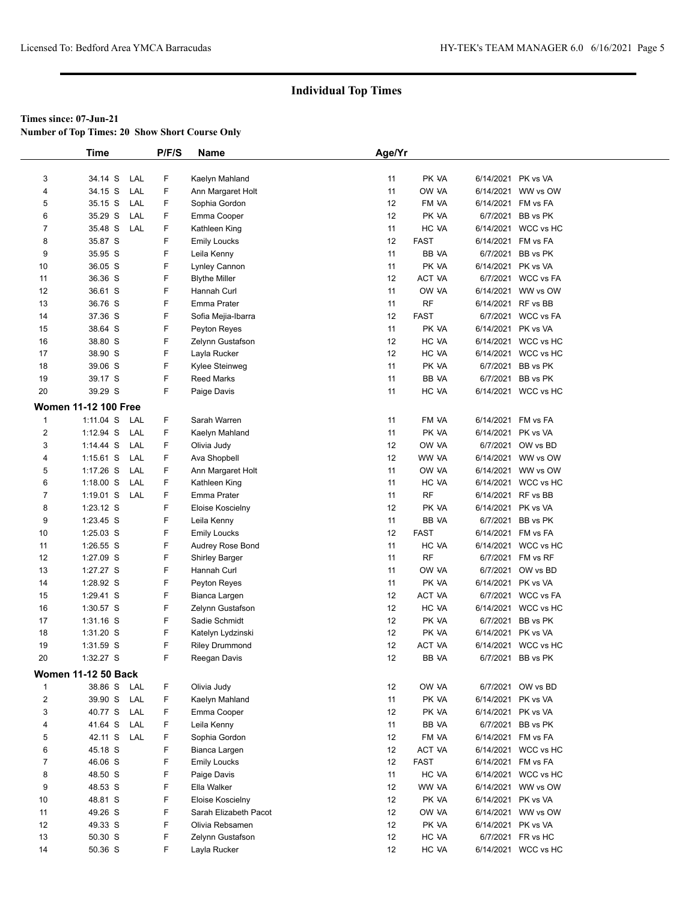## Individual Top Times

**Times since: 07-Jun-21**

**Number of Top Times: 20 Show Short Course Only**

| | Time | | P/F/S | Name | Age/Yr | | | |
|---|---|---|---|---|---|---|---|---|
| 3 | 34.14 S | LAL | F | Kaelyn Mahland | 11 | PK VA | 6/14/2021 | PK vs VA |
| 4 | 34.15 S | LAL | F | Ann Margaret Holt | 11 | OW VA | 6/14/2021 | WW vs OW |
| 5 | 35.15 S | LAL | F | Sophia Gordon | 12 | FM VA | 6/14/2021 | FM vs FA |
| 6 | 35.29 S | LAL | F | Emma Cooper | 12 | PK VA | 6/7/2021 | BB vs PK |
| 7 | 35.48 S | LAL | F | Kathleen King | 11 | HC VA | 6/14/2021 | WCC vs HC |
| 8 | 35.87 S | | F | Emily Loucks | 12 | FAST | 6/14/2021 | FM vs FA |
| 9 | 35.95 S | | F | Leila Kenny | 11 | BB VA | 6/7/2021 | BB vs PK |
| 10 | 36.05 S | | F | Lynley Cannon | 11 | PK VA | 6/14/2021 | PK vs VA |
| 11 | 36.36 S | | F | Blythe Miller | 12 | ACT VA | 6/7/2021 | WCC vs FA |
| 12 | 36.61 S | | F | Hannah Curl | 11 | OW VA | 6/14/2021 | WW vs OW |
| 13 | 36.76 S | | F | Emma Prater | 11 | RF | 6/14/2021 | RF vs BB |
| 14 | 37.36 S | | F | Sofia Mejia-Ibarra | 12 | FAST | 6/7/2021 | WCC vs FA |
| 15 | 38.64 S | | F | Peyton Reyes | 11 | PK VA | 6/14/2021 | PK vs VA |
| 16 | 38.80 S | | F | Zelynn Gustafson | 12 | HC VA | 6/14/2021 | WCC vs HC |
| 17 | 38.90 S | | F | Layla Rucker | 12 | HC VA | 6/14/2021 | WCC vs HC |
| 18 | 39.06 S | | F | Kylee Steinweg | 11 | PK VA | 6/7/2021 | BB vs PK |
| 19 | 39.17 S | | F | Reed Marks | 11 | BB VA | 6/7/2021 | BB vs PK |
| 20 | 39.29 S | | F | Paige Davis | 11 | HC VA | 6/14/2021 | WCC vs HC |

**Women 11-12 100 Free**

| | Time | | P/F/S | Name | Age/Yr | | | |
|---|---|---|---|---|---|---|---|---|
| 1 | 1:11.04 S | LAL | F | Sarah Warren | 11 | FM VA | 6/14/2021 | FM vs FA |
| 2 | 1:12.94 S | LAL | F | Kaelyn Mahland | 11 | PK VA | 6/14/2021 | PK vs VA |
| 3 | 1:14.44 S | LAL | F | Olivia Judy | 12 | OW VA | 6/7/2021 | OW vs BD |
| 4 | 1:15.61 S | LAL | F | Ava Shopbell | 12 | WW VA | 6/14/2021 | WW vs OW |
| 5 | 1:17.26 S | LAL | F | Ann Margaret Holt | 11 | OW VA | 6/14/2021 | WW vs OW |
| 6 | 1:18.00 S | LAL | F | Kathleen King | 11 | HC VA | 6/14/2021 | WCC vs HC |
| 7 | 1:19.01 S | LAL | F | Emma Prater | 11 | RF | 6/14/2021 | RF vs BB |
| 8 | 1:23.12 S | | F | Eloise Koscielny | 12 | PK VA | 6/14/2021 | PK vs VA |
| 9 | 1:23.45 S | | F | Leila Kenny | 11 | BB VA | 6/7/2021 | BB vs PK |
| 10 | 1:25.03 S | | F | Emily Loucks | 12 | FAST | 6/14/2021 | FM vs FA |
| 11 | 1:26.55 S | | F | Audrey Rose Bond | 11 | HC VA | 6/14/2021 | WCC vs HC |
| 12 | 1:27.09 S | | F | Shirley Barger | 11 | RF | 6/7/2021 | FM vs RF |
| 13 | 1:27.27 S | | F | Hannah Curl | 11 | OW VA | 6/7/2021 | OW vs BD |
| 14 | 1:28.92 S | | F | Peyton Reyes | 11 | PK VA | 6/14/2021 | PK vs VA |
| 15 | 1:29.41 S | | F | Bianca Largen | 12 | ACT VA | 6/7/2021 | WCC vs FA |
| 16 | 1:30.57 S | | F | Zelynn Gustafson | 12 | HC VA | 6/14/2021 | WCC vs HC |
| 17 | 1:31.16 S | | F | Sadie Schmidt | 12 | PK VA | 6/7/2021 | BB vs PK |
| 18 | 1:31.20 S | | F | Katelyn Lydzinski | 12 | PK VA | 6/14/2021 | PK vs VA |
| 19 | 1:31.59 S | | F | Riley Drummond | 12 | ACT VA | 6/14/2021 | WCC vs HC |
| 20 | 1:32.27 S | | F | Reegan Davis | 12 | BB VA | 6/7/2021 | BB vs PK |

**Women 11-12 50 Back**

| | Time | | P/F/S | Name | Age/Yr | | | |
|---|---|---|---|---|---|---|---|---|
| 1 | 38.86 S | LAL | F | Olivia Judy | 12 | OW VA | 6/7/2021 | OW vs BD |
| 2 | 39.90 S | LAL | F | Kaelyn Mahland | 11 | PK VA | 6/14/2021 | PK vs VA |
| 3 | 40.77 S | LAL | F | Emma Cooper | 12 | PK VA | 6/14/2021 | PK vs VA |
| 4 | 41.64 S | LAL | F | Leila Kenny | 11 | BB VA | 6/7/2021 | BB vs PK |
| 5 | 42.11 S | LAL | F | Sophia Gordon | 12 | FM VA | 6/14/2021 | FM vs FA |
| 6 | 45.18 S | | F | Bianca Largen | 12 | ACT VA | 6/14/2021 | WCC vs HC |
| 7 | 46.06 S | | F | Emily Loucks | 12 | FAST | 6/14/2021 | FM vs FA |
| 8 | 48.50 S | | F | Paige Davis | 11 | HC VA | 6/14/2021 | WCC vs HC |
| 9 | 48.53 S | | F | Ella Walker | 12 | WW VA | 6/14/2021 | WW vs OW |
| 10 | 48.81 S | | F | Eloise Koscielny | 12 | PK VA | 6/14/2021 | PK vs VA |
| 11 | 49.26 S | | F | Sarah Elizabeth Pacot | 12 | OW VA | 6/14/2021 | WW vs OW |
| 12 | 49.33 S | | F | Olivia Rebsamen | 12 | PK VA | 6/14/2021 | PK vs VA |
| 13 | 50.30 S | | F | Zelynn Gustafson | 12 | HC VA | 6/7/2021 | FR vs HC |
| 14 | 50.36 S | | F | Layla Rucker | 12 | HC VA | 6/14/2021 | WCC vs HC |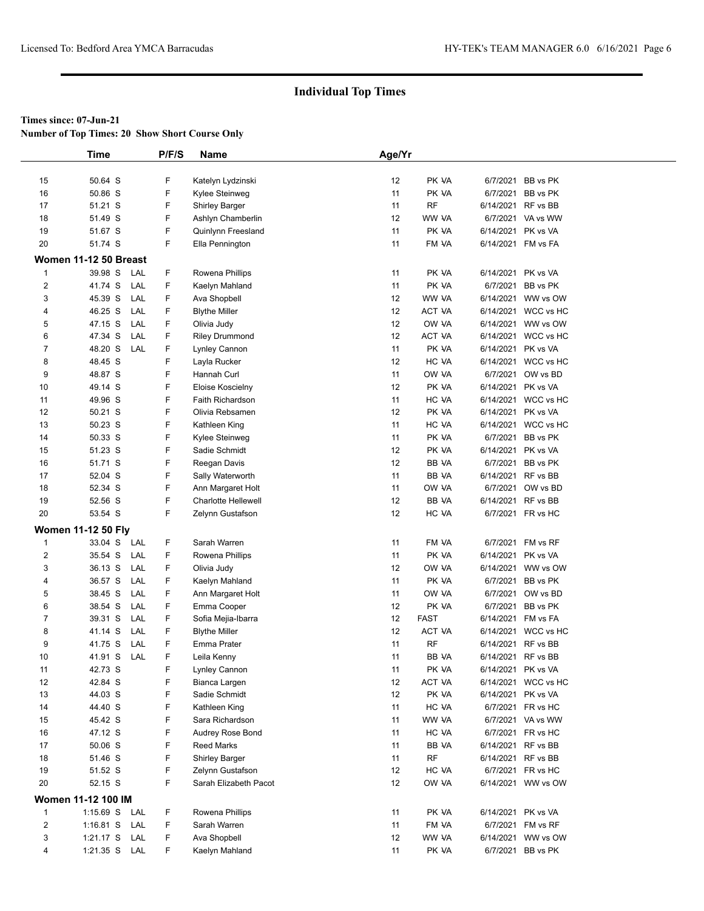## Individual Top Times

**Times since: 07-Jun-21**
**Number of Top Times: 20 Show Short Course Only**

| | Time | | P/F/S | Name | Age/Yr | | | |
|---|---|---|---|---|---|---|---|---|
| 15 | 50.64 S | | F | Katelyn Lydzinski | 12 | PK VA | 6/7/2021 | BB vs PK |
| 16 | 50.86 S | | F | Kylee Steinweg | 11 | PK VA | 6/7/2021 | BB vs PK |
| 17 | 51.21 S | | F | Shirley Barger | 11 | RF | 6/14/2021 | RF vs BB |
| 18 | 51.49 S | | F | Ashlyn Chamberlin | 12 | WW VA | 6/7/2021 | VA vs WW |
| 19 | 51.67 S | | F | Quinlynn Freesland | 11 | PK VA | 6/14/2021 | PK vs VA |
| 20 | 51.74 S | | F | Ella Pennington | 11 | FM VA | 6/14/2021 | FM vs FA |
| **Women 11-12 50 Breast** | | | | | | | | |
| 1 | 39.98 S | LAL | F | Rowena Phillips | 11 | PK VA | 6/14/2021 | PK vs VA |
| 2 | 41.74 S | LAL | F | Kaelyn Mahland | 11 | PK VA | 6/7/2021 | BB vs PK |
| 3 | 45.39 S | LAL | F | Ava Shopbell | 12 | WW VA | 6/14/2021 | WW vs OW |
| 4 | 46.25 S | LAL | F | Blythe Miller | 12 | ACT VA | 6/14/2021 | WCC vs HC |
| 5 | 47.15 S | LAL | F | Olivia Judy | 12 | OW VA | 6/14/2021 | WW vs OW |
| 6 | 47.34 S | LAL | F | Riley Drummond | 12 | ACT VA | 6/14/2021 | WCC vs HC |
| 7 | 48.20 S | LAL | F | Lynley Cannon | 11 | PK VA | 6/14/2021 | PK vs VA |
| 8 | 48.45 S | | F | Layla Rucker | 12 | HC VA | 6/14/2021 | WCC vs HC |
| 9 | 48.87 S | | F | Hannah Curl | 11 | OW VA | 6/7/2021 | OW vs BD |
| 10 | 49.14 S | | F | Eloise Koscielny | 12 | PK VA | 6/14/2021 | PK vs VA |
| 11 | 49.96 S | | F | Faith Richardson | 11 | HC VA | 6/14/2021 | WCC vs HC |
| 12 | 50.21 S | | F | Olivia Rebsamen | 12 | PK VA | 6/14/2021 | PK vs VA |
| 13 | 50.23 S | | F | Kathleen King | 11 | HC VA | 6/14/2021 | WCC vs HC |
| 14 | 50.33 S | | F | Kylee Steinweg | 11 | PK VA | 6/7/2021 | BB vs PK |
| 15 | 51.23 S | | F | Sadie Schmidt | 12 | PK VA | 6/14/2021 | PK vs VA |
| 16 | 51.71 S | | F | Reegan Davis | 12 | BB VA | 6/7/2021 | BB vs PK |
| 17 | 52.04 S | | F | Sally Waterworth | 11 | BB VA | 6/14/2021 | RF vs BB |
| 18 | 52.34 S | | F | Ann Margaret Holt | 11 | OW VA | 6/7/2021 | OW vs BD |
| 19 | 52.56 S | | F | Charlotte Hellewell | 12 | BB VA | 6/14/2021 | RF vs BB |
| 20 | 53.54 S | | F | Zelynn Gustafson | 12 | HC VA | 6/7/2021 | FR vs HC |
| **Women 11-12 50 Fly** | | | | | | | | |
| 1 | 33.04 S | LAL | F | Sarah Warren | 11 | FM VA | 6/7/2021 | FM vs RF |
| 2 | 35.54 S | LAL | F | Rowena Phillips | 11 | PK VA | 6/14/2021 | PK vs VA |
| 3 | 36.13 S | LAL | F | Olivia Judy | 12 | OW VA | 6/14/2021 | WW vs OW |
| 4 | 36.57 S | LAL | F | Kaelyn Mahland | 11 | PK VA | 6/7/2021 | BB vs PK |
| 5 | 38.45 S | LAL | F | Ann Margaret Holt | 11 | OW VA | 6/7/2021 | OW vs BD |
| 6 | 38.54 S | LAL | F | Emma Cooper | 12 | PK VA | 6/7/2021 | BB vs PK |
| 7 | 39.31 S | LAL | F | Sofia Mejia-Ibarra | 12 | FAST | 6/14/2021 | FM vs FA |
| 8 | 41.14 S | LAL | F | Blythe Miller | 12 | ACT VA | 6/14/2021 | WCC vs HC |
| 9 | 41.75 S | LAL | F | Emma Prater | 11 | RF | 6/14/2021 | RF vs BB |
| 10 | 41.91 S | LAL | F | Leila Kenny | 11 | BB VA | 6/14/2021 | RF vs BB |
| 11 | 42.73 S | | F | Lynley Cannon | 11 | PK VA | 6/14/2021 | PK vs VA |
| 12 | 42.84 S | | F | Bianca Largen | 12 | ACT VA | 6/14/2021 | WCC vs HC |
| 13 | 44.03 S | | F | Sadie Schmidt | 12 | PK VA | 6/14/2021 | PK vs VA |
| 14 | 44.40 S | | F | Kathleen King | 11 | HC VA | 6/7/2021 | FR vs HC |
| 15 | 45.42 S | | F | Sara Richardson | 11 | WW VA | 6/7/2021 | VA vs WW |
| 16 | 47.12 S | | F | Audrey Rose Bond | 11 | HC VA | 6/7/2021 | FR vs HC |
| 17 | 50.06 S | | F | Reed Marks | 11 | BB VA | 6/14/2021 | RF vs BB |
| 18 | 51.46 S | | F | Shirley Barger | 11 | RF | 6/14/2021 | RF vs BB |
| 19 | 51.52 S | | F | Zelynn Gustafson | 12 | HC VA | 6/7/2021 | FR vs HC |
| 20 | 52.15 S | | F | Sarah Elizabeth Pacot | 12 | OW VA | 6/14/2021 | WW vs OW |
| **Women 11-12 100 IM** | | | | | | | | |
| 1 | 1:15.69 S | LAL | F | Rowena Phillips | 11 | PK VA | 6/14/2021 | PK vs VA |
| 2 | 1:16.81 S | LAL | F | Sarah Warren | 11 | FM VA | 6/7/2021 | FM vs RF |
| 3 | 1:21.17 S | LAL | F | Ava Shopbell | 12 | WW VA | 6/14/2021 | WW vs OW |
| 4 | 1:21.35 S | LAL | F | Kaelyn Mahland | 11 | PK VA | 6/7/2021 | BB vs PK |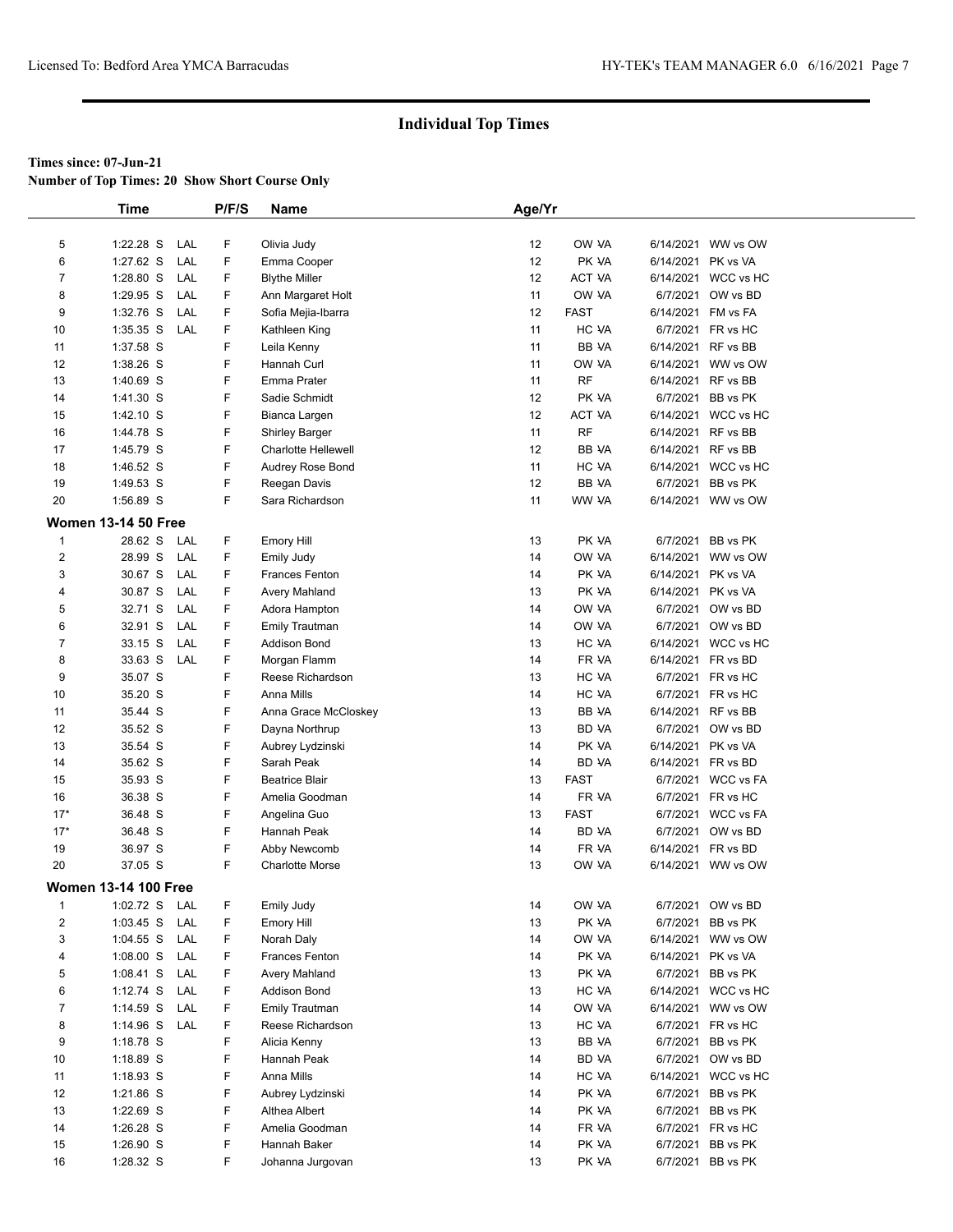# Individual Top Times

**Times since: 07-Jun-21**

**Number of Top Times: 20 Show Short Course Only**

| | Time | | P/F/S | Name | Age/Yr | | | |
|---|---|---|---|---|---|---|---|---|
| 5 | 1:22.28 S | LAL | F | Olivia Judy | 12 | OW VA | 6/14/2021 | WW vs OW |
| 6 | 1:27.62 S | LAL | F | Emma Cooper | 12 | PK VA | 6/14/2021 | PK vs VA |
| 7 | 1:28.80 S | LAL | F | Blythe Miller | 12 | ACT VA | 6/14/2021 | WCC vs HC |
| 8 | 1:29.95 S | LAL | F | Ann Margaret Holt | 11 | OW VA | 6/7/2021 | OW vs BD |
| 9 | 1:32.76 S | LAL | F | Sofia Mejia-Ibarra | 12 | FAST | 6/14/2021 | FM vs FA |
| 10 | 1:35.35 S | LAL | F | Kathleen King | 11 | HC VA | 6/7/2021 | FR vs HC |
| 11 | 1:37.58 S | | F | Leila Kenny | 11 | BB VA | 6/14/2021 | RF vs BB |
| 12 | 1:38.26 S | | F | Hannah Curl | 11 | OW VA | 6/14/2021 | WW vs OW |
| 13 | 1:40.69 S | | F | Emma Prater | 11 | RF | 6/14/2021 | RF vs BB |
| 14 | 1:41.30 S | | F | Sadie Schmidt | 12 | PK VA | 6/7/2021 | BB vs PK |
| 15 | 1:42.10 S | | F | Bianca Largen | 12 | ACT VA | 6/14/2021 | WCC vs HC |
| 16 | 1:44.78 S | | F | Shirley Barger | 11 | RF | 6/14/2021 | RF vs BB |
| 17 | 1:45.79 S | | F | Charlotte Hellewell | 12 | BB VA | 6/14/2021 | RF vs BB |
| 18 | 1:46.52 S | | F | Audrey Rose Bond | 11 | HC VA | 6/14/2021 | WCC vs HC |
| 19 | 1:49.53 S | | F | Reegan Davis | 12 | BB VA | 6/7/2021 | BB vs PK |
| 20 | 1:56.89 S | | F | Sara Richardson | 11 | WW VA | 6/14/2021 | WW vs OW |

**Women 13-14 50 Free**

| | Time | | P/F/S | Name | Age/Yr | | | |
|---|---|---|---|---|---|---|---|---|
| 1 | 28.62 S | LAL | F | Emory Hill | 13 | PK VA | 6/7/2021 | BB vs PK |
| 2 | 28.99 S | LAL | F | Emily Judy | 14 | OW VA | 6/14/2021 | WW vs OW |
| 3 | 30.67 S | LAL | F | Frances Fenton | 14 | PK VA | 6/14/2021 | PK vs VA |
| 4 | 30.87 S | LAL | F | Avery Mahland | 13 | PK VA | 6/14/2021 | PK vs VA |
| 5 | 32.71 S | LAL | F | Adora Hampton | 14 | OW VA | 6/7/2021 | OW vs BD |
| 6 | 32.91 S | LAL | F | Emily Trautman | 14 | OW VA | 6/7/2021 | OW vs BD |
| 7 | 33.15 S | LAL | F | Addison Bond | 13 | HC VA | 6/14/2021 | WCC vs HC |
| 8 | 33.63 S | LAL | F | Morgan Flamm | 14 | FR VA | 6/14/2021 | FR vs BD |
| 9 | 35.07 S | | F | Reese Richardson | 13 | HC VA | 6/7/2021 | FR vs HC |
| 10 | 35.20 S | | F | Anna Mills | 14 | HC VA | 6/7/2021 | FR vs HC |
| 11 | 35.44 S | | F | Anna Grace McCloskey | 13 | BB VA | 6/14/2021 | RF vs BB |
| 12 | 35.52 S | | F | Dayna Northrup | 13 | BD VA | 6/7/2021 | OW vs BD |
| 13 | 35.54 S | | F | Aubrey Lydzinski | 14 | PK VA | 6/14/2021 | PK vs VA |
| 14 | 35.62 S | | F | Sarah Peak | 14 | BD VA | 6/14/2021 | FR vs BD |
| 15 | 35.93 S | | F | Beatrice Blair | 13 | FAST | 6/7/2021 | WCC vs FA |
| 16 | 36.38 S | | F | Amelia Goodman | 14 | FR VA | 6/7/2021 | FR vs HC |
| 17* | 36.48 S | | F | Angelina Guo | 13 | FAST | 6/7/2021 | WCC vs FA |
| 17* | 36.48 S | | F | Hannah Peak | 14 | BD VA | 6/7/2021 | OW vs BD |
| 19 | 36.97 S | | F | Abby Newcomb | 14 | FR VA | 6/14/2021 | FR vs BD |
| 20 | 37.05 S | | F | Charlotte Morse | 13 | OW VA | 6/14/2021 | WW vs OW |

**Women 13-14 100 Free**

| | Time | | P/F/S | Name | Age/Yr | | | |
|---|---|---|---|---|---|---|---|---|
| 1 | 1:02.72 S | LAL | F | Emily Judy | 14 | OW VA | 6/7/2021 | OW vs BD |
| 2 | 1:03.45 S | LAL | F | Emory Hill | 13 | PK VA | 6/7/2021 | BB vs PK |
| 3 | 1:04.55 S | LAL | F | Norah Daly | 14 | OW VA | 6/14/2021 | WW vs OW |
| 4 | 1:08.00 S | LAL | F | Frances Fenton | 14 | PK VA | 6/14/2021 | PK vs VA |
| 5 | 1:08.41 S | LAL | F | Avery Mahland | 13 | PK VA | 6/7/2021 | BB vs PK |
| 6 | 1:12.74 S | LAL | F | Addison Bond | 13 | HC VA | 6/14/2021 | WCC vs HC |
| 7 | 1:14.59 S | LAL | F | Emily Trautman | 14 | OW VA | 6/14/2021 | WW vs OW |
| 8 | 1:14.96 S | LAL | F | Reese Richardson | 13 | HC VA | 6/7/2021 | FR vs HC |
| 9 | 1:18.78 S | | F | Alicia Kenny | 13 | BB VA | 6/7/2021 | BB vs PK |
| 10 | 1:18.89 S | | F | Hannah Peak | 14 | BD VA | 6/7/2021 | OW vs BD |
| 11 | 1:18.93 S | | F | Anna Mills | 14 | HC VA | 6/14/2021 | WCC vs HC |
| 12 | 1:21.86 S | | F | Aubrey Lydzinski | 14 | PK VA | 6/7/2021 | BB vs PK |
| 13 | 1:22.69 S | | F | Althea Albert | 14 | PK VA | 6/7/2021 | BB vs PK |
| 14 | 1:26.28 S | | F | Amelia Goodman | 14 | FR VA | 6/7/2021 | FR vs HC |
| 15 | 1:26.90 S | | F | Hannah Baker | 14 | PK VA | 6/7/2021 | BB vs PK |
| 16 | 1:28.32 S | | F | Johanna Jurgovan | 13 | PK VA | 6/7/2021 | BB vs PK |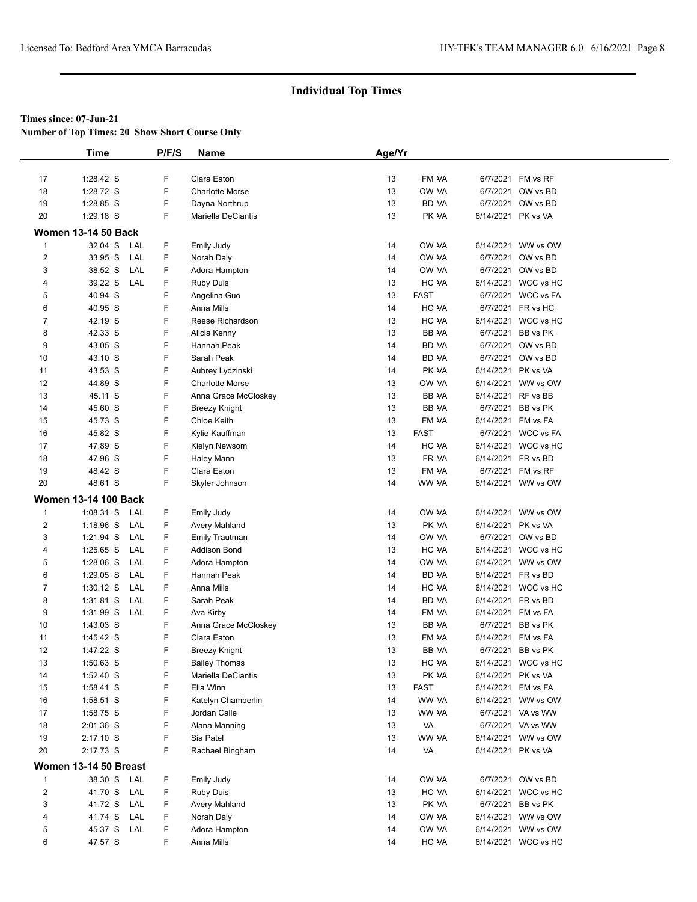## Individual Top Times

**Times since: 07-Jun-21**

**Number of Top Times: 20 Show Short Course Only**

| | Time | | P/F/S | Name | Age/Yr | | | |
|---|---|---|---|---|---|---|---|---|
| 17 | 1:28.42 S | | F | Clara Eaton | 13 | FM VA | 6/7/2021 | FM vs RF |
| 18 | 1:28.72 S | | F | Charlotte Morse | 13 | OW VA | 6/7/2021 | OW vs BD |
| 19 | 1:28.85 S | | F | Dayna Northrup | 13 | BD VA | 6/7/2021 | OW vs BD |
| 20 | 1:29.18 S | | F | Mariella DeCiantis | 13 | PK VA | 6/14/2021 | PK vs VA |

### Women 13-14 50 Back

| | Time | | P/F/S | Name | Age/Yr | | | |
|---|---|---|---|---|---|---|---|---|
| 1 | 32.04 S | LAL | F | Emily Judy | 14 | OW VA | 6/14/2021 | WW vs OW |
| 2 | 33.95 S | LAL | F | Norah Daly | 14 | OW VA | 6/7/2021 | OW vs BD |
| 3 | 38.52 S | LAL | F | Adora Hampton | 14 | OW VA | 6/7/2021 | OW vs BD |
| 4 | 39.22 S | LAL | F | Ruby Duis | 13 | HC VA | 6/14/2021 | WCC vs HC |
| 5 | 40.94 S | | F | Angelina Guo | 13 | FAST | 6/7/2021 | WCC vs FA |
| 6 | 40.95 S | | F | Anna Mills | 14 | HC VA | 6/7/2021 | FR vs HC |
| 7 | 42.19 S | | F | Reese Richardson | 13 | HC VA | 6/14/2021 | WCC vs HC |
| 8 | 42.33 S | | F | Alicia Kenny | 13 | BB VA | 6/7/2021 | BB vs PK |
| 9 | 43.05 S | | F | Hannah Peak | 14 | BD VA | 6/7/2021 | OW vs BD |
| 10 | 43.10 S | | F | Sarah Peak | 14 | BD VA | 6/7/2021 | OW vs BD |
| 11 | 43.53 S | | F | Aubrey Lydzinski | 14 | PK VA | 6/14/2021 | PK vs VA |
| 12 | 44.89 S | | F | Charlotte Morse | 13 | OW VA | 6/14/2021 | WW vs OW |
| 13 | 45.11 S | | F | Anna Grace McCloskey | 13 | BB VA | 6/14/2021 | RF vs BB |
| 14 | 45.60 S | | F | Breezy Knight | 13 | BB VA | 6/7/2021 | BB vs PK |
| 15 | 45.73 S | | F | Chloe Keith | 13 | FM VA | 6/14/2021 | FM vs FA |
| 16 | 45.82 S | | F | Kylie Kauffman | 13 | FAST | 6/7/2021 | WCC vs FA |
| 17 | 47.89 S | | F | Kielyn Newsom | 14 | HC VA | 6/14/2021 | WCC vs HC |
| 18 | 47.96 S | | F | Haley Mann | 13 | FR VA | 6/14/2021 | FR vs BD |
| 19 | 48.42 S | | F | Clara Eaton | 13 | FM VA | 6/7/2021 | FM vs RF |
| 20 | 48.61 S | | F | Skyler Johnson | 14 | WW VA | 6/14/2021 | WW vs OW |

### Women 13-14 100 Back

| | Time | | P/F/S | Name | Age/Yr | | | |
|---|---|---|---|---|---|---|---|---|
| 1 | 1:08.31 S | LAL | F | Emily Judy | 14 | OW VA | 6/14/2021 | WW vs OW |
| 2 | 1:18.96 S | LAL | F | Avery Mahland | 13 | PK VA | 6/14/2021 | PK vs VA |
| 3 | 1:21.94 S | LAL | F | Emily Trautman | 14 | OW VA | 6/7/2021 | OW vs BD |
| 4 | 1:25.65 S | LAL | F | Addison Bond | 13 | HC VA | 6/14/2021 | WCC vs HC |
| 5 | 1:28.06 S | LAL | F | Adora Hampton | 14 | OW VA | 6/14/2021 | WW vs OW |
| 6 | 1:29.05 S | LAL | F | Hannah Peak | 14 | BD VA | 6/14/2021 | FR vs BD |
| 7 | 1:30.12 S | LAL | F | Anna Mills | 14 | HC VA | 6/14/2021 | WCC vs HC |
| 8 | 1:31.81 S | LAL | F | Sarah Peak | 14 | BD VA | 6/14/2021 | FR vs BD |
| 9 | 1:31.99 S | LAL | F | Ava Kirby | 14 | FM VA | 6/14/2021 | FM vs FA |
| 10 | 1:43.03 S | | F | Anna Grace McCloskey | 13 | BB VA | 6/7/2021 | BB vs PK |
| 11 | 1:45.42 S | | F | Clara Eaton | 13 | FM VA | 6/14/2021 | FM vs FA |
| 12 | 1:47.22 S | | F | Breezy Knight | 13 | BB VA | 6/7/2021 | BB vs PK |
| 13 | 1:50.63 S | | F | Bailey Thomas | 13 | HC VA | 6/14/2021 | WCC vs HC |
| 14 | 1:52.40 S | | F | Mariella DeCiantis | 13 | PK VA | 6/14/2021 | PK vs VA |
| 15 | 1:58.41 S | | F | Ella Winn | 13 | FAST | 6/14/2021 | FM vs FA |
| 16 | 1:58.51 S | | F | Katelyn Chamberlin | 14 | WW VA | 6/14/2021 | WW vs OW |
| 17 | 1:58.75 S | | F | Jordan Calle | 13 | WW VA | 6/7/2021 | VA vs WW |
| 18 | 2:01.36 S | | F | Alana Manning | 13 | VA | 6/7/2021 | VA vs WW |
| 19 | 2:17.10 S | | F | Sia Patel | 13 | WW VA | 6/14/2021 | WW vs OW |
| 20 | 2:17.73 S | | F | Rachael Bingham | 14 | VA | 6/14/2021 | PK vs VA |

### Women 13-14 50 Breast

| | Time | | P/F/S | Name | Age/Yr | | | |
|---|---|---|---|---|---|---|---|---|
| 1 | 38.30 S | LAL | F | Emily Judy | 14 | OW VA | 6/7/2021 | OW vs BD |
| 2 | 41.70 S | LAL | F | Ruby Duis | 13 | HC VA | 6/14/2021 | WCC vs HC |
| 3 | 41.72 S | LAL | F | Avery Mahland | 13 | PK VA | 6/7/2021 | BB vs PK |
| 4 | 41.74 S | LAL | F | Norah Daly | 14 | OW VA | 6/14/2021 | WW vs OW |
| 5 | 45.37 S | LAL | F | Adora Hampton | 14 | OW VA | 6/14/2021 | WW vs OW |
| 6 | 47.57 S | | F | Anna Mills | 14 | HC VA | 6/14/2021 | WCC vs HC |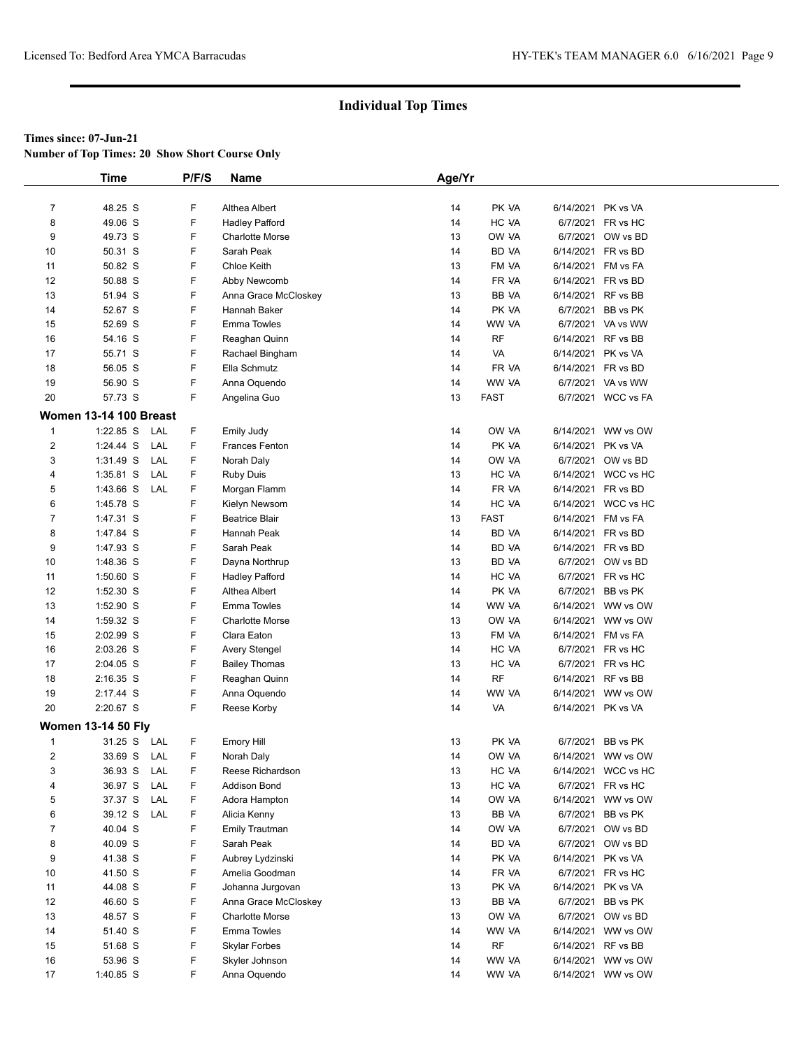## Individual Top Times

**Times since: 07-Jun-21**

**Number of Top Times: 20 Show Short Course Only**

| | Time | | P/F/S | Name | Age/Yr | | | |
|---|---|---|---|---|---|---|---|---|
| 7 | 48.25 S | | F | Althea Albert | 14 | PK VA | 6/14/2021 | PK vs VA |
| 8 | 49.06 S | | F | Hadley Pafford | 14 | HC VA | 6/7/2021 | FR vs HC |
| 9 | 49.73 S | | F | Charlotte Morse | 13 | OW VA | 6/7/2021 | OW vs BD |
| 10 | 50.31 S | | F | Sarah Peak | 14 | BD VA | 6/14/2021 | FR vs BD |
| 11 | 50.82 S | | F | Chloe Keith | 13 | FM VA | 6/14/2021 | FM vs FA |
| 12 | 50.88 S | | F | Abby Newcomb | 14 | FR VA | 6/14/2021 | FR vs BD |
| 13 | 51.94 S | | F | Anna Grace McCloskey | 13 | BB VA | 6/14/2021 | RF vs BB |
| 14 | 52.67 S | | F | Hannah Baker | 14 | PK VA | 6/7/2021 | BB vs PK |
| 15 | 52.69 S | | F | Emma Towles | 14 | WW VA | 6/7/2021 | VA vs WW |
| 16 | 54.16 S | | F | Reaghan Quinn | 14 | RF | 6/14/2021 | RF vs BB |
| 17 | 55.71 S | | F | Rachael Bingham | 14 | VA | 6/14/2021 | PK vs VA |
| 18 | 56.05 S | | F | Ella Schmutz | 14 | FR VA | 6/14/2021 | FR vs BD |
| 19 | 56.90 S | | F | Anna Oquendo | 14 | WW VA | 6/7/2021 | VA vs WW |
| 20 | 57.73 S | | F | Angelina Guo | 13 | FAST | 6/7/2021 | WCC vs FA |
| **Women 13-14 100 Breast** | | | | | | | | |
| 1 | 1:22.85 S | LAL | F | Emily Judy | 14 | OW VA | 6/14/2021 | WW vs OW |
| 2 | 1:24.44 S | LAL | F | Frances Fenton | 14 | PK VA | 6/14/2021 | PK vs VA |
| 3 | 1:31.49 S | LAL | F | Norah Daly | 14 | OW VA | 6/7/2021 | OW vs BD |
| 4 | 1:35.81 S | LAL | F | Ruby Duis | 13 | HC VA | 6/14/2021 | WCC vs HC |
| 5 | 1:43.66 S | LAL | F | Morgan Flamm | 14 | FR VA | 6/14/2021 | FR vs BD |
| 6 | 1:45.78 S | | F | Kielyn Newsom | 14 | HC VA | 6/14/2021 | WCC vs HC |
| 7 | 1:47.31 S | | F | Beatrice Blair | 13 | FAST | 6/14/2021 | FM vs FA |
| 8 | 1:47.84 S | | F | Hannah Peak | 14 | BD VA | 6/14/2021 | FR vs BD |
| 9 | 1:47.93 S | | F | Sarah Peak | 14 | BD VA | 6/14/2021 | FR vs BD |
| 10 | 1:48.36 S | | F | Dayna Northrup | 13 | BD VA | 6/7/2021 | OW vs BD |
| 11 | 1:50.60 S | | F | Hadley Pafford | 14 | HC VA | 6/7/2021 | FR vs HC |
| 12 | 1:52.30 S | | F | Althea Albert | 14 | PK VA | 6/7/2021 | BB vs PK |
| 13 | 1:52.90 S | | F | Emma Towles | 14 | WW VA | 6/14/2021 | WW vs OW |
| 14 | 1:59.32 S | | F | Charlotte Morse | 13 | OW VA | 6/14/2021 | WW vs OW |
| 15 | 2:02.99 S | | F | Clara Eaton | 13 | FM VA | 6/14/2021 | FM vs FA |
| 16 | 2:03.26 S | | F | Avery Stengel | 14 | HC VA | 6/7/2021 | FR vs HC |
| 17 | 2:04.05 S | | F | Bailey Thomas | 13 | HC VA | 6/7/2021 | FR vs HC |
| 18 | 2:16.35 S | | F | Reaghan Quinn | 14 | RF | 6/14/2021 | RF vs BB |
| 19 | 2:17.44 S | | F | Anna Oquendo | 14 | WW VA | 6/14/2021 | WW vs OW |
| 20 | 2:20.67 S | | F | Reese Korby | 14 | VA | 6/14/2021 | PK vs VA |
| **Women 13-14 50 Fly** | | | | | | | | |
| 1 | 31.25 S | LAL | F | Emory Hill | 13 | PK VA | 6/7/2021 | BB vs PK |
| 2 | 33.69 S | LAL | F | Norah Daly | 14 | OW VA | 6/14/2021 | WW vs OW |
| 3 | 36.93 S | LAL | F | Reese Richardson | 13 | HC VA | 6/14/2021 | WCC vs HC |
| 4 | 36.97 S | LAL | F | Addison Bond | 13 | HC VA | 6/7/2021 | FR vs HC |
| 5 | 37.37 S | LAL | F | Adora Hampton | 14 | OW VA | 6/14/2021 | WW vs OW |
| 6 | 39.12 S | LAL | F | Alicia Kenny | 13 | BB VA | 6/7/2021 | BB vs PK |
| 7 | 40.04 S | | F | Emily Trautman | 14 | OW VA | 6/7/2021 | OW vs BD |
| 8 | 40.09 S | | F | Sarah Peak | 14 | BD VA | 6/7/2021 | OW vs BD |
| 9 | 41.38 S | | F | Aubrey Lydzinski | 14 | PK VA | 6/14/2021 | PK vs VA |
| 10 | 41.50 S | | F | Amelia Goodman | 14 | FR VA | 6/7/2021 | FR vs HC |
| 11 | 44.08 S | | F | Johanna Jurgovan | 13 | PK VA | 6/14/2021 | PK vs VA |
| 12 | 46.60 S | | F | Anna Grace McCloskey | 13 | BB VA | 6/7/2021 | BB vs PK |
| 13 | 48.57 S | | F | Charlotte Morse | 13 | OW VA | 6/7/2021 | OW vs BD |
| 14 | 51.40 S | | F | Emma Towles | 14 | WW VA | 6/14/2021 | WW vs OW |
| 15 | 51.68 S | | F | Skylar Forbes | 14 | RF | 6/14/2021 | RF vs BB |
| 16 | 53.96 S | | F | Skyler Johnson | 14 | WW VA | 6/14/2021 | WW vs OW |
| 17 | 1:40.85 S | | F | Anna Oquendo | 14 | WW VA | 6/14/2021 | WW vs OW |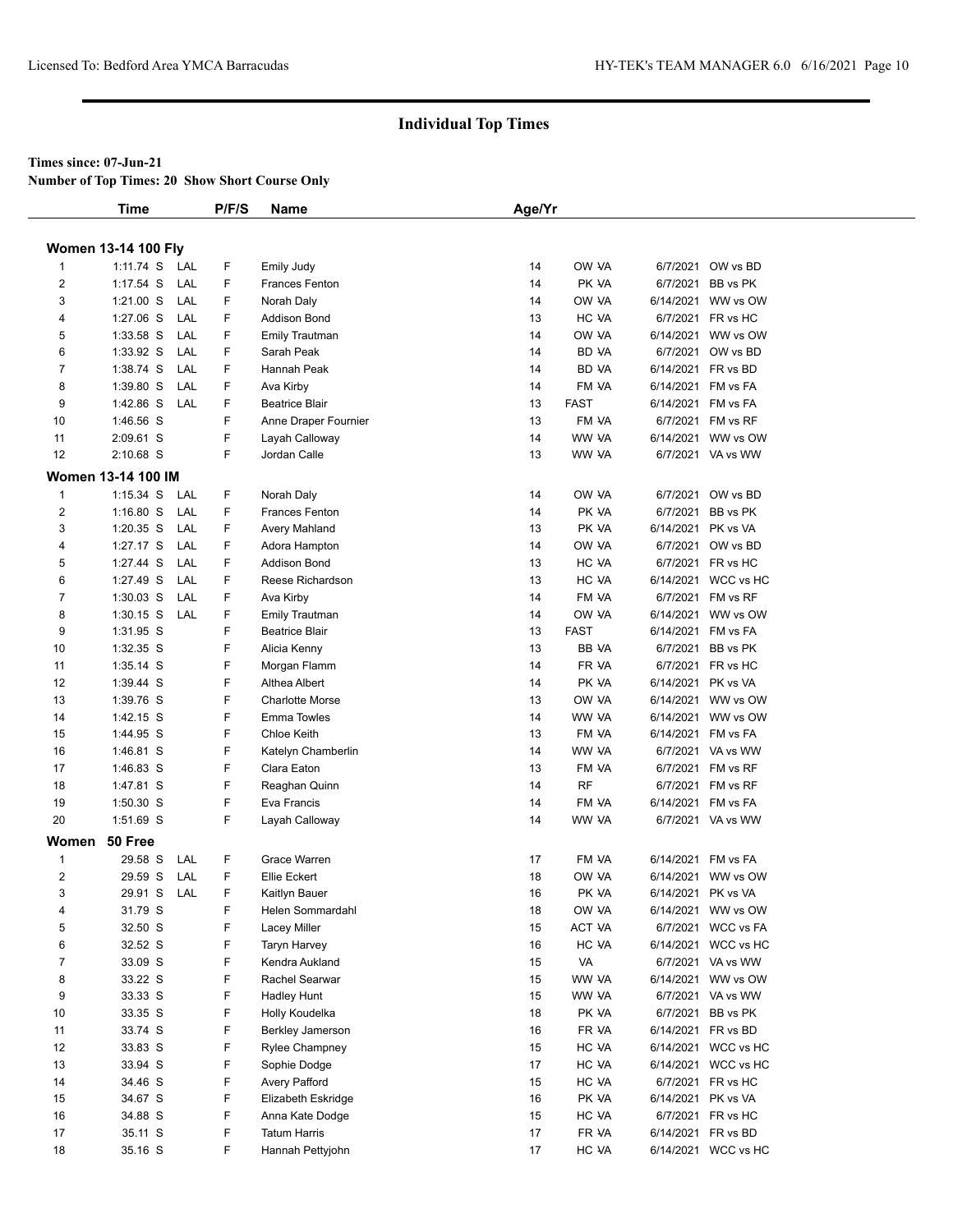# Individual Top Times

**Times since: 07-Jun-21**

**Number of Top Times: 20 Show Short Course Only**

| | Time | | P/F/S | Name | Age/Yr | | | |
|---|---|---|---|---|---|---|---|---|
| **Women 13-14 100 Fly** | | | | | | | | |
| 1 | 1:11.74 S | LAL | F | Emily Judy | 14 | OW VA | 6/7/2021 | OW vs BD |
| 2 | 1:17.54 S | LAL | F | Frances Fenton | 14 | PK VA | 6/7/2021 | BB vs PK |
| 3 | 1:21.00 S | LAL | F | Norah Daly | 14 | OW VA | 6/14/2021 | WW vs OW |
| 4 | 1:27.06 S | LAL | F | Addison Bond | 13 | HC VA | 6/7/2021 | FR vs HC |
| 5 | 1:33.58 S | LAL | F | Emily Trautman | 14 | OW VA | 6/14/2021 | WW vs OW |
| 6 | 1:33.92 S | LAL | F | Sarah Peak | 14 | BD VA | 6/7/2021 | OW vs BD |
| 7 | 1:38.74 S | LAL | F | Hannah Peak | 14 | BD VA | 6/14/2021 | FR vs BD |
| 8 | 1:39.80 S | LAL | F | Ava Kirby | 14 | FM VA | 6/14/2021 | FM vs FA |
| 9 | 1:42.86 S | LAL | F | Beatrice Blair | 13 | FAST | 6/14/2021 | FM vs FA |
| 10 | 1:46.56 S | | F | Anne Draper Fournier | 13 | FM VA | 6/7/2021 | FM vs RF |
| 11 | 2:09.61 S | | F | Layah Calloway | 14 | WW VA | 6/14/2021 | WW vs OW |
| 12 | 2:10.68 S | | F | Jordan Calle | 13 | WW VA | 6/7/2021 | VA vs WW |
| **Women 13-14 100 IM** | | | | | | | | |
| 1 | 1:15.34 S | LAL | F | Norah Daly | 14 | OW VA | 6/7/2021 | OW vs BD |
| 2 | 1:16.80 S | LAL | F | Frances Fenton | 14 | PK VA | 6/7/2021 | BB vs PK |
| 3 | 1:20.35 S | LAL | F | Avery Mahland | 13 | PK VA | 6/14/2021 | PK vs VA |
| 4 | 1:27.17 S | LAL | F | Adora Hampton | 14 | OW VA | 6/7/2021 | OW vs BD |
| 5 | 1:27.44 S | LAL | F | Addison Bond | 13 | HC VA | 6/7/2021 | FR vs HC |
| 6 | 1:27.49 S | LAL | F | Reese Richardson | 13 | HC VA | 6/14/2021 | WCC vs HC |
| 7 | 1:30.03 S | LAL | F | Ava Kirby | 14 | FM VA | 6/7/2021 | FM vs RF |
| 8 | 1:30.15 S | LAL | F | Emily Trautman | 14 | OW VA | 6/14/2021 | WW vs OW |
| 9 | 1:31.95 S | | F | Beatrice Blair | 13 | FAST | 6/14/2021 | FM vs FA |
| 10 | 1:32.35 S | | F | Alicia Kenny | 13 | BB VA | 6/7/2021 | BB vs PK |
| 11 | 1:35.14 S | | F | Morgan Flamm | 14 | FR VA | 6/7/2021 | FR vs HC |
| 12 | 1:39.44 S | | F | Althea Albert | 14 | PK VA | 6/14/2021 | PK vs VA |
| 13 | 1:39.76 S | | F | Charlotte Morse | 13 | OW VA | 6/14/2021 | WW vs OW |
| 14 | 1:42.15 S | | F | Emma Towles | 14 | WW VA | 6/14/2021 | WW vs OW |
| 15 | 1:44.95 S | | F | Chloe Keith | 13 | FM VA | 6/14/2021 | FM vs FA |
| 16 | 1:46.81 S | | F | Katelyn Chamberlin | 14 | WW VA | 6/7/2021 | VA vs WW |
| 17 | 1:46.83 S | | F | Clara Eaton | 13 | FM VA | 6/7/2021 | FM vs RF |
| 18 | 1:47.81 S | | F | Reaghan Quinn | 14 | RF | 6/7/2021 | FM vs RF |
| 19 | 1:50.30 S | | F | Eva Francis | 14 | FM VA | 6/14/2021 | FM vs FA |
| 20 | 1:51.69 S | | F | Layah Calloway | 14 | WW VA | 6/7/2021 | VA vs WW |
| **Women 50 Free** | | | | | | | | |
| 1 | 29.58 S | LAL | F | Grace Warren | 17 | FM VA | 6/14/2021 | FM vs FA |
| 2 | 29.59 S | LAL | F | Ellie Eckert | 18 | OW VA | 6/14/2021 | WW vs OW |
| 3 | 29.91 S | LAL | F | Kaitlyn Bauer | 16 | PK VA | 6/14/2021 | PK vs VA |
| 4 | 31.79 S | | F | Helen Sommardahl | 18 | OW VA | 6/14/2021 | WW vs OW |
| 5 | 32.50 S | | F | Lacey Miller | 15 | ACT VA | 6/7/2021 | WCC vs FA |
| 6 | 32.52 S | | F | Taryn Harvey | 16 | HC VA | 6/14/2021 | WCC vs HC |
| 7 | 33.09 S | | F | Kendra Aukland | 15 | VA | 6/7/2021 | VA vs WW |
| 8 | 33.22 S | | F | Rachel Searwar | 15 | WW VA | 6/14/2021 | WW vs OW |
| 9 | 33.33 S | | F | Hadley Hunt | 15 | WW VA | 6/7/2021 | VA vs WW |
| 10 | 33.35 S | | F | Holly Koudelka | 18 | PK VA | 6/7/2021 | BB vs PK |
| 11 | 33.74 S | | F | Berkley Jamerson | 16 | FR VA | 6/14/2021 | FR vs BD |
| 12 | 33.83 S | | F | Rylee Champney | 15 | HC VA | 6/14/2021 | WCC vs HC |
| 13 | 33.94 S | | F | Sophie Dodge | 17 | HC VA | 6/14/2021 | WCC vs HC |
| 14 | 34.46 S | | F | Avery Pafford | 15 | HC VA | 6/7/2021 | FR vs HC |
| 15 | 34.67 S | | F | Elizabeth Eskridge | 16 | PK VA | 6/14/2021 | PK vs VA |
| 16 | 34.88 S | | F | Anna Kate Dodge | 15 | HC VA | 6/7/2021 | FR vs HC |
| 17 | 35.11 S | | F | Tatum Harris | 17 | FR VA | 6/14/2021 | FR vs BD |
| 18 | 35.16 S | | F | Hannah Pettyjohn | 17 | HC VA | 6/14/2021 | WCC vs HC |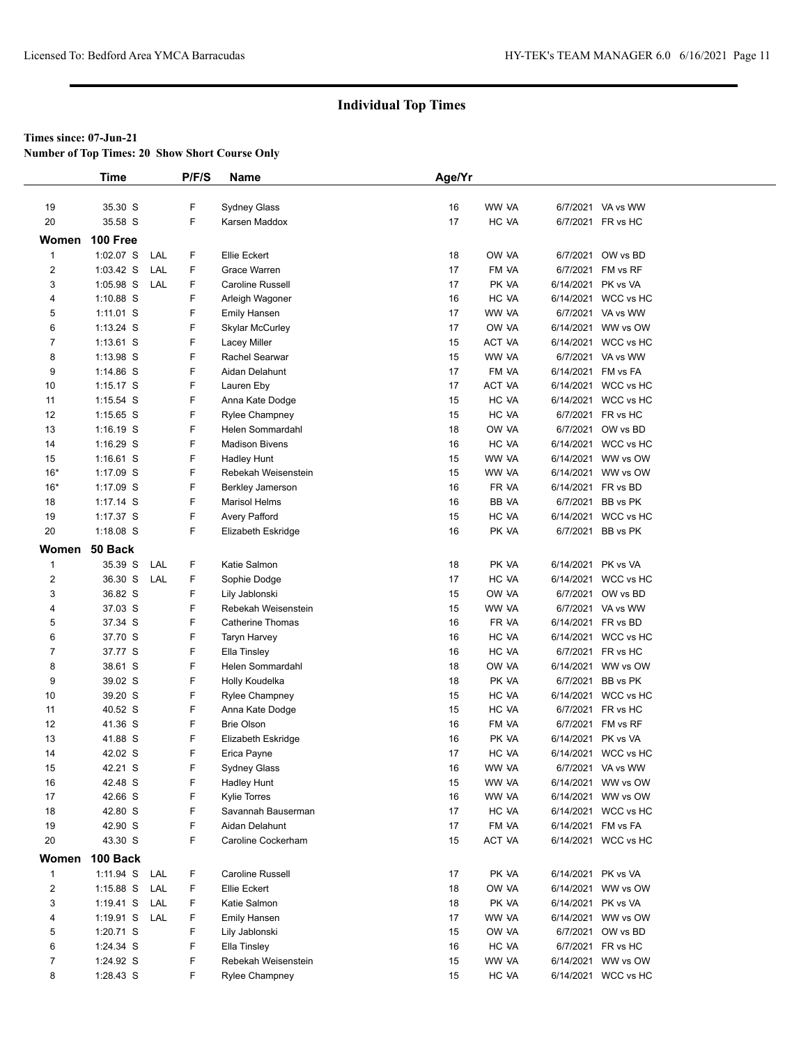## Individual Top Times

**Times since: 07-Jun-21**

**Number of Top Times: 20 Show Short Course Only**

| | Time | | P/F/S | Name | Age/Yr | | | |
|---|---|---|---|---|---|---|---|---|
| 19 | 35.30 S | | F | Sydney Glass | 16 | WW VA | 6/7/2021 | VA vs WW |
| 20 | 35.58 S | | F | Karsen Maddox | 17 | HC VA | 6/7/2021 | FR vs HC |
| **Women** | **100 Free** | | | | | | | |
| 1 | 1:02.07 S | LAL | F | Ellie Eckert | 18 | OW VA | 6/7/2021 | OW vs BD |
| 2 | 1:03.42 S | LAL | F | Grace Warren | 17 | FM VA | 6/7/2021 | FM vs RF |
| 3 | 1:05.98 S | LAL | F | Caroline Russell | 17 | PK VA | 6/14/2021 | PK vs VA |
| 4 | 1:10.88 S | | F | Arleigh Wagoner | 16 | HC VA | 6/14/2021 | WCC vs HC |
| 5 | 1:11.01 S | | F | Emily Hansen | 17 | WW VA | 6/7/2021 | VA vs WW |
| 6 | 1:13.24 S | | F | Skylar McCurley | 17 | OW VA | 6/14/2021 | WW vs OW |
| 7 | 1:13.61 S | | F | Lacey Miller | 15 | ACT VA | 6/14/2021 | WCC vs HC |
| 8 | 1:13.98 S | | F | Rachel Searwar | 15 | WW VA | 6/7/2021 | VA vs WW |
| 9 | 1:14.86 S | | F | Aidan Delahunt | 17 | FM VA | 6/14/2021 | FM vs FA |
| 10 | 1:15.17 S | | F | Lauren Eby | 17 | ACT VA | 6/14/2021 | WCC vs HC |
| 11 | 1:15.54 S | | F | Anna Kate Dodge | 15 | HC VA | 6/14/2021 | WCC vs HC |
| 12 | 1:15.65 S | | F | Rylee Champney | 15 | HC VA | 6/7/2021 | FR vs HC |
| 13 | 1:16.19 S | | F | Helen Sommardahl | 18 | OW VA | 6/7/2021 | OW vs BD |
| 14 | 1:16.29 S | | F | Madison Bivens | 16 | HC VA | 6/14/2021 | WCC vs HC |
| 15 | 1:16.61 S | | F | Hadley Hunt | 15 | WW VA | 6/14/2021 | WW vs OW |
| 16* | 1:17.09 S | | F | Rebekah Weisenstein | 15 | WW VA | 6/14/2021 | WW vs OW |
| 16* | 1:17.09 S | | F | Berkley Jamerson | 16 | FR VA | 6/14/2021 | FR vs BD |
| 18 | 1:17.14 S | | F | Marisol Helms | 16 | BB VA | 6/7/2021 | BB vs PK |
| 19 | 1:17.37 S | | F | Avery Pafford | 15 | HC VA | 6/14/2021 | WCC vs HC |
| 20 | 1:18.08 S | | F | Elizabeth Eskridge | 16 | PK VA | 6/7/2021 | BB vs PK |
| **Women** | **50 Back** | | | | | | | |
| 1 | 35.39 S | LAL | F | Katie Salmon | 18 | PK VA | 6/14/2021 | PK vs VA |
| 2 | 36.30 S | LAL | F | Sophie Dodge | 17 | HC VA | 6/14/2021 | WCC vs HC |
| 3 | 36.82 S | | F | Lily Jablonski | 15 | OW VA | 6/7/2021 | OW vs BD |
| 4 | 37.03 S | | F | Rebekah Weisenstein | 15 | WW VA | 6/7/2021 | VA vs WW |
| 5 | 37.34 S | | F | Catherine Thomas | 16 | FR VA | 6/14/2021 | FR vs BD |
| 6 | 37.70 S | | F | Taryn Harvey | 16 | HC VA | 6/14/2021 | WCC vs HC |
| 7 | 37.77 S | | F | Ella Tinsley | 16 | HC VA | 6/7/2021 | FR vs HC |
| 8 | 38.61 S | | F | Helen Sommardahl | 18 | OW VA | 6/14/2021 | WW vs OW |
| 9 | 39.02 S | | F | Holly Koudelka | 18 | PK VA | 6/7/2021 | BB vs PK |
| 10 | 39.20 S | | F | Rylee Champney | 15 | HC VA | 6/14/2021 | WCC vs HC |
| 11 | 40.52 S | | F | Anna Kate Dodge | 15 | HC VA | 6/7/2021 | FR vs HC |
| 12 | 41.36 S | | F | Brie Olson | 16 | FM VA | 6/7/2021 | FM vs RF |
| 13 | 41.88 S | | F | Elizabeth Eskridge | 16 | PK VA | 6/14/2021 | PK vs VA |
| 14 | 42.02 S | | F | Erica Payne | 17 | HC VA | 6/14/2021 | WCC vs HC |
| 15 | 42.21 S | | F | Sydney Glass | 16 | WW VA | 6/7/2021 | VA vs WW |
| 16 | 42.48 S | | F | Hadley Hunt | 15 | WW VA | 6/14/2021 | WW vs OW |
| 17 | 42.66 S | | F | Kylie Torres | 16 | WW VA | 6/14/2021 | WW vs OW |
| 18 | 42.80 S | | F | Savannah Bauserman | 17 | HC VA | 6/14/2021 | WCC vs HC |
| 19 | 42.90 S | | F | Aidan Delahunt | 17 | FM VA | 6/14/2021 | FM vs FA |
| 20 | 43.30 S | | F | Caroline Cockerham | 15 | ACT VA | 6/14/2021 | WCC vs HC |
| **Women** | **100 Back** | | | | | | | |
| 1 | 1:11.94 S | LAL | F | Caroline Russell | 17 | PK VA | 6/14/2021 | PK vs VA |
| 2 | 1:15.88 S | LAL | F | Ellie Eckert | 18 | OW VA | 6/14/2021 | WW vs OW |
| 3 | 1:19.41 S | LAL | F | Katie Salmon | 18 | PK VA | 6/14/2021 | PK vs VA |
| 4 | 1:19.91 S | LAL | F | Emily Hansen | 17 | WW VA | 6/14/2021 | WW vs OW |
| 5 | 1:20.71 S | | F | Lily Jablonski | 15 | OW VA | 6/7/2021 | OW vs BD |
| 6 | 1:24.34 S | | F | Ella Tinsley | 16 | HC VA | 6/7/2021 | FR vs HC |
| 7 | 1:24.92 S | | F | Rebekah Weisenstein | 15 | WW VA | 6/14/2021 | WW vs OW |
| 8 | 1:28.43 S | | F | Rylee Champney | 15 | HC VA | 6/14/2021 | WCC vs HC |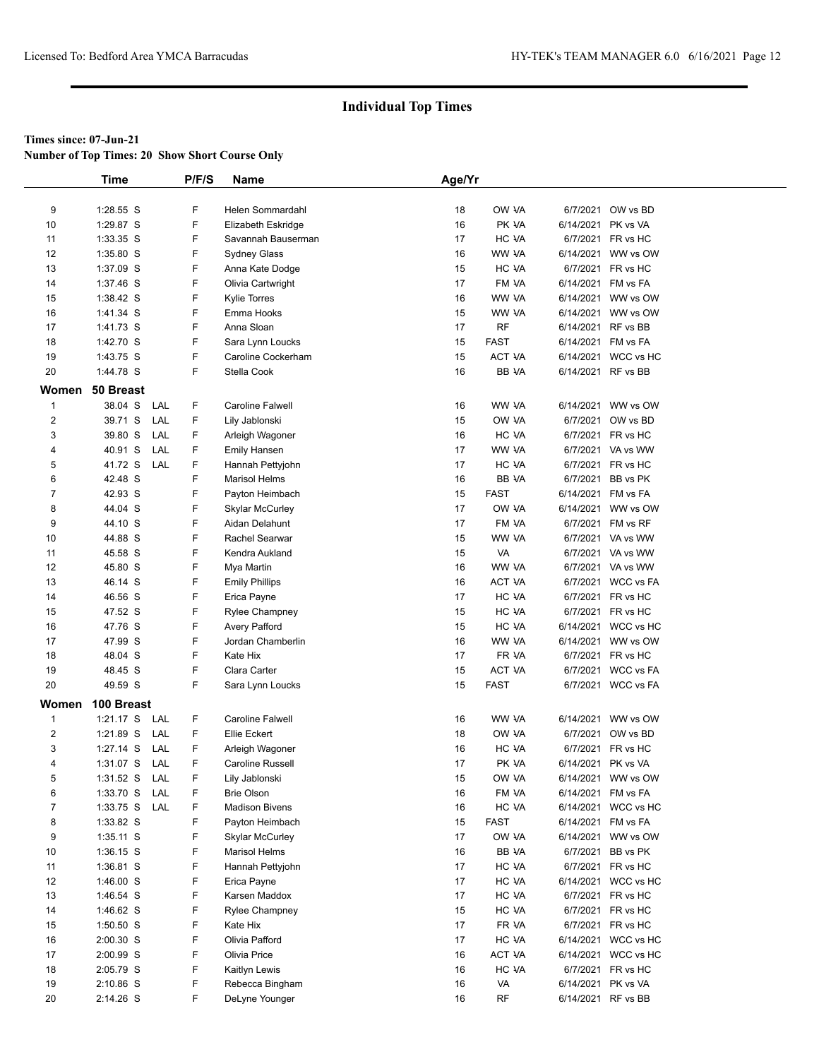## Individual Top Times

**Times since: 07-Jun-21**

**Number of Top Times: 20 Show Short Course Only**

| | Time | | P/F/S | Name | Age/Yr | | | |
|---|---|---|---|---|---|---|---|---|
| 9 | 1:28.55 S | | F | Helen Sommardahl | 18 | OW VA | 6/7/2021 | OW vs BD |
| 10 | 1:29.87 S | | F | Elizabeth Eskridge | 16 | PK VA | 6/14/2021 | PK vs VA |
| 11 | 1:33.35 S | | F | Savannah Bauserman | 17 | HC VA | 6/7/2021 | FR vs HC |
| 12 | 1:35.80 S | | F | Sydney Glass | 16 | WW VA | 6/14/2021 | WW vs OW |
| 13 | 1:37.09 S | | F | Anna Kate Dodge | 15 | HC VA | 6/7/2021 | FR vs HC |
| 14 | 1:37.46 S | | F | Olivia Cartwright | 17 | FM VA | 6/14/2021 | FM vs FA |
| 15 | 1:38.42 S | | F | Kylie Torres | 16 | WW VA | 6/14/2021 | WW vs OW |
| 16 | 1:41.34 S | | F | Emma Hooks | 15 | WW VA | 6/14/2021 | WW vs OW |
| 17 | 1:41.73 S | | F | Anna Sloan | 17 | RF | 6/14/2021 | RF vs BB |
| 18 | 1:42.70 S | | F | Sara Lynn Loucks | 15 | FAST | 6/14/2021 | FM vs FA |
| 19 | 1:43.75 S | | F | Caroline Cockerham | 15 | ACT VA | 6/14/2021 | WCC vs HC |
| 20 | 1:44.78 S | | F | Stella Cook | 16 | BB VA | 6/14/2021 | RF vs BB |
| **Women** | **50 Breast** | | | | | | | |
| 1 | 38.04 S | LAL | F | Caroline Falwell | 16 | WW VA | 6/14/2021 | WW vs OW |
| 2 | 39.71 S | LAL | F | Lily Jablonski | 15 | OW VA | 6/7/2021 | OW vs BD |
| 3 | 39.80 S | LAL | F | Arleigh Wagoner | 16 | HC VA | 6/7/2021 | FR vs HC |
| 4 | 40.91 S | LAL | F | Emily Hansen | 17 | WW VA | 6/7/2021 | VA vs WW |
| 5 | 41.72 S | LAL | F | Hannah Pettyjohn | 17 | HC VA | 6/7/2021 | FR vs HC |
| 6 | 42.48 S | | F | Marisol Helms | 16 | BB VA | 6/7/2021 | BB vs PK |
| 7 | 42.93 S | | F | Payton Heimbach | 15 | FAST | 6/14/2021 | FM vs FA |
| 8 | 44.04 S | | F | Skylar McCurley | 17 | OW VA | 6/14/2021 | WW vs OW |
| 9 | 44.10 S | | F | Aidan Delahunt | 17 | FM VA | 6/7/2021 | FM vs RF |
| 10 | 44.88 S | | F | Rachel Searwar | 15 | WW VA | 6/7/2021 | VA vs WW |
| 11 | 45.58 S | | F | Kendra Aukland | 15 | VA | 6/7/2021 | VA vs WW |
| 12 | 45.80 S | | F | Mya Martin | 16 | WW VA | 6/7/2021 | VA vs WW |
| 13 | 46.14 S | | F | Emily Phillips | 16 | ACT VA | 6/7/2021 | WCC vs FA |
| 14 | 46.56 S | | F | Erica Payne | 17 | HC VA | 6/7/2021 | FR vs HC |
| 15 | 47.52 S | | F | Rylee Champney | 15 | HC VA | 6/7/2021 | FR vs HC |
| 16 | 47.76 S | | F | Avery Pafford | 15 | HC VA | 6/14/2021 | WCC vs HC |
| 17 | 47.99 S | | F | Jordan Chamberlin | 16 | WW VA | 6/14/2021 | WW vs OW |
| 18 | 48.04 S | | F | Kate Hix | 17 | FR VA | 6/7/2021 | FR vs HC |
| 19 | 48.45 S | | F | Clara Carter | 15 | ACT VA | 6/7/2021 | WCC vs FA |
| 20 | 49.59 S | | F | Sara Lynn Loucks | 15 | FAST | 6/7/2021 | WCC vs FA |
| **Women** | **100 Breast** | | | | | | | |
| 1 | 1:21.17 S | LAL | F | Caroline Falwell | 16 | WW VA | 6/14/2021 | WW vs OW |
| 2 | 1:21.89 S | LAL | F | Ellie Eckert | 18 | OW VA | 6/7/2021 | OW vs BD |
| 3 | 1:27.14 S | LAL | F | Arleigh Wagoner | 16 | HC VA | 6/7/2021 | FR vs HC |
| 4 | 1:31.07 S | LAL | F | Caroline Russell | 17 | PK VA | 6/14/2021 | PK vs VA |
| 5 | 1:31.52 S | LAL | F | Lily Jablonski | 15 | OW VA | 6/14/2021 | WW vs OW |
| 6 | 1:33.70 S | LAL | F | Brie Olson | 16 | FM VA | 6/14/2021 | FM vs FA |
| 7 | 1:33.75 S | LAL | F | Madison Bivens | 16 | HC VA | 6/14/2021 | WCC vs HC |
| 8 | 1:33.82 S | | F | Payton Heimbach | 15 | FAST | 6/14/2021 | FM vs FA |
| 9 | 1:35.11 S | | F | Skylar McCurley | 17 | OW VA | 6/14/2021 | WW vs OW |
| 10 | 1:36.15 S | | F | Marisol Helms | 16 | BB VA | 6/7/2021 | BB vs PK |
| 11 | 1:36.81 S | | F | Hannah Pettyjohn | 17 | HC VA | 6/7/2021 | FR vs HC |
| 12 | 1:46.00 S | | F | Erica Payne | 17 | HC VA | 6/14/2021 | WCC vs HC |
| 13 | 1:46.54 S | | F | Karsen Maddox | 17 | HC VA | 6/7/2021 | FR vs HC |
| 14 | 1:46.62 S | | F | Rylee Champney | 15 | HC VA | 6/7/2021 | FR vs HC |
| 15 | 1:50.50 S | | F | Kate Hix | 17 | FR VA | 6/7/2021 | FR vs HC |
| 16 | 2:00.30 S | | F | Olivia Pafford | 17 | HC VA | 6/14/2021 | WCC vs HC |
| 17 | 2:00.99 S | | F | Olivia Price | 16 | ACT VA | 6/14/2021 | WCC vs HC |
| 18 | 2:05.79 S | | F | Kaitlyn Lewis | 16 | HC VA | 6/7/2021 | FR vs HC |
| 19 | 2:10.86 S | | F | Rebecca Bingham | 16 | VA | 6/14/2021 | PK vs VA |
| 20 | 2:14.26 S | | F | DeLyne Younger | 16 | RF | 6/14/2021 | RF vs BB |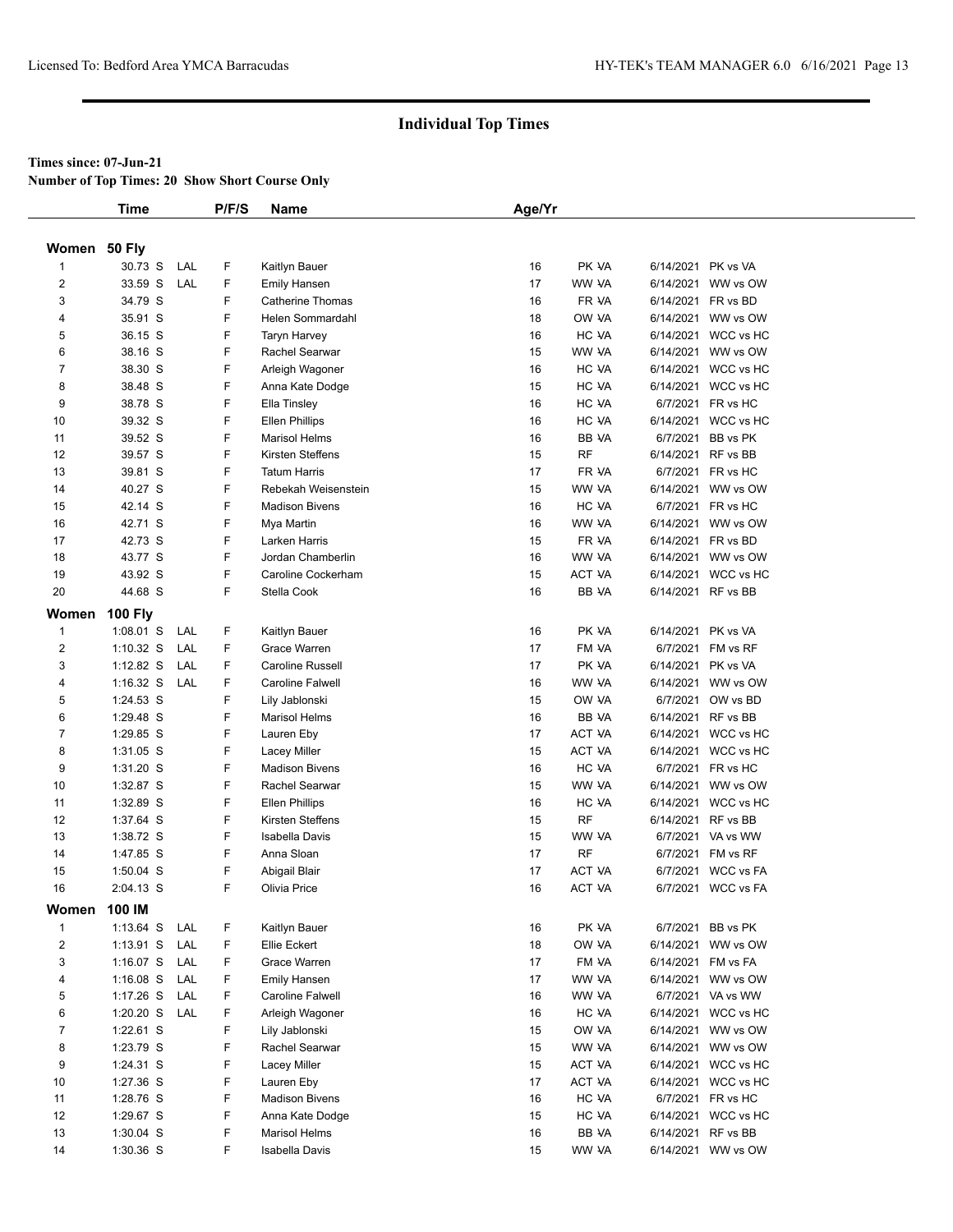# Individual Top Times

**Times since: 07-Jun-21**

**Number of Top Times: 20 Show Short Course Only**

| | Time | | P/F/S | Name | Age/Yr | | | |
|---|---|---|---|---|---|---|---|---|
| **Women 50 Fly** | | | | | | | | |
| 1 | 30.73 S | LAL | F | Kaitlyn Bauer | 16 | PK VA | 6/14/2021 | PK vs VA |
| 2 | 33.59 S | LAL | F | Emily Hansen | 17 | WW VA | 6/14/2021 | WW vs OW |
| 3 | 34.79 S | | F | Catherine Thomas | 16 | FR VA | 6/14/2021 | FR vs BD |
| 4 | 35.91 S | | F | Helen Sommardahl | 18 | OW VA | 6/14/2021 | WW vs OW |
| 5 | 36.15 S | | F | Taryn Harvey | 16 | HC VA | 6/14/2021 | WCC vs HC |
| 6 | 38.16 S | | F | Rachel Searwar | 15 | WW VA | 6/14/2021 | WW vs OW |
| 7 | 38.30 S | | F | Arleigh Wagoner | 16 | HC VA | 6/14/2021 | WCC vs HC |
| 8 | 38.48 S | | F | Anna Kate Dodge | 15 | HC VA | 6/14/2021 | WCC vs HC |
| 9 | 38.78 S | | F | Ella Tinsley | 16 | HC VA | 6/7/2021 | FR vs HC |
| 10 | 39.32 S | | F | Ellen Phillips | 16 | HC VA | 6/14/2021 | WCC vs HC |
| 11 | 39.52 S | | F | Marisol Helms | 16 | BB VA | 6/7/2021 | BB vs PK |
| 12 | 39.57 S | | F | Kirsten Steffens | 15 | RF | 6/14/2021 | RF vs BB |
| 13 | 39.81 S | | F | Tatum Harris | 17 | FR VA | 6/7/2021 | FR vs HC |
| 14 | 40.27 S | | F | Rebekah Weisenstein | 15 | WW VA | 6/14/2021 | WW vs OW |
| 15 | 42.14 S | | F | Madison Bivens | 16 | HC VA | 6/7/2021 | FR vs HC |
| 16 | 42.71 S | | F | Mya Martin | 16 | WW VA | 6/14/2021 | WW vs OW |
| 17 | 42.73 S | | F | Larken Harris | 15 | FR VA | 6/14/2021 | FR vs BD |
| 18 | 43.77 S | | F | Jordan Chamberlin | 16 | WW VA | 6/14/2021 | WW vs OW |
| 19 | 43.92 S | | F | Caroline Cockerham | 15 | ACT VA | 6/14/2021 | WCC vs HC |
| 20 | 44.68 S | | F | Stella Cook | 16 | BB VA | 6/14/2021 | RF vs BB |
| **Women 100 Fly** | | | | | | | | |
| 1 | 1:08.01 S | LAL | F | Kaitlyn Bauer | 16 | PK VA | 6/14/2021 | PK vs VA |
| 2 | 1:10.32 S | LAL | F | Grace Warren | 17 | FM VA | 6/7/2021 | FM vs RF |
| 3 | 1:12.82 S | LAL | F | Caroline Russell | 17 | PK VA | 6/14/2021 | PK vs VA |
| 4 | 1:16.32 S | LAL | F | Caroline Falwell | 16 | WW VA | 6/14/2021 | WW vs OW |
| 5 | 1:24.53 S | | F | Lily Jablonski | 15 | OW VA | 6/7/2021 | OW vs BD |
| 6 | 1:29.48 S | | F | Marisol Helms | 16 | BB VA | 6/14/2021 | RF vs BB |
| 7 | 1:29.85 S | | F | Lauren Eby | 17 | ACT VA | 6/14/2021 | WCC vs HC |
| 8 | 1:31.05 S | | F | Lacey Miller | 15 | ACT VA | 6/14/2021 | WCC vs HC |
| 9 | 1:31.20 S | | F | Madison Bivens | 16 | HC VA | 6/7/2021 | FR vs HC |
| 10 | 1:32.87 S | | F | Rachel Searwar | 15 | WW VA | 6/14/2021 | WW vs OW |
| 11 | 1:32.89 S | | F | Ellen Phillips | 16 | HC VA | 6/14/2021 | WCC vs HC |
| 12 | 1:37.64 S | | F | Kirsten Steffens | 15 | RF | 6/14/2021 | RF vs BB |
| 13 | 1:38.72 S | | F | Isabella Davis | 15 | WW VA | 6/7/2021 | VA vs WW |
| 14 | 1:47.85 S | | F | Anna Sloan | 17 | RF | 6/7/2021 | FM vs RF |
| 15 | 1:50.04 S | | F | Abigail Blair | 17 | ACT VA | 6/7/2021 | WCC vs FA |
| 16 | 2:04.13 S | | F | Olivia Price | 16 | ACT VA | 6/7/2021 | WCC vs FA |
| **Women 100 IM** | | | | | | | | |
| 1 | 1:13.64 S | LAL | F | Kaitlyn Bauer | 16 | PK VA | 6/7/2021 | BB vs PK |
| 2 | 1:13.91 S | LAL | F | Ellie Eckert | 18 | OW VA | 6/14/2021 | WW vs OW |
| 3 | 1:16.07 S | LAL | F | Grace Warren | 17 | FM VA | 6/14/2021 | FM vs FA |
| 4 | 1:16.08 S | LAL | F | Emily Hansen | 17 | WW VA | 6/14/2021 | WW vs OW |
| 5 | 1:17.26 S | LAL | F | Caroline Falwell | 16 | WW VA | 6/7/2021 | VA vs WW |
| 6 | 1:20.20 S | LAL | F | Arleigh Wagoner | 16 | HC VA | 6/14/2021 | WCC vs HC |
| 7 | 1:22.61 S | | F | Lily Jablonski | 15 | OW VA | 6/14/2021 | WW vs OW |
| 8 | 1:23.79 S | | F | Rachel Searwar | 15 | WW VA | 6/14/2021 | WW vs OW |
| 9 | 1:24.31 S | | F | Lacey Miller | 15 | ACT VA | 6/14/2021 | WCC vs HC |
| 10 | 1:27.36 S | | F | Lauren Eby | 17 | ACT VA | 6/14/2021 | WCC vs HC |
| 11 | 1:28.76 S | | F | Madison Bivens | 16 | HC VA | 6/7/2021 | FR vs HC |
| 12 | 1:29.67 S | | F | Anna Kate Dodge | 15 | HC VA | 6/14/2021 | WCC vs HC |
| 13 | 1:30.04 S | | F | Marisol Helms | 16 | BB VA | 6/14/2021 | RF vs BB |
| 14 | 1:30.36 S | | F | Isabella Davis | 15 | WW VA | 6/14/2021 | WW vs OW |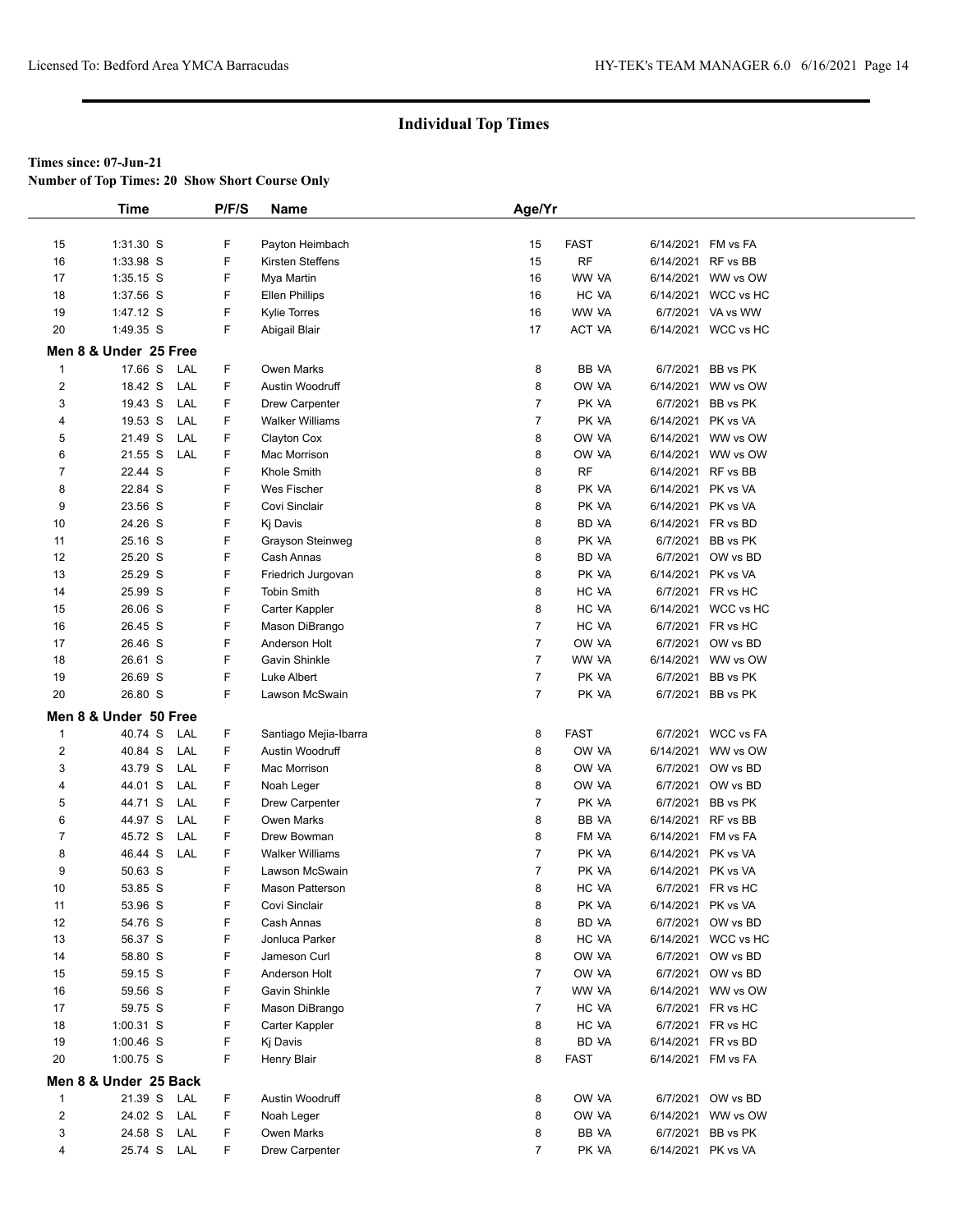## Individual Top Times

**Times since: 07-Jun-21**

**Number of Top Times: 20 Show Short Course Only**

| | Time | | P/F/S | Name | Age/Yr | | | |
|---|---|---|---|---|---|---|---|---|
| 15 | 1:31.30 S | | F | Payton Heimbach | 15 | FAST | 6/14/2021 | FM vs FA |
| 16 | 1:33.98 S | | F | Kirsten Steffens | 15 | RF | 6/14/2021 | RF vs BB |
| 17 | 1:35.15 S | | F | Mya Martin | 16 | WW -VA | 6/14/2021 | WW vs OW |
| 18 | 1:37.56 S | | F | Ellen Phillips | 16 | HC -VA | 6/14/2021 | WCC vs HC |
| 19 | 1:47.12 S | | F | Kylie Torres | 16 | WW -VA | 6/7/2021 | VA vs WW |
| 20 | 1:49.35 S | | F | Abigail Blair | 17 | ACT -VA | 6/14/2021 | WCC vs HC |

**Men 8 & Under 25 Free**

| | Time | | P/F/S | Name | Age/Yr | | | |
|---|---|---|---|---|---|---|---|---|
| 1 | 17.66 S | LAL | F | Owen Marks | 8 | BB -VA | 6/7/2021 | BB vs PK |
| 2 | 18.42 S | LAL | F | Austin Woodruff | 8 | OW -VA | 6/14/2021 | WW vs OW |
| 3 | 19.43 S | LAL | F | Drew Carpenter | 7 | PK -VA | 6/7/2021 | BB vs PK |
| 4 | 19.53 S | LAL | F | Walker Williams | 7 | PK -VA | 6/14/2021 | PK vs VA |
| 5 | 21.49 S | LAL | F | Clayton Cox | 8 | OW -VA | 6/14/2021 | WW vs OW |
| 6 | 21.55 S | LAL | F | Mac Morrison | 8 | OW -VA | 6/14/2021 | WW vs OW |
| 7 | 22.44 S | | F | Khole Smith | 8 | RF | 6/14/2021 | RF vs BB |
| 8 | 22.84 S | | F | Wes Fischer | 8 | PK -VA | 6/14/2021 | PK vs VA |
| 9 | 23.56 S | | F | Covi Sinclair | 8 | PK -VA | 6/14/2021 | PK vs VA |
| 10 | 24.26 S | | F | Kj Davis | 8 | BD -VA | 6/14/2021 | FR vs BD |
| 11 | 25.16 S | | F | Grayson Steinweg | 8 | PK -VA | 6/7/2021 | BB vs PK |
| 12 | 25.20 S | | F | Cash Annas | 8 | BD -VA | 6/7/2021 | OW vs BD |
| 13 | 25.29 S | | F | Friedrich Jurgovan | 8 | PK -VA | 6/14/2021 | PK vs VA |
| 14 | 25.99 S | | F | Tobin Smith | 8 | HC -VA | 6/7/2021 | FR vs HC |
| 15 | 26.06 S | | F | Carter Kappler | 8 | HC -VA | 6/14/2021 | WCC vs HC |
| 16 | 26.45 S | | F | Mason DiBrango | 7 | HC -VA | 6/7/2021 | FR vs HC |
| 17 | 26.46 S | | F | Anderson Holt | 7 | OW -VA | 6/7/2021 | OW vs BD |
| 18 | 26.61 S | | F | Gavin Shinkle | 7 | WW -VA | 6/14/2021 | WW vs OW |
| 19 | 26.69 S | | F | Luke Albert | 7 | PK -VA | 6/7/2021 | BB vs PK |
| 20 | 26.80 S | | F | Lawson McSwain | 7 | PK -VA | 6/7/2021 | BB vs PK |

**Men 8 & Under 50 Free**

| | Time | | P/F/S | Name | Age/Yr | | | |
|---|---|---|---|---|---|---|---|---|
| 1 | 40.74 S | LAL | F | Santiago Mejia-Ibarra | 8 | FAST | 6/7/2021 | WCC vs FA |
| 2 | 40.84 S | LAL | F | Austin Woodruff | 8 | OW -VA | 6/14/2021 | WW vs OW |
| 3 | 43.79 S | LAL | F | Mac Morrison | 8 | OW -VA | 6/7/2021 | OW vs BD |
| 4 | 44.01 S | LAL | F | Noah Leger | 8 | OW -VA | 6/7/2021 | OW vs BD |
| 5 | 44.71 S | LAL | F | Drew Carpenter | 7 | PK -VA | 6/7/2021 | BB vs PK |
| 6 | 44.97 S | LAL | F | Owen Marks | 8 | BB -VA | 6/14/2021 | RF vs BB |
| 7 | 45.72 S | LAL | F | Drew Bowman | 8 | FM -VA | 6/14/2021 | FM vs FA |
| 8 | 46.44 S | LAL | F | Walker Williams | 7 | PK -VA | 6/14/2021 | PK vs VA |
| 9 | 50.63 S | | F | Lawson McSwain | 7 | PK -VA | 6/14/2021 | PK vs VA |
| 10 | 53.85 S | | F | Mason Patterson | 8 | HC -VA | 6/7/2021 | FR vs HC |
| 11 | 53.96 S | | F | Covi Sinclair | 8 | PK -VA | 6/14/2021 | PK vs VA |
| 12 | 54.76 S | | F | Cash Annas | 8 | BD -VA | 6/7/2021 | OW vs BD |
| 13 | 56.37 S | | F | Jonluca Parker | 8 | HC -VA | 6/14/2021 | WCC vs HC |
| 14 | 58.80 S | | F | Jameson Curl | 8 | OW -VA | 6/7/2021 | OW vs BD |
| 15 | 59.15 S | | F | Anderson Holt | 7 | OW -VA | 6/7/2021 | OW vs BD |
| 16 | 59.56 S | | F | Gavin Shinkle | 7 | WW -VA | 6/14/2021 | WW vs OW |
| 17 | 59.75 S | | F | Mason DiBrango | 7 | HC -VA | 6/7/2021 | FR vs HC |
| 18 | 1:00.31 S | | F | Carter Kappler | 8 | HC -VA | 6/7/2021 | FR vs HC |
| 19 | 1:00.46 S | | F | Kj Davis | 8 | BD -VA | 6/14/2021 | FR vs BD |
| 20 | 1:00.75 S | | F | Henry Blair | 8 | FAST | 6/14/2021 | FM vs FA |

**Men 8 & Under 25 Back**

| | Time | | P/F/S | Name | Age/Yr | | | |
|---|---|---|---|---|---|---|---|---|
| 1 | 21.39 S | LAL | F | Austin Woodruff | 8 | OW -VA | 6/7/2021 | OW vs BD |
| 2 | 24.02 S | LAL | F | Noah Leger | 8 | OW -VA | 6/14/2021 | WW vs OW |
| 3 | 24.58 S | LAL | F | Owen Marks | 8 | BB -VA | 6/7/2021 | BB vs PK |
| 4 | 25.74 S | LAL | F | Drew Carpenter | 7 | PK -VA | 6/14/2021 | PK vs VA |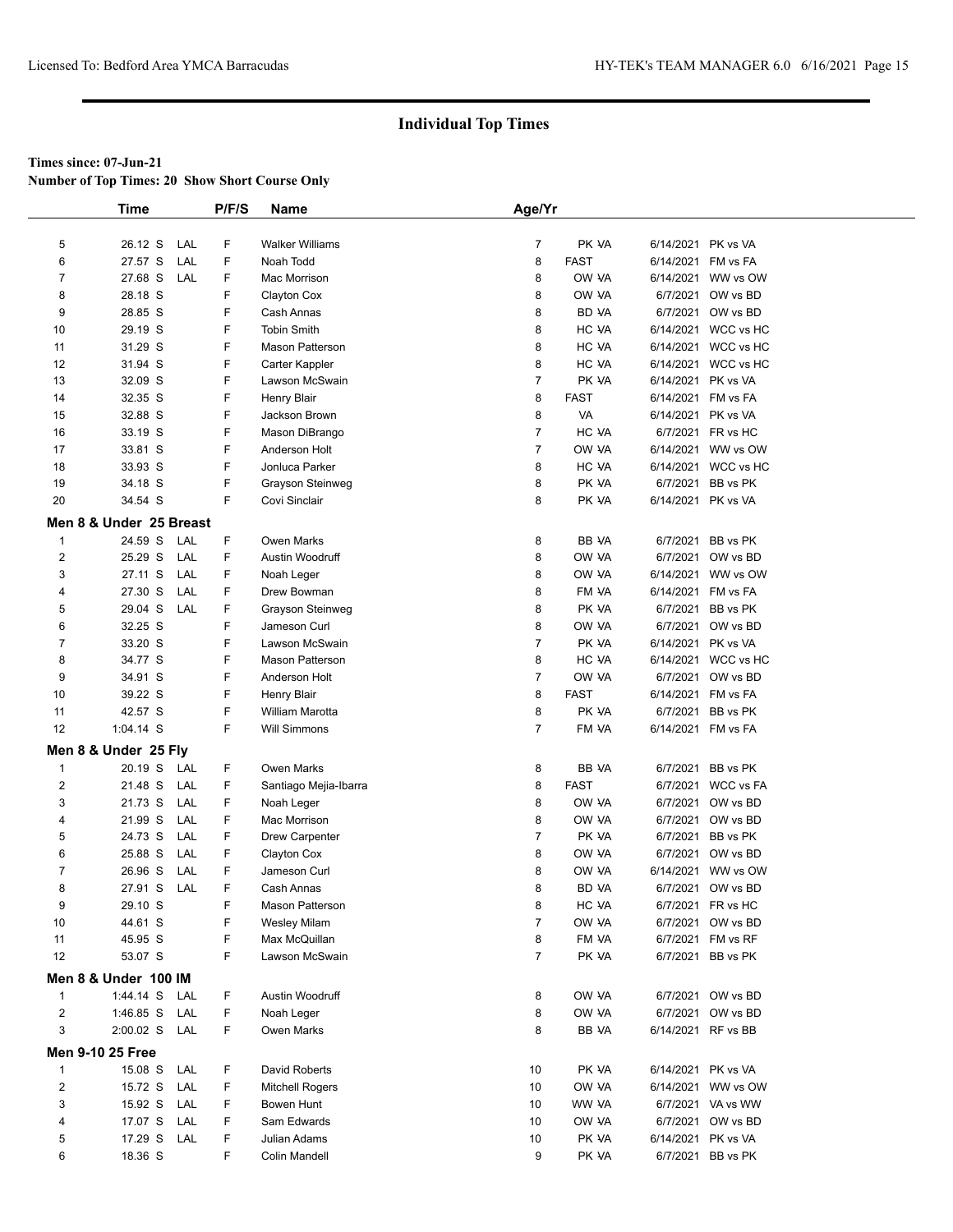## Individual Top Times

**Times since: 07-Jun-21**

**Number of Top Times: 20 Show Short Course Only**

| | Time | | P/F/S | Name | Age/Yr | | | |
|---|---|---|---|---|---|---|---|---|
| 5 | 26.12 S | LAL | F | Walker Williams | 7 | PK VA | 6/14/2021 | PK vs VA |
| 6 | 27.57 S | LAL | F | Noah Todd | 8 | FAST | 6/14/2021 | FM vs FA |
| 7 | 27.68 S | LAL | F | Mac Morrison | 8 | OW VA | 6/14/2021 | WW vs OW |
| 8 | 28.18 S | | F | Clayton Cox | 8 | OW VA | 6/7/2021 | OW vs BD |
| 9 | 28.85 S | | F | Cash Annas | 8 | BD VA | 6/7/2021 | OW vs BD |
| 10 | 29.19 S | | F | Tobin Smith | 8 | HC VA | 6/14/2021 | WCC vs HC |
| 11 | 31.29 S | | F | Mason Patterson | 8 | HC VA | 6/14/2021 | WCC vs HC |
| 12 | 31.94 S | | F | Carter Kappler | 8 | HC VA | 6/14/2021 | WCC vs HC |
| 13 | 32.09 S | | F | Lawson McSwain | 7 | PK VA | 6/14/2021 | PK vs VA |
| 14 | 32.35 S | | F | Henry Blair | 8 | FAST | 6/14/2021 | FM vs FA |
| 15 | 32.88 S | | F | Jackson Brown | 8 | VA | 6/14/2021 | PK vs VA |
| 16 | 33.19 S | | F | Mason DiBrango | 7 | HC VA | 6/7/2021 | FR vs HC |
| 17 | 33.81 S | | F | Anderson Holt | 7 | OW VA | 6/14/2021 | WW vs OW |
| 18 | 33.93 S | | F | Jonluca Parker | 8 | HC VA | 6/14/2021 | WCC vs HC |
| 19 | 34.18 S | | F | Grayson Steinweg | 8 | PK VA | 6/7/2021 | BB vs PK |
| 20 | 34.54 S | | F | Covi Sinclair | 8 | PK VA | 6/14/2021 | PK vs VA |

**Men 8 & Under 25 Breast**

| | Time | | P/F/S | Name | Age/Yr | | | |
|---|---|---|---|---|---|---|---|---|
| 1 | 24.59 S | LAL | F | Owen Marks | 8 | BB VA | 6/7/2021 | BB vs PK |
| 2 | 25.29 S | LAL | F | Austin Woodruff | 8 | OW VA | 6/7/2021 | OW vs BD |
| 3 | 27.11 S | LAL | F | Noah Leger | 8 | OW VA | 6/14/2021 | WW vs OW |
| 4 | 27.30 S | LAL | F | Drew Bowman | 8 | FM VA | 6/14/2021 | FM vs FA |
| 5 | 29.04 S | LAL | F | Grayson Steinweg | 8 | PK VA | 6/7/2021 | BB vs PK |
| 6 | 32.25 S | | F | Jameson Curl | 8 | OW VA | 6/7/2021 | OW vs BD |
| 7 | 33.20 S | | F | Lawson McSwain | 7 | PK VA | 6/14/2021 | PK vs VA |
| 8 | 34.77 S | | F | Mason Patterson | 8 | HC VA | 6/14/2021 | WCC vs HC |
| 9 | 34.91 S | | F | Anderson Holt | 7 | OW VA | 6/7/2021 | OW vs BD |
| 10 | 39.22 S | | F | Henry Blair | 8 | FAST | 6/14/2021 | FM vs FA |
| 11 | 42.57 S | | F | William Marotta | 8 | PK VA | 6/7/2021 | BB vs PK |
| 12 | 1:04.14 S | | F | Will Simmons | 7 | FM VA | 6/14/2021 | FM vs FA |

**Men 8 & Under 25 Fly**

| | Time | | P/F/S | Name | Age/Yr | | | |
|---|---|---|---|---|---|---|---|---|
| 1 | 20.19 S | LAL | F | Owen Marks | 8 | BB VA | 6/7/2021 | BB vs PK |
| 2 | 21.48 S | LAL | F | Santiago Mejia-Ibarra | 8 | FAST | 6/7/2021 | WCC vs FA |
| 3 | 21.73 S | LAL | F | Noah Leger | 8 | OW VA | 6/7/2021 | OW vs BD |
| 4 | 21.99 S | LAL | F | Mac Morrison | 8 | OW VA | 6/7/2021 | OW vs BD |
| 5 | 24.73 S | LAL | F | Drew Carpenter | 7 | PK VA | 6/7/2021 | BB vs PK |
| 6 | 25.88 S | LAL | F | Clayton Cox | 8 | OW VA | 6/7/2021 | OW vs BD |
| 7 | 26.96 S | LAL | F | Jameson Curl | 8 | OW VA | 6/14/2021 | WW vs OW |
| 8 | 27.91 S | LAL | F | Cash Annas | 8 | BD VA | 6/7/2021 | OW vs BD |
| 9 | 29.10 S | | F | Mason Patterson | 8 | HC VA | 6/7/2021 | FR vs HC |
| 10 | 44.61 S | | F | Wesley Milam | 7 | OW VA | 6/7/2021 | OW vs BD |
| 11 | 45.95 S | | F | Max McQuillan | 8 | FM VA | 6/7/2021 | FM vs RF |
| 12 | 53.07 S | | F | Lawson McSwain | 7 | PK VA | 6/7/2021 | BB vs PK |

**Men 8 & Under 100 IM**

| | Time | | P/F/S | Name | Age/Yr | | | |
|---|---|---|---|---|---|---|---|---|
| 1 | 1:44.14 S | LAL | F | Austin Woodruff | 8 | OW VA | 6/7/2021 | OW vs BD |
| 2 | 1:46.85 S | LAL | F | Noah Leger | 8 | OW VA | 6/7/2021 | OW vs BD |
| 3 | 2:00.02 S | LAL | F | Owen Marks | 8 | BB VA | 6/14/2021 | RF vs BB |

**Men 9-10 25 Free**

| | Time | | P/F/S | Name | Age/Yr | | | |
|---|---|---|---|---|---|---|---|---|
| 1 | 15.08 S | LAL | F | David Roberts | 10 | PK VA | 6/14/2021 | PK vs VA |
| 2 | 15.72 S | LAL | F | Mitchell Rogers | 10 | OW VA | 6/14/2021 | WW vs OW |
| 3 | 15.92 S | LAL | F | Bowen Hunt | 10 | WW VA | 6/7/2021 | VA vs WW |
| 4 | 17.07 S | LAL | F | Sam Edwards | 10 | OW VA | 6/7/2021 | OW vs BD |
| 5 | 17.29 S | LAL | F | Julian Adams | 10 | PK VA | 6/14/2021 | PK vs VA |
| 6 | 18.36 S | | F | Colin Mandell | 9 | PK VA | 6/7/2021 | BB vs PK |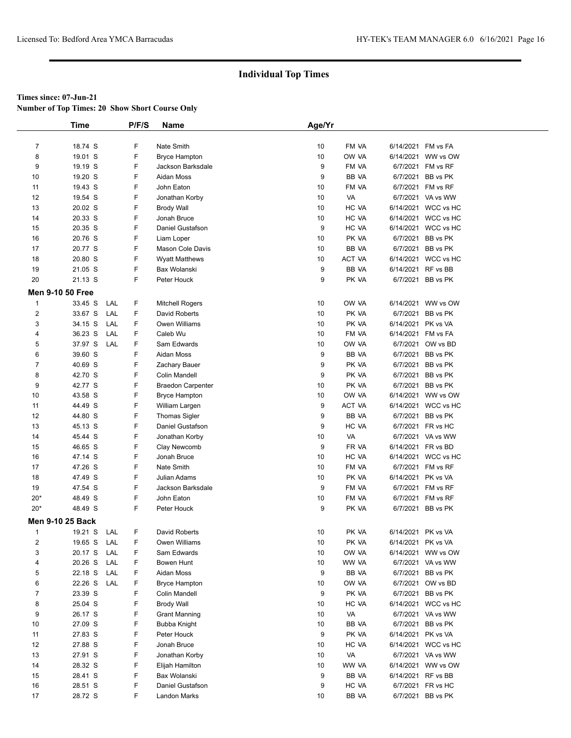## Individual Top Times

**Times since: 07-Jun-21**

**Number of Top Times: 20 Show Short Course Only**

| | Time | | P/F/S | Name | Age/Yr | | | |
|---|---|---|---|---|---|---|---|---|
| 7 | 18.74 S | | F | Nate Smith | 10 | FM VA | 6/14/2021 | FM vs FA |
| 8 | 19.01 S | | F | Bryce Hampton | 10 | OW VA | 6/14/2021 | WW vs OW |
| 9 | 19.19 S | | F | Jackson Barksdale | 9 | FM VA | 6/7/2021 | FM vs RF |
| 10 | 19.20 S | | F | Aidan Moss | 9 | BB VA | 6/7/2021 | BB vs PK |
| 11 | 19.43 S | | F | John Eaton | 10 | FM VA | 6/7/2021 | FM vs RF |
| 12 | 19.54 S | | F | Jonathan Korby | 10 | VA | 6/7/2021 | VA vs WW |
| 13 | 20.02 S | | F | Brody Wall | 10 | HC VA | 6/14/2021 | WCC vs HC |
| 14 | 20.33 S | | F | Jonah Bruce | 10 | HC VA | 6/14/2021 | WCC vs HC |
| 15 | 20.35 S | | F | Daniel Gustafson | 9 | HC VA | 6/14/2021 | WCC vs HC |
| 16 | 20.76 S | | F | Liam Loper | 10 | PK VA | 6/7/2021 | BB vs PK |
| 17 | 20.77 S | | F | Mason Cole Davis | 10 | BB VA | 6/7/2021 | BB vs PK |
| 18 | 20.80 S | | F | Wyatt Matthews | 10 | ACT VA | 6/14/2021 | WCC vs HC |
| 19 | 21.05 S | | F | Bax Wolanski | 9 | BB VA | 6/14/2021 | RF vs BB |
| 20 | 21.13 S | | F | Peter Houck | 9 | PK VA | 6/7/2021 | BB vs PK |
| **Men 9-10 50 Free** | | | | | | | | |
| 1 | 33.45 S | LAL | F | Mitchell Rogers | 10 | OW VA | 6/14/2021 | WW vs OW |
| 2 | 33.67 S | LAL | F | David Roberts | 10 | PK VA | 6/7/2021 | BB vs PK |
| 3 | 34.15 S | LAL | F | Owen Williams | 10 | PK VA | 6/14/2021 | PK vs VA |
| 4 | 36.23 S | LAL | F | Caleb Wu | 10 | FM VA | 6/14/2021 | FM vs FA |
| 5 | 37.97 S | LAL | F | Sam Edwards | 10 | OW VA | 6/7/2021 | OW vs BD |
| 6 | 39.60 S | | F | Aidan Moss | 9 | BB VA | 6/7/2021 | BB vs PK |
| 7 | 40.69 S | | F | Zachary Bauer | 9 | PK VA | 6/7/2021 | BB vs PK |
| 8 | 42.70 S | | F | Colin Mandell | 9 | PK VA | 6/7/2021 | BB vs PK |
| 9 | 42.77 S | | F | Braedon Carpenter | 10 | PK VA | 6/7/2021 | BB vs PK |
| 10 | 43.58 S | | F | Bryce Hampton | 10 | OW VA | 6/14/2021 | WW vs OW |
| 11 | 44.49 S | | F | William Largen | 9 | ACT VA | 6/14/2021 | WCC vs HC |
| 12 | 44.80 S | | F | Thomas Sigler | 9 | BB VA | 6/7/2021 | BB vs PK |
| 13 | 45.13 S | | F | Daniel Gustafson | 9 | HC VA | 6/7/2021 | FR vs HC |
| 14 | 45.44 S | | F | Jonathan Korby | 10 | VA | 6/7/2021 | VA vs WW |
| 15 | 46.65 S | | F | Clay Newcomb | 9 | FR VA | 6/14/2021 | FR vs BD |
| 16 | 47.14 S | | F | Jonah Bruce | 10 | HC VA | 6/14/2021 | WCC vs HC |
| 17 | 47.26 S | | F | Nate Smith | 10 | FM VA | 6/7/2021 | FM vs RF |
| 18 | 47.49 S | | F | Julian Adams | 10 | PK VA | 6/14/2021 | PK vs VA |
| 19 | 47.54 S | | F | Jackson Barksdale | 9 | FM VA | 6/7/2021 | FM vs RF |
| 20* | 48.49 S | | F | John Eaton | 10 | FM VA | 6/7/2021 | FM vs RF |
| 20* | 48.49 S | | F | Peter Houck | 9 | PK VA | 6/7/2021 | BB vs PK |
| **Men 9-10 25 Back** | | | | | | | | |
| 1 | 19.21 S | LAL | F | David Roberts | 10 | PK VA | 6/14/2021 | PK vs VA |
| 2 | 19.65 S | LAL | F | Owen Williams | 10 | PK VA | 6/14/2021 | PK vs VA |
| 3 | 20.17 S | LAL | F | Sam Edwards | 10 | OW VA | 6/14/2021 | WW vs OW |
| 4 | 20.26 S | LAL | F | Bowen Hunt | 10 | WW VA | 6/7/2021 | VA vs WW |
| 5 | 22.18 S | LAL | F | Aidan Moss | 9 | BB VA | 6/7/2021 | BB vs PK |
| 6 | 22.26 S | LAL | F | Bryce Hampton | 10 | OW VA | 6/7/2021 | OW vs BD |
| 7 | 23.39 S | | F | Colin Mandell | 9 | PK VA | 6/7/2021 | BB vs PK |
| 8 | 25.04 S | | F | Brody Wall | 10 | HC VA | 6/14/2021 | WCC vs HC |
| 9 | 26.17 S | | F | Grant Manning | 10 | VA | 6/7/2021 | VA vs WW |
| 10 | 27.09 S | | F | Bubba Knight | 10 | BB VA | 6/7/2021 | BB vs PK |
| 11 | 27.83 S | | F | Peter Houck | 9 | PK VA | 6/14/2021 | PK vs VA |
| 12 | 27.88 S | | F | Jonah Bruce | 10 | HC VA | 6/14/2021 | WCC vs HC |
| 13 | 27.91 S | | F | Jonathan Korby | 10 | VA | 6/7/2021 | VA vs WW |
| 14 | 28.32 S | | F | Elijah Hamilton | 10 | WW VA | 6/14/2021 | WW vs OW |
| 15 | 28.41 S | | F | Bax Wolanski | 9 | BB VA | 6/14/2021 | RF vs BB |
| 16 | 28.51 S | | F | Daniel Gustafson | 9 | HC VA | 6/7/2021 | FR vs HC |
| 17 | 28.72 S | | F | Landon Marks | 10 | BB VA | 6/7/2021 | BB vs PK |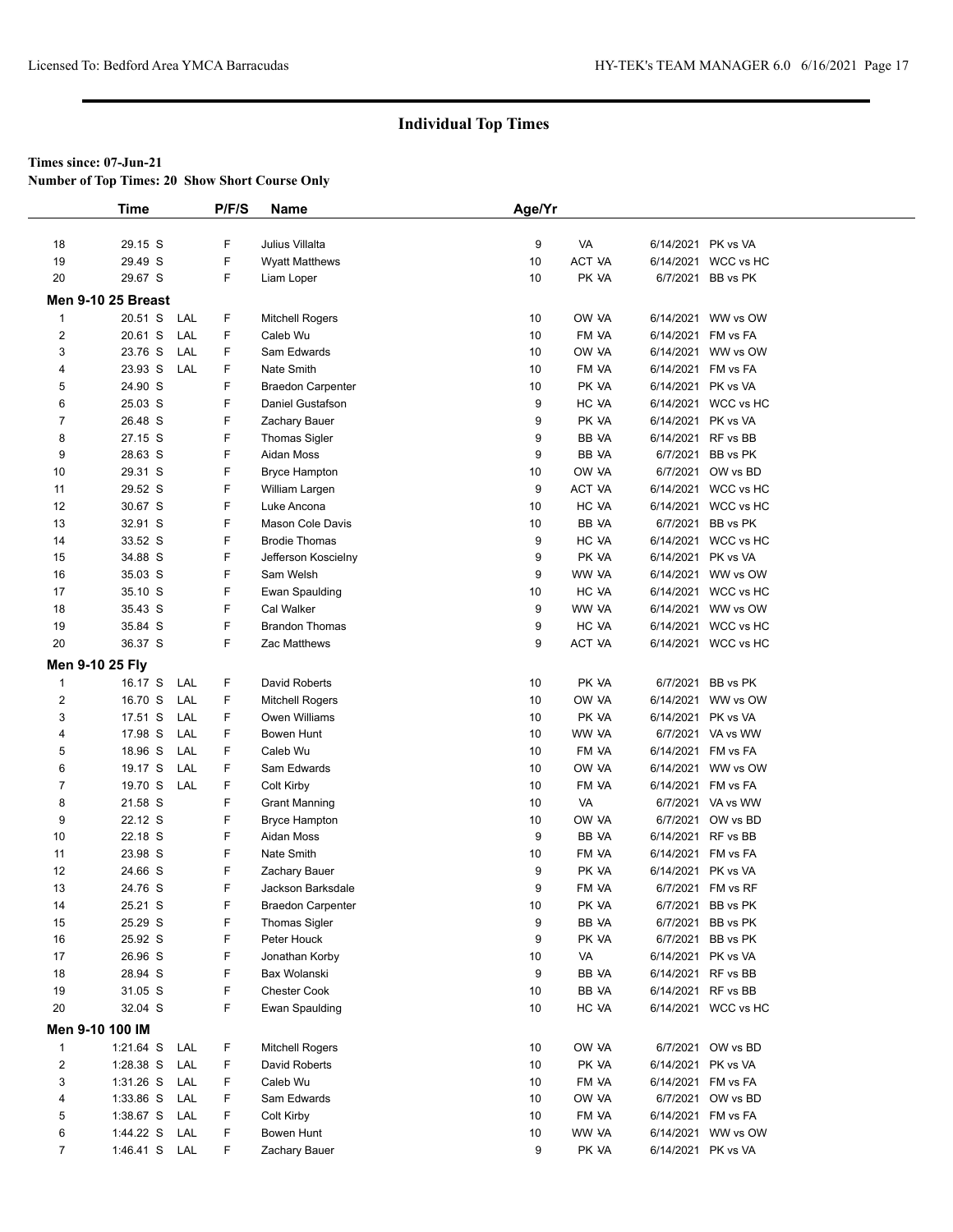# Individual Top Times

**Times since: 07-Jun-21**
**Number of Top Times: 20 Show Short Course Only**

| | Time | | P/F/S | Name | Age/Yr | | | |
|---|---|---|---|---|---|---|---|---|
| 18 | 29.15 S | | F | Julius Villalta | 9 | VA | 6/14/2021 | PK vs VA |
| 19 | 29.49 S | | F | Wyatt Matthews | 10 | ACT VA | 6/14/2021 | WCC vs HC |
| 20 | 29.67 S | | F | Liam Loper | 10 | PK VA | 6/7/2021 | BB vs PK |
| **Men 9-10 25 Breast** | | | | | | | | |
| 1 | 20.51 S | LAL | F | Mitchell Rogers | 10 | OW VA | 6/14/2021 | WW vs OW |
| 2 | 20.61 S | LAL | F | Caleb Wu | 10 | FM VA | 6/14/2021 | FM vs FA |
| 3 | 23.76 S | LAL | F | Sam Edwards | 10 | OW VA | 6/14/2021 | WW vs OW |
| 4 | 23.93 S | LAL | F | Nate Smith | 10 | FM VA | 6/14/2021 | FM vs FA |
| 5 | 24.90 S | | F | Braedon Carpenter | 10 | PK VA | 6/14/2021 | PK vs VA |
| 6 | 25.03 S | | F | Daniel Gustafson | 9 | HC VA | 6/14/2021 | WCC vs HC |
| 7 | 26.48 S | | F | Zachary Bauer | 9 | PK VA | 6/14/2021 | PK vs VA |
| 8 | 27.15 S | | F | Thomas Sigler | 9 | BB VA | 6/14/2021 | RF vs BB |
| 9 | 28.63 S | | F | Aidan Moss | 9 | BB VA | 6/7/2021 | BB vs PK |
| 10 | 29.31 S | | F | Bryce Hampton | 10 | OW VA | 6/7/2021 | OW vs BD |
| 11 | 29.52 S | | F | William Largen | 9 | ACT VA | 6/14/2021 | WCC vs HC |
| 12 | 30.67 S | | F | Luke Ancona | 10 | HC VA | 6/14/2021 | WCC vs HC |
| 13 | 32.91 S | | F | Mason Cole Davis | 10 | BB VA | 6/7/2021 | BB vs PK |
| 14 | 33.52 S | | F | Brodie Thomas | 9 | HC VA | 6/14/2021 | WCC vs HC |
| 15 | 34.88 S | | F | Jefferson Koscielny | 9 | PK VA | 6/14/2021 | PK vs VA |
| 16 | 35.03 S | | F | Sam Welsh | 9 | WW VA | 6/14/2021 | WW vs OW |
| 17 | 35.10 S | | F | Ewan Spaulding | 10 | HC VA | 6/14/2021 | WCC vs HC |
| 18 | 35.43 S | | F | Cal Walker | 9 | WW VA | 6/14/2021 | WW vs OW |
| 19 | 35.84 S | | F | Brandon Thomas | 9 | HC VA | 6/14/2021 | WCC vs HC |
| 20 | 36.37 S | | F | Zac Matthews | 9 | ACT VA | 6/14/2021 | WCC vs HC |
| **Men 9-10 25 Fly** | | | | | | | | |
| 1 | 16.17 S | LAL | F | David Roberts | 10 | PK VA | 6/7/2021 | BB vs PK |
| 2 | 16.70 S | LAL | F | Mitchell Rogers | 10 | OW VA | 6/14/2021 | WW vs OW |
| 3 | 17.51 S | LAL | F | Owen Williams | 10 | PK VA | 6/14/2021 | PK vs VA |
| 4 | 17.98 S | LAL | F | Bowen Hunt | 10 | WW VA | 6/7/2021 | VA vs WW |
| 5 | 18.96 S | LAL | F | Caleb Wu | 10 | FM VA | 6/14/2021 | FM vs FA |
| 6 | 19.17 S | LAL | F | Sam Edwards | 10 | OW VA | 6/14/2021 | WW vs OW |
| 7 | 19.70 S | LAL | F | Colt Kirby | 10 | FM VA | 6/14/2021 | FM vs FA |
| 8 | 21.58 S | | F | Grant Manning | 10 | VA | 6/7/2021 | VA vs WW |
| 9 | 22.12 S | | F | Bryce Hampton | 10 | OW VA | 6/7/2021 | OW vs BD |
| 10 | 22.18 S | | F | Aidan Moss | 9 | BB VA | 6/14/2021 | RF vs BB |
| 11 | 23.98 S | | F | Nate Smith | 10 | FM VA | 6/14/2021 | FM vs FA |
| 12 | 24.66 S | | F | Zachary Bauer | 9 | PK VA | 6/14/2021 | PK vs VA |
| 13 | 24.76 S | | F | Jackson Barksdale | 9 | FM VA | 6/7/2021 | FM vs RF |
| 14 | 25.21 S | | F | Braedon Carpenter | 10 | PK VA | 6/7/2021 | BB vs PK |
| 15 | 25.29 S | | F | Thomas Sigler | 9 | BB VA | 6/7/2021 | BB vs PK |
| 16 | 25.92 S | | F | Peter Houck | 9 | PK VA | 6/7/2021 | BB vs PK |
| 17 | 26.96 S | | F | Jonathan Korby | 10 | VA | 6/14/2021 | PK vs VA |
| 18 | 28.94 S | | F | Bax Wolanski | 9 | BB VA | 6/14/2021 | RF vs BB |
| 19 | 31.05 S | | F | Chester Cook | 10 | BB VA | 6/14/2021 | RF vs BB |
| 20 | 32.04 S | | F | Ewan Spaulding | 10 | HC VA | 6/14/2021 | WCC vs HC |
| **Men 9-10 100 IM** | | | | | | | | |
| 1 | 1:21.64 S | LAL | F | Mitchell Rogers | 10 | OW VA | 6/7/2021 | OW vs BD |
| 2 | 1:28.38 S | LAL | F | David Roberts | 10 | PK VA | 6/14/2021 | PK vs VA |
| 3 | 1:31.26 S | LAL | F | Caleb Wu | 10 | FM VA | 6/14/2021 | FM vs FA |
| 4 | 1:33.86 S | LAL | F | Sam Edwards | 10 | OW VA | 6/7/2021 | OW vs BD |
| 5 | 1:38.67 S | LAL | F | Colt Kirby | 10 | FM VA | 6/14/2021 | FM vs FA |
| 6 | 1:44.22 S | LAL | F | Bowen Hunt | 10 | WW VA | 6/14/2021 | WW vs OW |
| 7 | 1:46.41 S | LAL | F | Zachary Bauer | 9 | PK VA | 6/14/2021 | PK vs VA |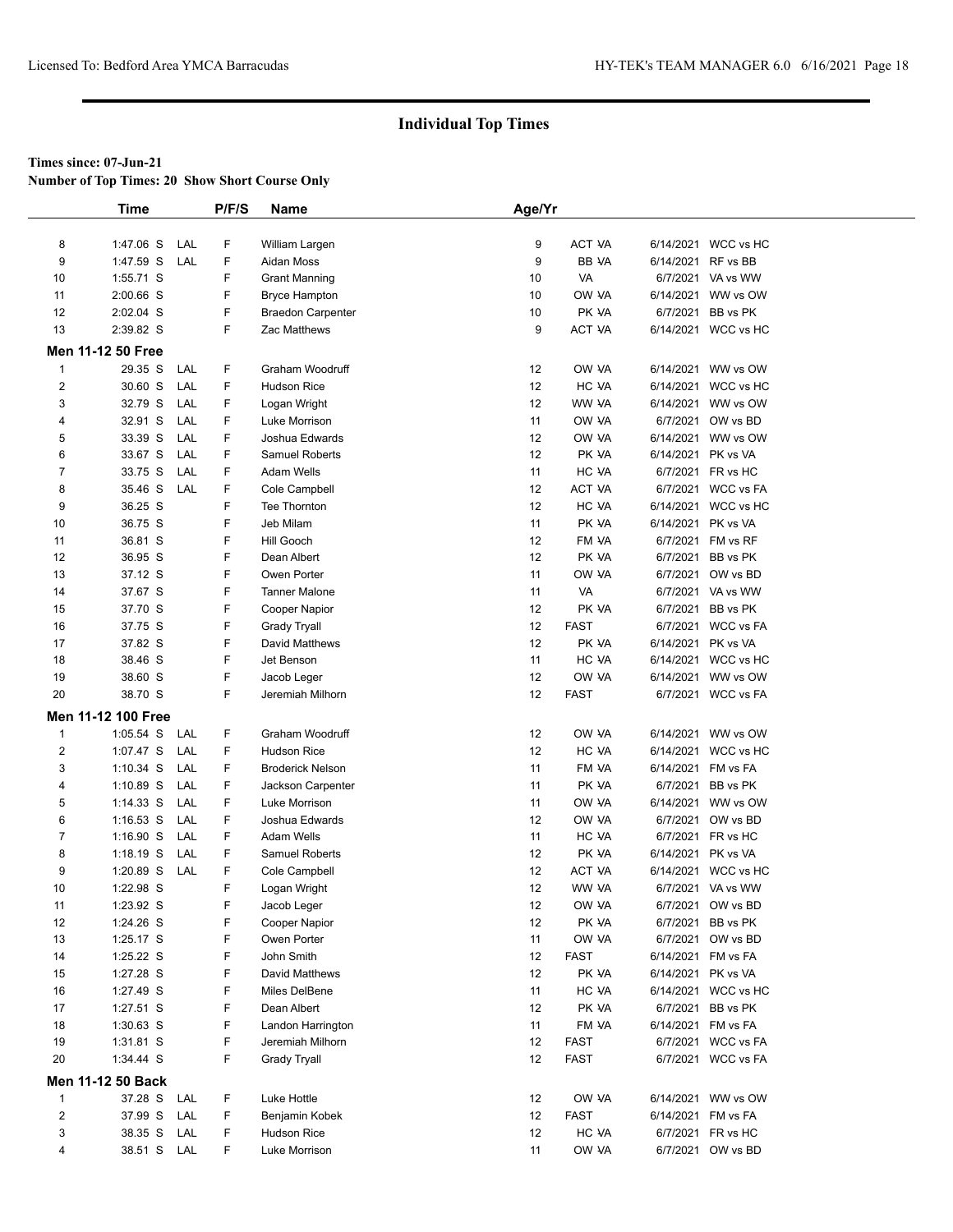## Individual Top Times

**Times since: 07-Jun-21**

**Number of Top Times: 20 Show Short Course Only**

| | Time | | P/F/S | Name | Age/Yr | | | |
|---|---|---|---|---|---|---|---|---|
| 8 | 1:47.06 S | LAL | F | William Largen | 9 | ACT VA | 6/14/2021 | WCC vs HC |
| 9 | 1:47.59 S | LAL | F | Aidan Moss | 9 | BB VA | 6/14/2021 | RF vs BB |
| 10 | 1:55.71 S | | F | Grant Manning | 10 | VA | 6/7/2021 | VA vs WW |
| 11 | 2:00.66 S | | F | Bryce Hampton | 10 | OW VA | 6/14/2021 | WW vs OW |
| 12 | 2:02.04 S | | F | Braedon Carpenter | 10 | PK VA | 6/7/2021 | BB vs PK |
| 13 | 2:39.82 S | | F | Zac Matthews | 9 | ACT VA | 6/14/2021 | WCC vs HC |
| **Men 11-12 50 Free** | | | | | | | | |
| 1 | 29.35 S | LAL | F | Graham Woodruff | 12 | OW VA | 6/14/2021 | WW vs OW |
| 2 | 30.60 S | LAL | F | Hudson Rice | 12 | HC VA | 6/14/2021 | WCC vs HC |
| 3 | 32.79 S | LAL | F | Logan Wright | 12 | WW VA | 6/14/2021 | WW vs OW |
| 4 | 32.91 S | LAL | F | Luke Morrison | 11 | OW VA | 6/7/2021 | OW vs BD |
| 5 | 33.39 S | LAL | F | Joshua Edwards | 12 | OW VA | 6/14/2021 | WW vs OW |
| 6 | 33.67 S | LAL | F | Samuel Roberts | 12 | PK VA | 6/14/2021 | PK vs VA |
| 7 | 33.75 S | LAL | F | Adam Wells | 11 | HC VA | 6/7/2021 | FR vs HC |
| 8 | 35.46 S | LAL | F | Cole Campbell | 12 | ACT VA | 6/7/2021 | WCC vs FA |
| 9 | 36.25 S | | F | Tee Thornton | 12 | HC VA | 6/14/2021 | WCC vs HC |
| 10 | 36.75 S | | F | Jeb Milam | 11 | PK VA | 6/14/2021 | PK vs VA |
| 11 | 36.81 S | | F | Hill Gooch | 12 | FM VA | 6/7/2021 | FM vs RF |
| 12 | 36.95 S | | F | Dean Albert | 12 | PK VA | 6/7/2021 | BB vs PK |
| 13 | 37.12 S | | F | Owen Porter | 11 | OW VA | 6/7/2021 | OW vs BD |
| 14 | 37.67 S | | F | Tanner Malone | 11 | VA | 6/7/2021 | VA vs WW |
| 15 | 37.70 S | | F | Cooper Napior | 12 | PK VA | 6/7/2021 | BB vs PK |
| 16 | 37.75 S | | F | Grady Tryall | 12 | FAST | 6/7/2021 | WCC vs FA |
| 17 | 37.82 S | | F | David Matthews | 12 | PK VA | 6/14/2021 | PK vs VA |
| 18 | 38.46 S | | F | Jet Benson | 11 | HC VA | 6/14/2021 | WCC vs HC |
| 19 | 38.60 S | | F | Jacob Leger | 12 | OW VA | 6/14/2021 | WW vs OW |
| 20 | 38.70 S | | F | Jeremiah Milhorn | 12 | FAST | 6/7/2021 | WCC vs FA |
| **Men 11-12 100 Free** | | | | | | | | |
| 1 | 1:05.54 S | LAL | F | Graham Woodruff | 12 | OW VA | 6/14/2021 | WW vs OW |
| 2 | 1:07.47 S | LAL | F | Hudson Rice | 12 | HC VA | 6/14/2021 | WCC vs HC |
| 3 | 1:10.34 S | LAL | F | Broderick Nelson | 11 | FM VA | 6/14/2021 | FM vs FA |
| 4 | 1:10.89 S | LAL | F | Jackson Carpenter | 11 | PK VA | 6/7/2021 | BB vs PK |
| 5 | 1:14.33 S | LAL | F | Luke Morrison | 11 | OW VA | 6/14/2021 | WW vs OW |
| 6 | 1:16.53 S | LAL | F | Joshua Edwards | 12 | OW VA | 6/7/2021 | OW vs BD |
| 7 | 1:16.90 S | LAL | F | Adam Wells | 11 | HC VA | 6/7/2021 | FR vs HC |
| 8 | 1:18.19 S | LAL | F | Samuel Roberts | 12 | PK VA | 6/14/2021 | PK vs VA |
| 9 | 1:20.89 S | LAL | F | Cole Campbell | 12 | ACT VA | 6/14/2021 | WCC vs HC |
| 10 | 1:22.98 S | | F | Logan Wright | 12 | WW VA | 6/7/2021 | VA vs WW |
| 11 | 1:23.92 S | | F | Jacob Leger | 12 | OW VA | 6/7/2021 | OW vs BD |
| 12 | 1:24.26 S | | F | Cooper Napior | 12 | PK VA | 6/7/2021 | BB vs PK |
| 13 | 1:25.17 S | | F | Owen Porter | 11 | OW VA | 6/7/2021 | OW vs BD |
| 14 | 1:25.22 S | | F | John Smith | 12 | FAST | 6/14/2021 | FM vs FA |
| 15 | 1:27.28 S | | F | David Matthews | 12 | PK VA | 6/14/2021 | PK vs VA |
| 16 | 1:27.49 S | | F | Miles DelBene | 11 | HC VA | 6/14/2021 | WCC vs HC |
| 17 | 1:27.51 S | | F | Dean Albert | 12 | PK VA | 6/7/2021 | BB vs PK |
| 18 | 1:30.63 S | | F | Landon Harrington | 11 | FM VA | 6/14/2021 | FM vs FA |
| 19 | 1:31.81 S | | F | Jeremiah Milhorn | 12 | FAST | 6/7/2021 | WCC vs FA |
| 20 | 1:34.44 S | | F | Grady Tryall | 12 | FAST | 6/7/2021 | WCC vs FA |
| **Men 11-12 50 Back** | | | | | | | | |
| 1 | 37.28 S | LAL | F | Luke Hottle | 12 | OW VA | 6/14/2021 | WW vs OW |
| 2 | 37.99 S | LAL | F | Benjamin Kobek | 12 | FAST | 6/14/2021 | FM vs FA |
| 3 | 38.35 S | LAL | F | Hudson Rice | 12 | HC VA | 6/7/2021 | FR vs HC |
| 4 | 38.51 S | LAL | F | Luke Morrison | 11 | OW VA | 6/7/2021 | OW vs BD |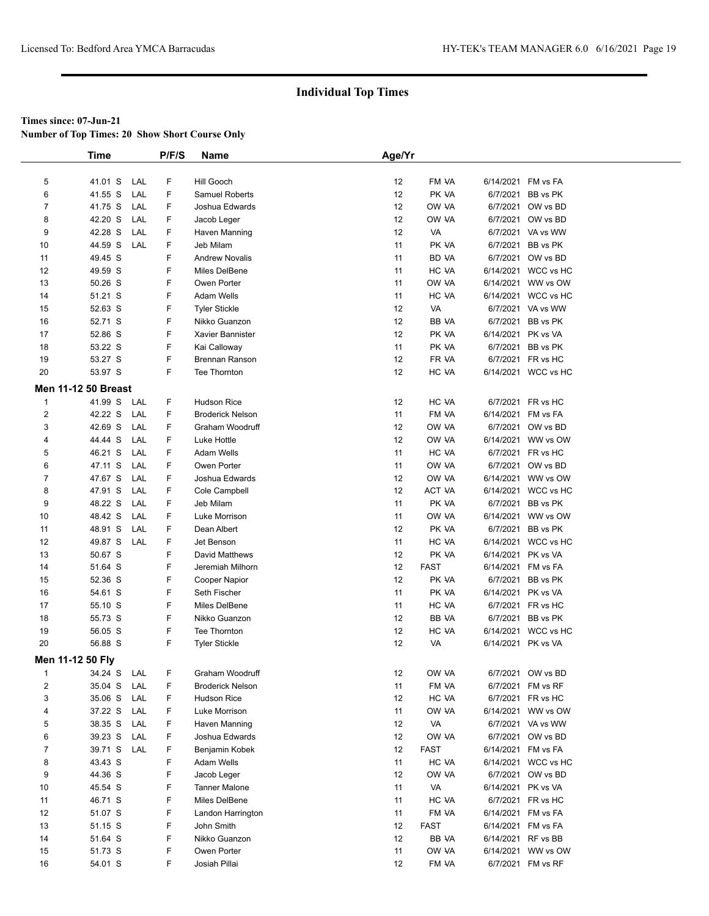## Individual Top Times

**Times since: 07-Jun-21**
**Number of Top Times: 20 Show Short Course Only**

| | Time | | P/F/S | Name | Age/Yr | | | |
|---|---|---|---|---|---|---|---|---|
| 5 | 41.01 S | LAL | F | Hill Gooch | 12 | FM VA | 6/14/2021 | FM vs FA |
| 6 | 41.55 S | LAL | F | Samuel Roberts | 12 | PK VA | 6/7/2021 | BB vs PK |
| 7 | 41.75 S | LAL | F | Joshua Edwards | 12 | OW VA | 6/7/2021 | OW vs BD |
| 8 | 42.20 S | LAL | F | Jacob Leger | 12 | OW VA | 6/7/2021 | OW vs BD |
| 9 | 42.28 S | LAL | F | Haven Manning | 12 | VA | 6/7/2021 | VA vs WW |
| 10 | 44.59 S | LAL | F | Jeb Milam | 11 | PK VA | 6/7/2021 | BB vs PK |
| 11 | 49.45 S | | F | Andrew Novalis | 11 | BD VA | 6/7/2021 | OW vs BD |
| 12 | 49.59 S | | F | Miles DelBene | 11 | HC VA | 6/14/2021 | WCC vs HC |
| 13 | 50.26 S | | F | Owen Porter | 11 | OW VA | 6/14/2021 | WW vs OW |
| 14 | 51.21 S | | F | Adam Wells | 11 | HC VA | 6/14/2021 | WCC vs HC |
| 15 | 52.63 S | | F | Tyler Stickle | 12 | VA | 6/7/2021 | VA vs WW |
| 16 | 52.71 S | | F | Nikko Guanzon | 12 | BB VA | 6/7/2021 | BB vs PK |
| 17 | 52.86 S | | F | Xavier Bannister | 12 | PK VA | 6/14/2021 | PK vs VA |
| 18 | 53.22 S | | F | Kai Calloway | 11 | PK VA | 6/7/2021 | BB vs PK |
| 19 | 53.27 S | | F | Brennan Ranson | 12 | FR VA | 6/7/2021 | FR vs HC |
| 20 | 53.97 S | | F | Tee Thornton | 12 | HC VA | 6/14/2021 | WCC vs HC |

**Men 11-12 50 Breast**

| | Time | | P/F/S | Name | Age/Yr | | | |
|---|---|---|---|---|---|---|---|---|
| 1 | 41.99 S | LAL | F | Hudson Rice | 12 | HC VA | 6/7/2021 | FR vs HC |
| 2 | 42.22 S | LAL | F | Broderick Nelson | 11 | FM VA | 6/14/2021 | FM vs FA |
| 3 | 42.69 S | LAL | F | Graham Woodruff | 12 | OW VA | 6/7/2021 | OW vs BD |
| 4 | 44.44 S | LAL | F | Luke Hottle | 12 | OW VA | 6/14/2021 | WW vs OW |
| 5 | 46.21 S | LAL | F | Adam Wells | 11 | HC VA | 6/7/2021 | FR vs HC |
| 6 | 47.11 S | LAL | F | Owen Porter | 11 | OW VA | 6/7/2021 | OW vs BD |
| 7 | 47.67 S | LAL | F | Joshua Edwards | 12 | OW VA | 6/14/2021 | WW vs OW |
| 8 | 47.91 S | LAL | F | Cole Campbell | 12 | ACT VA | 6/14/2021 | WCC vs HC |
| 9 | 48.22 S | LAL | F | Jeb Milam | 11 | PK VA | 6/7/2021 | BB vs PK |
| 10 | 48.42 S | LAL | F | Luke Morrison | 11 | OW VA | 6/14/2021 | WW vs OW |
| 11 | 48.91 S | LAL | F | Dean Albert | 12 | PK VA | 6/7/2021 | BB vs PK |
| 12 | 49.87 S | LAL | F | Jet Benson | 11 | HC VA | 6/14/2021 | WCC vs HC |
| 13 | 50.67 S | | F | David Matthews | 12 | PK VA | 6/14/2021 | PK vs VA |
| 14 | 51.64 S | | F | Jeremiah Milhorn | 12 | FAST | 6/14/2021 | FM vs FA |
| 15 | 52.36 S | | F | Cooper Napior | 12 | PK VA | 6/7/2021 | BB vs PK |
| 16 | 54.61 S | | F | Seth Fischer | 11 | PK VA | 6/14/2021 | PK vs VA |
| 17 | 55.10 S | | F | Miles DelBene | 11 | HC VA | 6/7/2021 | FR vs HC |
| 18 | 55.73 S | | F | Nikko Guanzon | 12 | BB VA | 6/7/2021 | BB vs PK |
| 19 | 56.05 S | | F | Tee Thornton | 12 | HC VA | 6/14/2021 | WCC vs HC |
| 20 | 56.88 S | | F | Tyler Stickle | 12 | VA | 6/14/2021 | PK vs VA |

**Men 11-12 50 Fly**

| | Time | | P/F/S | Name | Age/Yr | | | |
|---|---|---|---|---|---|---|---|---|
| 1 | 34.24 S | LAL | F | Graham Woodruff | 12 | OW VA | 6/7/2021 | OW vs BD |
| 2 | 35.04 S | LAL | F | Broderick Nelson | 11 | FM VA | 6/7/2021 | FM vs RF |
| 3 | 35.06 S | LAL | F | Hudson Rice | 12 | HC VA | 6/7/2021 | FR vs HC |
| 4 | 37.22 S | LAL | F | Luke Morrison | 11 | OW VA | 6/14/2021 | WW vs OW |
| 5 | 38.35 S | LAL | F | Haven Manning | 12 | VA | 6/7/2021 | VA vs WW |
| 6 | 39.23 S | LAL | F | Joshua Edwards | 12 | OW VA | 6/7/2021 | OW vs BD |
| 7 | 39.71 S | LAL | F | Benjamin Kobek | 12 | FAST | 6/14/2021 | FM vs FA |
| 8 | 43.43 S | | F | Adam Wells | 11 | HC VA | 6/14/2021 | WCC vs HC |
| 9 | 44.36 S | | F | Jacob Leger | 12 | OW VA | 6/7/2021 | OW vs BD |
| 10 | 45.54 S | | F | Tanner Malone | 11 | VA | 6/14/2021 | PK vs VA |
| 11 | 46.71 S | | F | Miles DelBene | 11 | HC VA | 6/7/2021 | FR vs HC |
| 12 | 51.07 S | | F | Landon Harrington | 11 | FM VA | 6/14/2021 | FM vs FA |
| 13 | 51.15 S | | F | John Smith | 12 | FAST | 6/14/2021 | FM vs FA |
| 14 | 51.64 S | | F | Nikko Guanzon | 12 | BB VA | 6/14/2021 | RF vs BB |
| 15 | 51.73 S | | F | Owen Porter | 11 | OW VA | 6/14/2021 | WW vs OW |
| 16 | 54.01 S | | F | Josiah Pillai | 12 | FM VA | 6/7/2021 | FM vs RF |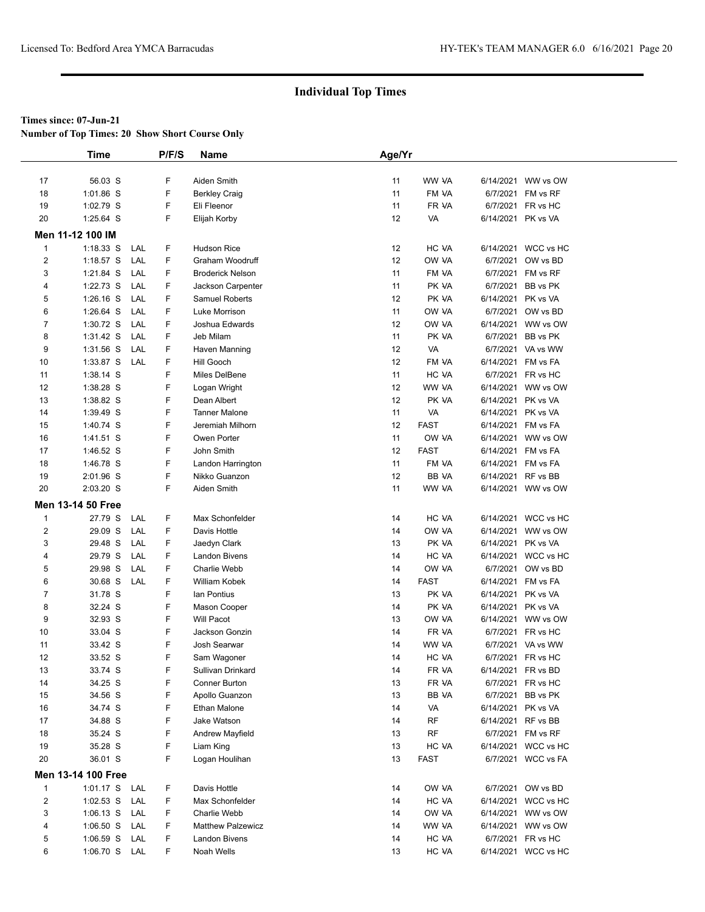# Individual Top Times

**Times since: 07-Jun-21**

**Number of Top Times: 20 Show Short Course Only**

| | Time | | P/F/S | Name | Age/Yr | | | |
|---|---|---|---|---|---|---|---|---|
| 17 | 56.03 S | | F | Aiden Smith | 11 | WW VA | 6/14/2021 | WW vs OW |
| 18 | 1:01.86 S | | F | Berkley Craig | 11 | FM VA | 6/7/2021 | FM vs RF |
| 19 | 1:02.79 S | | F | Eli Fleenor | 11 | FR VA | 6/7/2021 | FR vs HC |
| 20 | 1:25.64 S | | F | Elijah Korby | 12 | VA | 6/14/2021 | PK vs VA |
| **Men 11-12 100 IM** | | | | | | | | |
| 1 | 1:18.33 S | LAL | F | Hudson Rice | 12 | HC VA | 6/14/2021 | WCC vs HC |
| 2 | 1:18.57 S | LAL | F | Graham Woodruff | 12 | OW VA | 6/7/2021 | OW vs BD |
| 3 | 1:21.84 S | LAL | F | Broderick Nelson | 11 | FM VA | 6/7/2021 | FM vs RF |
| 4 | 1:22.73 S | LAL | F | Jackson Carpenter | 11 | PK VA | 6/7/2021 | BB vs PK |
| 5 | 1:26.16 S | LAL | F | Samuel Roberts | 12 | PK VA | 6/14/2021 | PK vs VA |
| 6 | 1:26.64 S | LAL | F | Luke Morrison | 11 | OW VA | 6/7/2021 | OW vs BD |
| 7 | 1:30.72 S | LAL | F | Joshua Edwards | 12 | OW VA | 6/14/2021 | WW vs OW |
| 8 | 1:31.42 S | LAL | F | Jeb Milam | 11 | PK VA | 6/7/2021 | BB vs PK |
| 9 | 1:31.56 S | LAL | F | Haven Manning | 12 | VA | 6/7/2021 | VA vs WW |
| 10 | 1:33.87 S | LAL | F | Hill Gooch | 12 | FM VA | 6/14/2021 | FM vs FA |
| 11 | 1:38.14 S | | F | Miles DelBene | 11 | HC VA | 6/7/2021 | FR vs HC |
| 12 | 1:38.28 S | | F | Logan Wright | 12 | WW VA | 6/14/2021 | WW vs OW |
| 13 | 1:38.82 S | | F | Dean Albert | 12 | PK VA | 6/14/2021 | PK vs VA |
| 14 | 1:39.49 S | | F | Tanner Malone | 11 | VA | 6/14/2021 | PK vs VA |
| 15 | 1:40.74 S | | F | Jeremiah Milhorn | 12 | FAST | 6/14/2021 | FM vs FA |
| 16 | 1:41.51 S | | F | Owen Porter | 11 | OW VA | 6/14/2021 | WW vs OW |
| 17 | 1:46.52 S | | F | John Smith | 12 | FAST | 6/14/2021 | FM vs FA |
| 18 | 1:46.78 S | | F | Landon Harrington | 11 | FM VA | 6/14/2021 | FM vs FA |
| 19 | 2:01.96 S | | F | Nikko Guanzon | 12 | BB VA | 6/14/2021 | RF vs BB |
| 20 | 2:03.20 S | | F | Aiden Smith | 11 | WW VA | 6/14/2021 | WW vs OW |
| **Men 13-14 50 Free** | | | | | | | | |
| 1 | 27.79 S | LAL | F | Max Schonfelder | 14 | HC VA | 6/14/2021 | WCC vs HC |
| 2 | 29.09 S | LAL | F | Davis Hottle | 14 | OW VA | 6/14/2021 | WW vs OW |
| 3 | 29.48 S | LAL | F | Jaedyn Clark | 13 | PK VA | 6/14/2021 | PK vs VA |
| 4 | 29.79 S | LAL | F | Landon Bivens | 14 | HC VA | 6/14/2021 | WCC vs HC |
| 5 | 29.98 S | LAL | F | Charlie Webb | 14 | OW VA | 6/7/2021 | OW vs BD |
| 6 | 30.68 S | LAL | F | William Kobek | 14 | FAST | 6/14/2021 | FM vs FA |
| 7 | 31.78 S | | F | Ian Pontius | 13 | PK VA | 6/14/2021 | PK vs VA |
| 8 | 32.24 S | | F | Mason Cooper | 14 | PK VA | 6/14/2021 | PK vs VA |
| 9 | 32.93 S | | F | Will Pacot | 13 | OW VA | 6/14/2021 | WW vs OW |
| 10 | 33.04 S | | F | Jackson Gonzin | 14 | FR VA | 6/7/2021 | FR vs HC |
| 11 | 33.42 S | | F | Josh Searwar | 14 | WW VA | 6/7/2021 | VA vs WW |
| 12 | 33.52 S | | F | Sam Wagoner | 14 | HC VA | 6/7/2021 | FR vs HC |
| 13 | 33.74 S | | F | Sullivan Drinkard | 14 | FR VA | 6/14/2021 | FR vs BD |
| 14 | 34.25 S | | F | Conner Burton | 13 | FR VA | 6/7/2021 | FR vs HC |
| 15 | 34.56 S | | F | Apollo Guanzon | 13 | BB VA | 6/7/2021 | BB vs PK |
| 16 | 34.74 S | | F | Ethan Malone | 14 | VA | 6/14/2021 | PK vs VA |
| 17 | 34.88 S | | F | Jake Watson | 14 | RF | 6/14/2021 | RF vs BB |
| 18 | 35.24 S | | F | Andrew Mayfield | 13 | RF | 6/7/2021 | FM vs RF |
| 19 | 35.28 S | | F | Liam King | 13 | HC VA | 6/14/2021 | WCC vs HC |
| 20 | 36.01 S | | F | Logan Houlihan | 13 | FAST | 6/7/2021 | WCC vs FA |
| **Men 13-14 100 Free** | | | | | | | | |
| 1 | 1:01.17 S | LAL | F | Davis Hottle | 14 | OW VA | 6/7/2021 | OW vs BD |
| 2 | 1:02.53 S | LAL | F | Max Schonfelder | 14 | HC VA | 6/14/2021 | WCC vs HC |
| 3 | 1:06.13 S | LAL | F | Charlie Webb | 14 | OW VA | 6/14/2021 | WW vs OW |
| 4 | 1:06.50 S | LAL | F | Matthew Palzewicz | 14 | WW VA | 6/14/2021 | WW vs OW |
| 5 | 1:06.59 S | LAL | F | Landon Bivens | 14 | HC VA | 6/7/2021 | FR vs HC |
| 6 | 1:06.70 S | LAL | F | Noah Wells | 13 | HC VA | 6/14/2021 | WCC vs HC |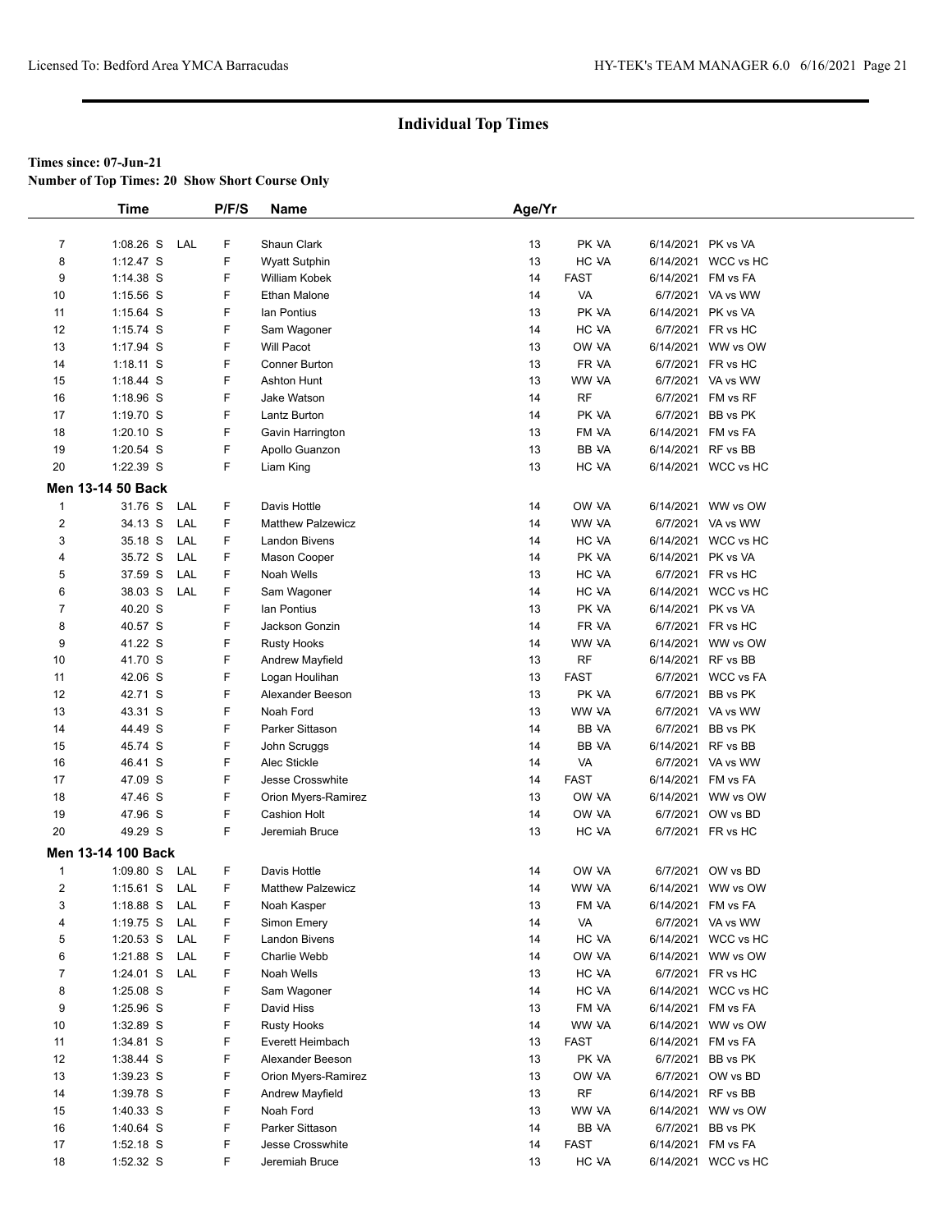## Individual Top Times

**Times since: 07-Jun-21**

**Number of Top Times: 20 Show Short Course Only**

| | Time | | P/F/S | Name | Age/Yr | | | |
|---|---|---|---|---|---|---|---|---|
| 7 | 1:08.26 S | LAL | F | Shaun Clark | 13 | PK VA | 6/14/2021 | PK vs VA |
| 8 | 1:12.47 S | | F | Wyatt Sutphin | 13 | HC VA | 6/14/2021 | WCC vs HC |
| 9 | 1:14.38 S | | F | William Kobek | 14 | FAST | 6/14/2021 | FM vs FA |
| 10 | 1:15.56 S | | F | Ethan Malone | 14 | VA | 6/7/2021 | VA vs WW |
| 11 | 1:15.64 S | | F | Ian Pontius | 13 | PK VA | 6/14/2021 | PK vs VA |
| 12 | 1:15.74 S | | F | Sam Wagoner | 14 | HC VA | 6/7/2021 | FR vs HC |
| 13 | 1:17.94 S | | F | Will Pacot | 13 | OW VA | 6/14/2021 | WW vs OW |
| 14 | 1:18.11 S | | F | Conner Burton | 13 | FR VA | 6/7/2021 | FR vs HC |
| 15 | 1:18.44 S | | F | Ashton Hunt | 13 | WW VA | 6/7/2021 | VA vs WW |
| 16 | 1:18.96 S | | F | Jake Watson | 14 | RF | 6/7/2021 | FM vs RF |
| 17 | 1:19.70 S | | F | Lantz Burton | 14 | PK VA | 6/7/2021 | BB vs PK |
| 18 | 1:20.10 S | | F | Gavin Harrington | 13 | FM VA | 6/14/2021 | FM vs FA |
| 19 | 1:20.54 S | | F | Apollo Guanzon | 13 | BB VA | 6/14/2021 | RF vs BB |
| 20 | 1:22.39 S | | F | Liam King | 13 | HC VA | 6/14/2021 | WCC vs HC |

**Men 13-14 50 Back**

| | Time | | P/F/S | Name | Age/Yr | | | |
|---|---|---|---|---|---|---|---|---|
| 1 | 31.76 S | LAL | F | Davis Hottle | 14 | OW VA | 6/14/2021 | WW vs OW |
| 2 | 34.13 S | LAL | F | Matthew Palzewicz | 14 | WW VA | 6/7/2021 | VA vs WW |
| 3 | 35.18 S | LAL | F | Landon Bivens | 14 | HC VA | 6/14/2021 | WCC vs HC |
| 4 | 35.72 S | LAL | F | Mason Cooper | 14 | PK VA | 6/14/2021 | PK vs VA |
| 5 | 37.59 S | LAL | F | Noah Wells | 13 | HC VA | 6/7/2021 | FR vs HC |
| 6 | 38.03 S | LAL | F | Sam Wagoner | 14 | HC VA | 6/14/2021 | WCC vs HC |
| 7 | 40.20 S | | F | Ian Pontius | 13 | PK VA | 6/14/2021 | PK vs VA |
| 8 | 40.57 S | | F | Jackson Gonzin | 14 | FR VA | 6/7/2021 | FR vs HC |
| 9 | 41.22 S | | F | Rusty Hooks | 14 | WW VA | 6/14/2021 | WW vs OW |
| 10 | 41.70 S | | F | Andrew Mayfield | 13 | RF | 6/14/2021 | RF vs BB |
| 11 | 42.06 S | | F | Logan Houlihan | 13 | FAST | 6/7/2021 | WCC vs FA |
| 12 | 42.71 S | | F | Alexander Beeson | 13 | PK VA | 6/7/2021 | BB vs PK |
| 13 | 43.31 S | | F | Noah Ford | 13 | WW VA | 6/7/2021 | VA vs WW |
| 14 | 44.49 S | | F | Parker Sittason | 14 | BB VA | 6/7/2021 | BB vs PK |
| 15 | 45.74 S | | F | John Scruggs | 14 | BB VA | 6/14/2021 | RF vs BB |
| 16 | 46.41 S | | F | Alec Stickle | 14 | VA | 6/7/2021 | VA vs WW |
| 17 | 47.09 S | | F | Jesse Crosswhite | 14 | FAST | 6/14/2021 | FM vs FA |
| 18 | 47.46 S | | F | Orion Myers-Ramirez | 13 | OW VA | 6/14/2021 | WW vs OW |
| 19 | 47.96 S | | F | Cashion Holt | 14 | OW VA | 6/7/2021 | OW vs BD |
| 20 | 49.29 S | | F | Jeremiah Bruce | 13 | HC VA | 6/7/2021 | FR vs HC |

**Men 13-14 100 Back**

| | Time | | P/F/S | Name | Age/Yr | | | |
|---|---|---|---|---|---|---|---|---|
| 1 | 1:09.80 S | LAL | F | Davis Hottle | 14 | OW VA | 6/7/2021 | OW vs BD |
| 2 | 1:15.61 S | LAL | F | Matthew Palzewicz | 14 | WW VA | 6/14/2021 | WW vs OW |
| 3 | 1:18.88 S | LAL | F | Noah Kasper | 13 | FM VA | 6/14/2021 | FM vs FA |
| 4 | 1:19.75 S | LAL | F | Simon Emery | 14 | VA | 6/7/2021 | VA vs WW |
| 5 | 1:20.53 S | LAL | F | Landon Bivens | 14 | HC VA | 6/14/2021 | WCC vs HC |
| 6 | 1:21.88 S | LAL | F | Charlie Webb | 14 | OW VA | 6/14/2021 | WW vs OW |
| 7 | 1:24.01 S | LAL | F | Noah Wells | 13 | HC VA | 6/7/2021 | FR vs HC |
| 8 | 1:25.08 S | | F | Sam Wagoner | 14 | HC VA | 6/14/2021 | WCC vs HC |
| 9 | 1:25.96 S | | F | David Hiss | 13 | FM VA | 6/14/2021 | FM vs FA |
| 10 | 1:32.89 S | | F | Rusty Hooks | 14 | WW VA | 6/14/2021 | WW vs OW |
| 11 | 1:34.81 S | | F | Everett Heimbach | 13 | FAST | 6/14/2021 | FM vs FA |
| 12 | 1:38.44 S | | F | Alexander Beeson | 13 | PK VA | 6/7/2021 | BB vs PK |
| 13 | 1:39.23 S | | F | Orion Myers-Ramirez | 13 | OW VA | 6/7/2021 | OW vs BD |
| 14 | 1:39.78 S | | F | Andrew Mayfield | 13 | RF | 6/14/2021 | RF vs BB |
| 15 | 1:40.33 S | | F | Noah Ford | 13 | WW VA | 6/14/2021 | WW vs OW |
| 16 | 1:40.64 S | | F | Parker Sittason | 14 | BB VA | 6/7/2021 | BB vs PK |
| 17 | 1:52.18 S | | F | Jesse Crosswhite | 14 | FAST | 6/14/2021 | FM vs FA |
| 18 | 1:52.32 S | | F | Jeremiah Bruce | 13 | HC VA | 6/14/2021 | WCC vs HC |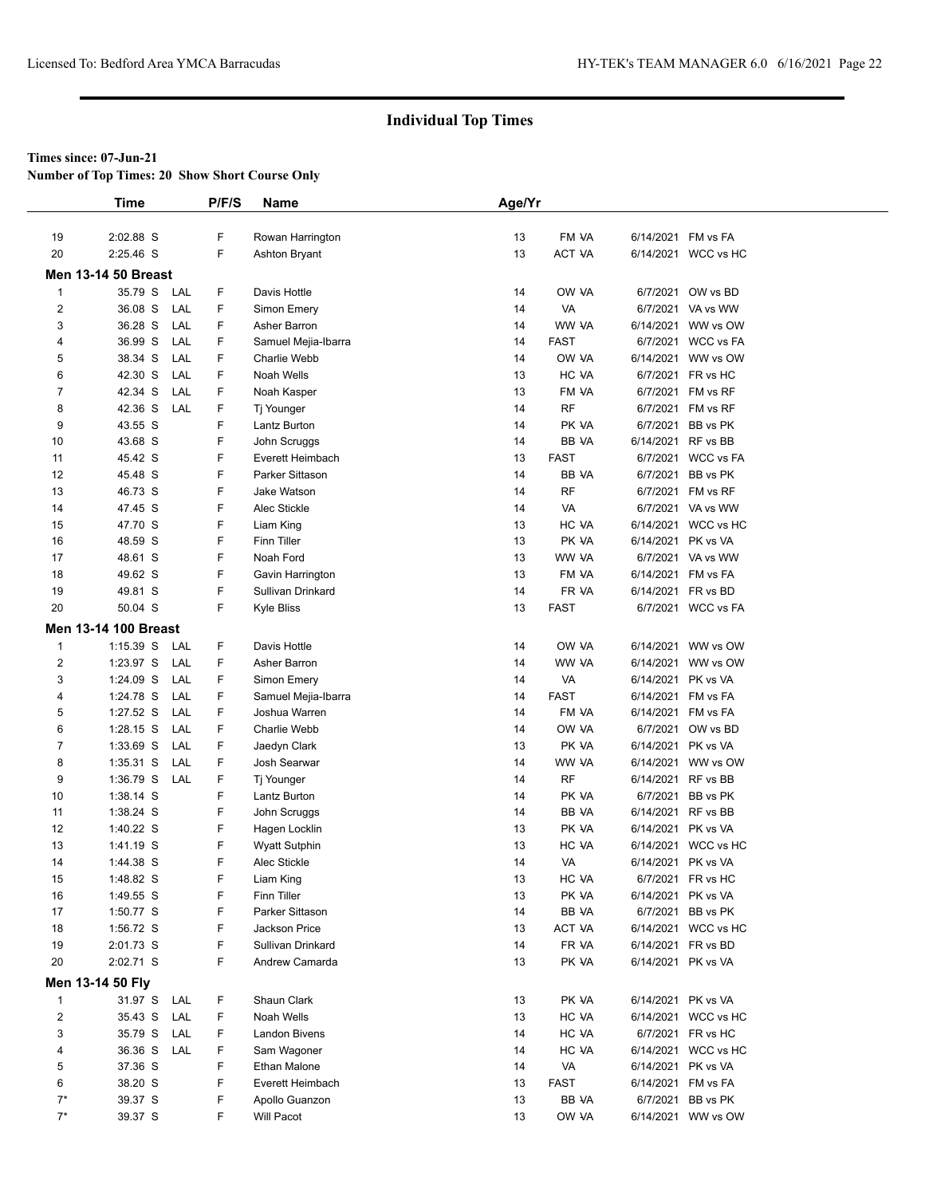## Individual Top Times

**Times since: 07-Jun-21**

**Number of Top Times: 20 Show Short Course Only**

| | Time | | P/F/S | Name | Age/Yr | | | |
|---|---|---|---|---|---|---|---|---|
| 19 | 2:02.88 S | | F | Rowan Harrington | 13 | FM VA | 6/14/2021 | FM vs FA |
| 20 | 2:25.46 S | | F | Ashton Bryant | 13 | ACT VA | 6/14/2021 | WCC vs HC |

**Men 13-14 50 Breast**

| | Time | | P/F/S | Name | Age/Yr | | | |
|---|---|---|---|---|---|---|---|---|
| 1 | 35.79 S | LAL | F | Davis Hottle | 14 | OW VA | 6/7/2021 | OW vs BD |
| 2 | 36.08 S | LAL | F | Simon Emery | 14 | VA | 6/7/2021 | VA vs WW |
| 3 | 36.28 S | LAL | F | Asher Barron | 14 | WW VA | 6/14/2021 | WW vs OW |
| 4 | 36.99 S | LAL | F | Samuel Mejia-Ibarra | 14 | FAST | 6/7/2021 | WCC vs FA |
| 5 | 38.34 S | LAL | F | Charlie Webb | 14 | OW VA | 6/14/2021 | WW vs OW |
| 6 | 42.30 S | LAL | F | Noah Wells | 13 | HC VA | 6/7/2021 | FR vs HC |
| 7 | 42.34 S | LAL | F | Noah Kasper | 13 | FM VA | 6/7/2021 | FM vs RF |
| 8 | 42.36 S | LAL | F | Tj Younger | 14 | RF | 6/7/2021 | FM vs RF |
| 9 | 43.55 S | | F | Lantz Burton | 14 | PK VA | 6/7/2021 | BB vs PK |
| 10 | 43.68 S | | F | John Scruggs | 14 | BB VA | 6/14/2021 | RF vs BB |
| 11 | 45.42 S | | F | Everett Heimbach | 13 | FAST | 6/7/2021 | WCC vs FA |
| 12 | 45.48 S | | F | Parker Sittason | 14 | BB VA | 6/7/2021 | BB vs PK |
| 13 | 46.73 S | | F | Jake Watson | 14 | RF | 6/7/2021 | FM vs RF |
| 14 | 47.45 S | | F | Alec Stickle | 14 | VA | 6/7/2021 | VA vs WW |
| 15 | 47.70 S | | F | Liam King | 13 | HC VA | 6/14/2021 | WCC vs HC |
| 16 | 48.59 S | | F | Finn Tiller | 13 | PK VA | 6/14/2021 | PK vs VA |
| 17 | 48.61 S | | F | Noah Ford | 13 | WW VA | 6/7/2021 | VA vs WW |
| 18 | 49.62 S | | F | Gavin Harrington | 13 | FM VA | 6/14/2021 | FM vs FA |
| 19 | 49.81 S | | F | Sullivan Drinkard | 14 | FR VA | 6/14/2021 | FR vs BD |
| 20 | 50.04 S | | F | Kyle Bliss | 13 | FAST | 6/7/2021 | WCC vs FA |

**Men 13-14 100 Breast**

| | Time | | P/F/S | Name | Age/Yr | | | |
|---|---|---|---|---|---|---|---|---|
| 1 | 1:15.39 S | LAL | F | Davis Hottle | 14 | OW VA | 6/14/2021 | WW vs OW |
| 2 | 1:23.97 S | LAL | F | Asher Barron | 14 | WW VA | 6/14/2021 | WW vs OW |
| 3 | 1:24.09 S | LAL | F | Simon Emery | 14 | VA | 6/14/2021 | PK vs VA |
| 4 | 1:24.78 S | LAL | F | Samuel Mejia-Ibarra | 14 | FAST | 6/14/2021 | FM vs FA |
| 5 | 1:27.52 S | LAL | F | Joshua Warren | 14 | FM VA | 6/14/2021 | FM vs FA |
| 6 | 1:28.15 S | LAL | F | Charlie Webb | 14 | OW VA | 6/7/2021 | OW vs BD |
| 7 | 1:33.69 S | LAL | F | Jaedyn Clark | 13 | PK VA | 6/14/2021 | PK vs VA |
| 8 | 1:35.31 S | LAL | F | Josh Searwar | 14 | WW VA | 6/14/2021 | WW vs OW |
| 9 | 1:36.79 S | LAL | F | Tj Younger | 14 | RF | 6/14/2021 | RF vs BB |
| 10 | 1:38.14 S | | F | Lantz Burton | 14 | PK VA | 6/7/2021 | BB vs PK |
| 11 | 1:38.24 S | | F | John Scruggs | 14 | BB VA | 6/14/2021 | RF vs BB |
| 12 | 1:40.22 S | | F | Hagen Locklin | 13 | PK VA | 6/14/2021 | PK vs VA |
| 13 | 1:41.19 S | | F | Wyatt Sutphin | 13 | HC VA | 6/14/2021 | WCC vs HC |
| 14 | 1:44.38 S | | F | Alec Stickle | 14 | VA | 6/14/2021 | PK vs VA |
| 15 | 1:48.82 S | | F | Liam King | 13 | HC VA | 6/7/2021 | FR vs HC |
| 16 | 1:49.55 S | | F | Finn Tiller | 13 | PK VA | 6/14/2021 | PK vs VA |
| 17 | 1:50.77 S | | F | Parker Sittason | 14 | BB VA | 6/7/2021 | BB vs PK |
| 18 | 1:56.72 S | | F | Jackson Price | 13 | ACT VA | 6/14/2021 | WCC vs HC |
| 19 | 2:01.73 S | | F | Sullivan Drinkard | 14 | FR VA | 6/14/2021 | FR vs BD |
| 20 | 2:02.71 S | | F | Andrew Camarda | 13 | PK VA | 6/14/2021 | PK vs VA |

**Men 13-14 50 Fly**

| | Time | | P/F/S | Name | Age/Yr | | | |
|---|---|---|---|---|---|---|---|---|
| 1 | 31.97 S | LAL | F | Shaun Clark | 13 | PK VA | 6/14/2021 | PK vs VA |
| 2 | 35.43 S | LAL | F | Noah Wells | 13 | HC VA | 6/14/2021 | WCC vs HC |
| 3 | 35.79 S | LAL | F | Landon Bivens | 14 | HC VA | 6/7/2021 | FR vs HC |
| 4 | 36.36 S | LAL | F | Sam Wagoner | 14 | HC VA | 6/14/2021 | WCC vs HC |
| 5 | 37.36 S | | F | Ethan Malone | 14 | VA | 6/14/2021 | PK vs VA |
| 6 | 38.20 S | | F | Everett Heimbach | 13 | FAST | 6/14/2021 | FM vs FA |
| 7* | 39.37 S | | F | Apollo Guanzon | 13 | BB VA | 6/7/2021 | BB vs PK |
| 7* | 39.37 S | | F | Will Pacot | 13 | OW VA | 6/14/2021 | WW vs OW |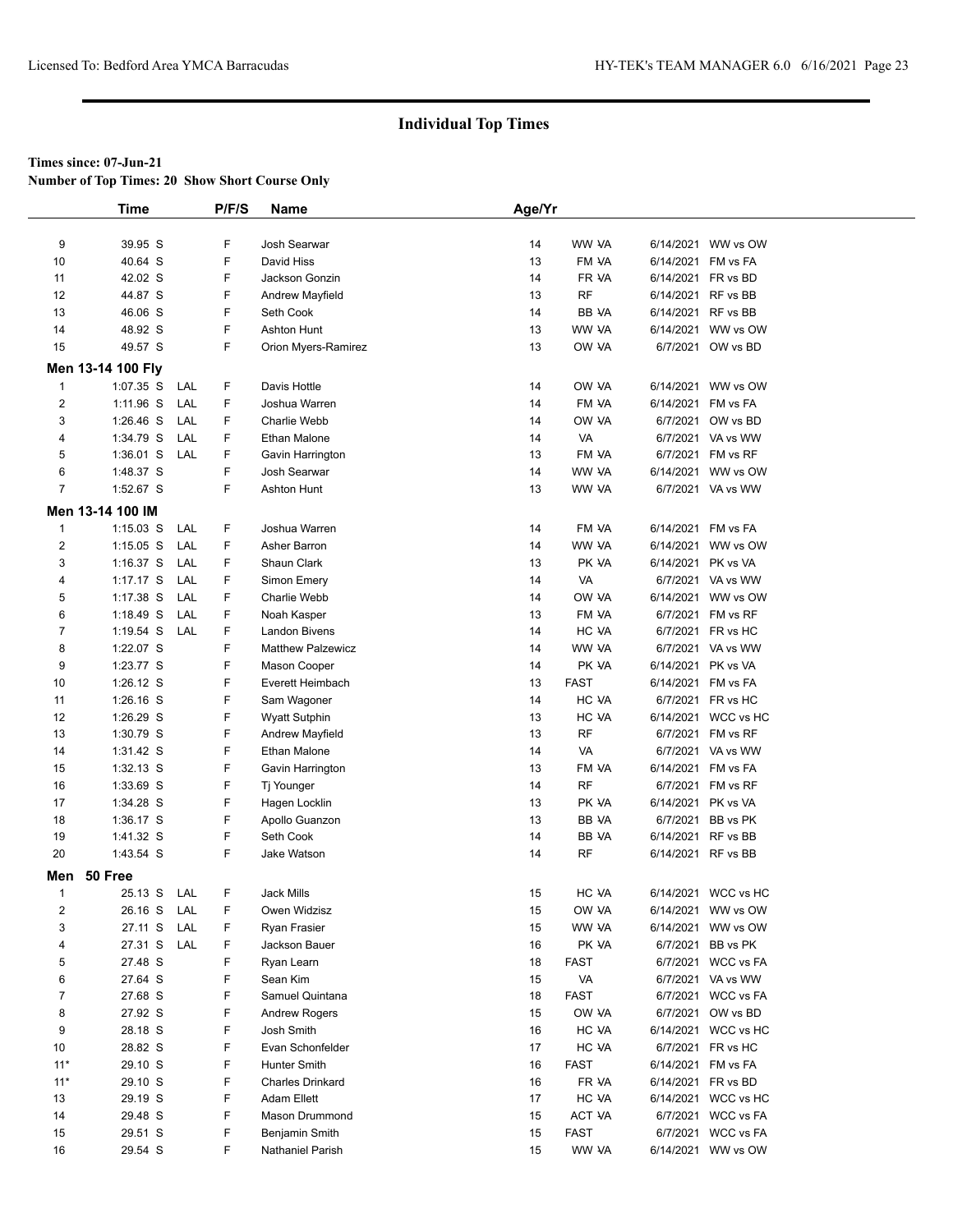## Individual Top Times

**Times since: 07-Jun-21**

**Number of Top Times: 20 Show Short Course Only**

| | Time | | P/F/S | Name | Age/Yr | | | |
|---|---|---|---|---|---|---|---|---|
| 9 | 39.95 S | | F | Josh Searwar | 14 | WW -VA | 6/14/2021 | WW vs OW |
| 10 | 40.64 S | | F | David Hiss | 13 | FM -VA | 6/14/2021 | FM vs FA |
| 11 | 42.02 S | | F | Jackson Gonzin | 14 | FR -VA | 6/14/2021 | FR vs BD |
| 12 | 44.87 S | | F | Andrew Mayfield | 13 | RF | 6/14/2021 | RF vs BB |
| 13 | 46.06 S | | F | Seth Cook | 14 | BB -VA | 6/14/2021 | RF vs BB |
| 14 | 48.92 S | | F | Ashton Hunt | 13 | WW -VA | 6/14/2021 | WW vs OW |
| 15 | 49.57 S | | F | Orion Myers-Ramirez | 13 | OW -VA | 6/7/2021 | OW vs BD |

**Men 13-14 100 Fly**

| | Time | | P/F/S | Name | Age/Yr | | | |
|---|---|---|---|---|---|---|---|---|
| 1 | 1:07.35 S | LAL | F | Davis Hottle | 14 | OW -VA | 6/14/2021 | WW vs OW |
| 2 | 1:11.96 S | LAL | F | Joshua Warren | 14 | FM -VA | 6/14/2021 | FM vs FA |
| 3 | 1:26.46 S | LAL | F | Charlie Webb | 14 | OW -VA | 6/7/2021 | OW vs BD |
| 4 | 1:34.79 S | LAL | F | Ethan Malone | 14 | VA | 6/7/2021 | VA vs WW |
| 5 | 1:36.01 S | LAL | F | Gavin Harrington | 13 | FM -VA | 6/7/2021 | FM vs RF |
| 6 | 1:48.37 S | | F | Josh Searwar | 14 | WW -VA | 6/14/2021 | WW vs OW |
| 7 | 1:52.67 S | | F | Ashton Hunt | 13 | WW -VA | 6/7/2021 | VA vs WW |

**Men 13-14 100 IM**

| | Time | | P/F/S | Name | Age/Yr | | | |
|---|---|---|---|---|---|---|---|---|
| 1 | 1:15.03 S | LAL | F | Joshua Warren | 14 | FM -VA | 6/14/2021 | FM vs FA |
| 2 | 1:15.05 S | LAL | F | Asher Barron | 14 | WW -VA | 6/14/2021 | WW vs OW |
| 3 | 1:16.37 S | LAL | F | Shaun Clark | 13 | PK -VA | 6/14/2021 | PK vs VA |
| 4 | 1:17.17 S | LAL | F | Simon Emery | 14 | VA | 6/7/2021 | VA vs WW |
| 5 | 1:17.38 S | LAL | F | Charlie Webb | 14 | OW -VA | 6/14/2021 | WW vs OW |
| 6 | 1:18.49 S | LAL | F | Noah Kasper | 13 | FM -VA | 6/7/2021 | FM vs RF |
| 7 | 1:19.54 S | LAL | F | Landon Bivens | 14 | HC -VA | 6/7/2021 | FR vs HC |
| 8 | 1:22.07 S | | F | Matthew Palzewicz | 14 | WW -VA | 6/7/2021 | VA vs WW |
| 9 | 1:23.77 S | | F | Mason Cooper | 14 | PK -VA | 6/14/2021 | PK vs VA |
| 10 | 1:26.12 S | | F | Everett Heimbach | 13 | FAST | 6/14/2021 | FM vs FA |
| 11 | 1:26.16 S | | F | Sam Wagoner | 14 | HC -VA | 6/7/2021 | FR vs HC |
| 12 | 1:26.29 S | | F | Wyatt Sutphin | 13 | HC -VA | 6/14/2021 | WCC vs HC |
| 13 | 1:30.79 S | | F | Andrew Mayfield | 13 | RF | 6/7/2021 | FM vs RF |
| 14 | 1:31.42 S | | F | Ethan Malone | 14 | VA | 6/7/2021 | VA vs WW |
| 15 | 1:32.13 S | | F | Gavin Harrington | 13 | FM -VA | 6/14/2021 | FM vs FA |
| 16 | 1:33.69 S | | F | Tj Younger | 14 | RF | 6/7/2021 | FM vs RF |
| 17 | 1:34.28 S | | F | Hagen Locklin | 13 | PK -VA | 6/14/2021 | PK vs VA |
| 18 | 1:36.17 S | | F | Apollo Guanzon | 13 | BB -VA | 6/7/2021 | BB vs PK |
| 19 | 1:41.32 S | | F | Seth Cook | 14 | BB -VA | 6/14/2021 | RF vs BB |
| 20 | 1:43.54 S | | F | Jake Watson | 14 | RF | 6/14/2021 | RF vs BB |

**Men 50 Free**

| | Time | | P/F/S | Name | Age/Yr | | | |
|---|---|---|---|---|---|---|---|---|
| 1 | 25.13 S | LAL | F | Jack Mills | 15 | HC -VA | 6/14/2021 | WCC vs HC |
| 2 | 26.16 S | LAL | F | Owen Widzisz | 15 | OW -VA | 6/14/2021 | WW vs OW |
| 3 | 27.11 S | LAL | F | Ryan Frasier | 15 | WW -VA | 6/14/2021 | WW vs OW |
| 4 | 27.31 S | LAL | F | Jackson Bauer | 16 | PK -VA | 6/7/2021 | BB vs PK |
| 5 | 27.48 S | | F | Ryan Learn | 18 | FAST | 6/7/2021 | WCC vs FA |
| 6 | 27.64 S | | F | Sean Kim | 15 | VA | 6/7/2021 | VA vs WW |
| 7 | 27.68 S | | F | Samuel Quintana | 18 | FAST | 6/7/2021 | WCC vs FA |
| 8 | 27.92 S | | F | Andrew Rogers | 15 | OW -VA | 6/7/2021 | OW vs BD |
| 9 | 28.18 S | | F | Josh Smith | 16 | HC -VA | 6/14/2021 | WCC vs HC |
| 10 | 28.82 S | | F | Evan Schonfelder | 17 | HC -VA | 6/7/2021 | FR vs HC |
| 11* | 29.10 S | | F | Hunter Smith | 16 | FAST | 6/14/2021 | FM vs FA |
| 11* | 29.10 S | | F | Charles Drinkard | 16 | FR -VA | 6/14/2021 | FR vs BD |
| 13 | 29.19 S | | F | Adam Ellett | 17 | HC -VA | 6/14/2021 | WCC vs HC |
| 14 | 29.48 S | | F | Mason Drummond | 15 | ACT -VA | 6/7/2021 | WCC vs FA |
| 15 | 29.51 S | | F | Benjamin Smith | 15 | FAST | 6/7/2021 | WCC vs FA |
| 16 | 29.54 S | | F | Nathaniel Parish | 15 | WW -VA | 6/14/2021 | WW vs OW |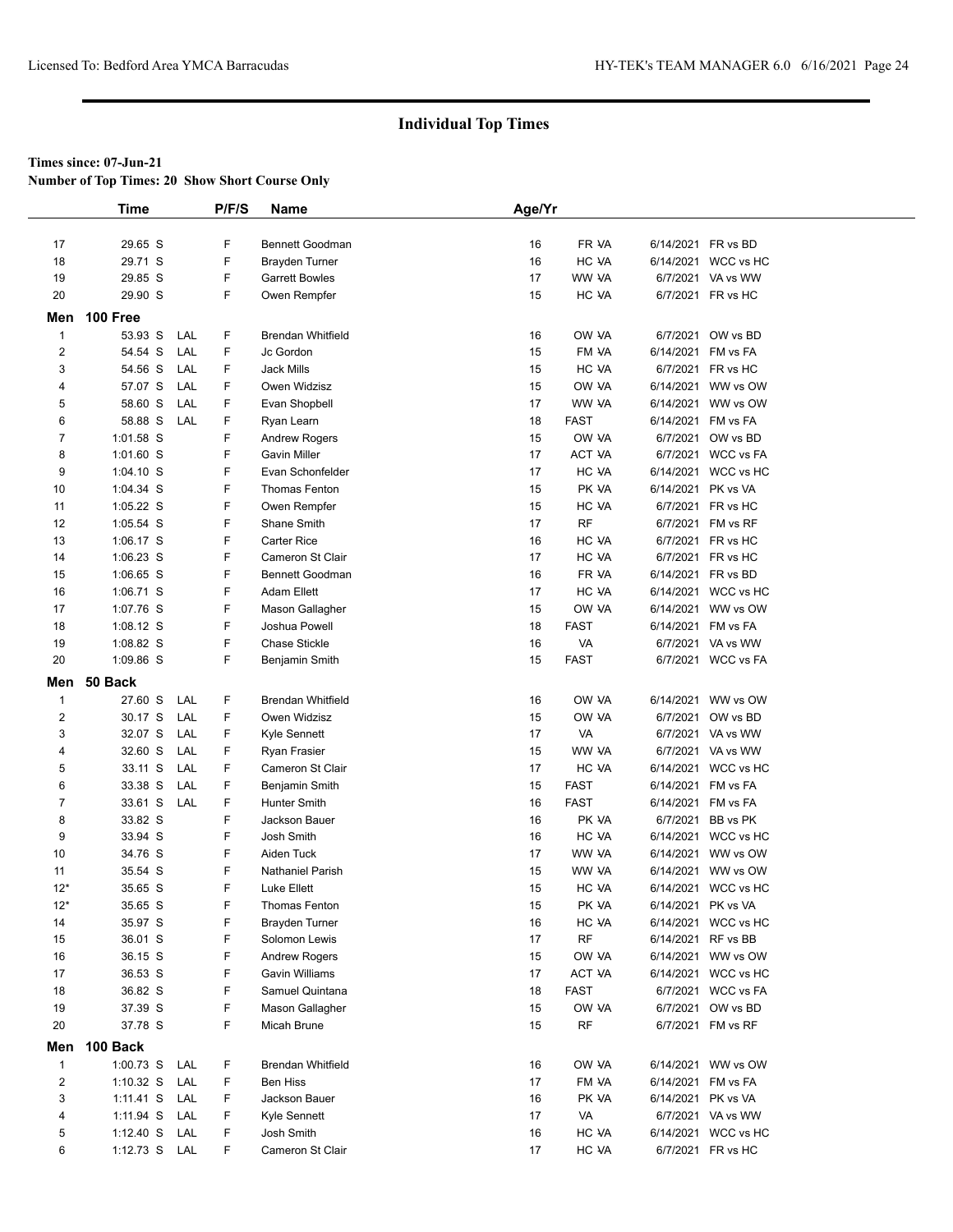## Individual Top Times

**Times since: 07-Jun-21**

**Number of Top Times: 20 Show Short Course Only**

| | Time | | P/F/S | Name | Age/Yr | | | |
|---|---|---|---|---|---|---|---|---|
| 17 | 29.65 S | | F | Bennett Goodman | 16 | FR VA | 6/14/2021 | FR vs BD |
| 18 | 29.71 S | | F | Brayden Turner | 16 | HC VA | 6/14/2021 | WCC vs HC |
| 19 | 29.85 S | | F | Garrett Bowles | 17 | WW VA | 6/7/2021 | VA vs WW |
| 20 | 29.90 S | | F | Owen Rempfer | 15 | HC VA | 6/7/2021 | FR vs HC |

**Men 100 Free**

| | Time | | P/F/S | Name | Age/Yr | | | |
|---|---|---|---|---|---|---|---|---|
| 1 | 53.93 S | LAL | F | Brendan Whitfield | 16 | OW VA | 6/7/2021 | OW vs BD |
| 2 | 54.54 S | LAL | F | Jc Gordon | 15 | FM VA | 6/14/2021 | FM vs FA |
| 3 | 54.56 S | LAL | F | Jack Mills | 15 | HC VA | 6/7/2021 | FR vs HC |
| 4 | 57.07 S | LAL | F | Owen Widzisz | 15 | OW VA | 6/14/2021 | WW vs OW |
| 5 | 58.60 S | LAL | F | Evan Shopbell | 17 | WW VA | 6/14/2021 | WW vs OW |
| 6 | 58.88 S | LAL | F | Ryan Learn | 18 | FAST | 6/14/2021 | FM vs FA |
| 7 | 1:01.58 S | | F | Andrew Rogers | 15 | OW VA | 6/7/2021 | OW vs BD |
| 8 | 1:01.60 S | | F | Gavin Miller | 17 | ACT VA | 6/7/2021 | WCC vs FA |
| 9 | 1:04.10 S | | F | Evan Schonfelder | 17 | HC VA | 6/14/2021 | WCC vs HC |
| 10 | 1:04.34 S | | F | Thomas Fenton | 15 | PK VA | 6/14/2021 | PK vs VA |
| 11 | 1:05.22 S | | F | Owen Rempfer | 15 | HC VA | 6/7/2021 | FR vs HC |
| 12 | 1:05.54 S | | F | Shane Smith | 17 | RF | 6/7/2021 | FM vs RF |
| 13 | 1:06.17 S | | F | Carter Rice | 16 | HC VA | 6/7/2021 | FR vs HC |
| 14 | 1:06.23 S | | F | Cameron St Clair | 17 | HC VA | 6/7/2021 | FR vs HC |
| 15 | 1:06.65 S | | F | Bennett Goodman | 16 | FR VA | 6/14/2021 | FR vs BD |
| 16 | 1:06.71 S | | F | Adam Ellett | 17 | HC VA | 6/14/2021 | WCC vs HC |
| 17 | 1:07.76 S | | F | Mason Gallagher | 15 | OW VA | 6/14/2021 | WW vs OW |
| 18 | 1:08.12 S | | F | Joshua Powell | 18 | FAST | 6/14/2021 | FM vs FA |
| 19 | 1:08.82 S | | F | Chase Stickle | 16 | VA | 6/7/2021 | VA vs WW |
| 20 | 1:09.86 S | | F | Benjamin Smith | 15 | FAST | 6/7/2021 | WCC vs FA |

**Men 50 Back**

| | Time | | P/F/S | Name | Age/Yr | | | |
|---|---|---|---|---|---|---|---|---|
| 1 | 27.60 S | LAL | F | Brendan Whitfield | 16 | OW VA | 6/14/2021 | WW vs OW |
| 2 | 30.17 S | LAL | F | Owen Widzisz | 15 | OW VA | 6/7/2021 | OW vs BD |
| 3 | 32.07 S | LAL | F | Kyle Sennett | 17 | VA | 6/7/2021 | VA vs WW |
| 4 | 32.60 S | LAL | F | Ryan Frasier | 15 | WW VA | 6/7/2021 | VA vs WW |
| 5 | 33.11 S | LAL | F | Cameron St Clair | 17 | HC VA | 6/14/2021 | WCC vs HC |
| 6 | 33.38 S | LAL | F | Benjamin Smith | 15 | FAST | 6/14/2021 | FM vs FA |
| 7 | 33.61 S | LAL | F | Hunter Smith | 16 | FAST | 6/14/2021 | FM vs FA |
| 8 | 33.82 S | | F | Jackson Bauer | 16 | PK VA | 6/7/2021 | BB vs PK |
| 9 | 33.94 S | | F | Josh Smith | 16 | HC VA | 6/14/2021 | WCC vs HC |
| 10 | 34.76 S | | F | Aiden Tuck | 17 | WW VA | 6/14/2021 | WW vs OW |
| 11 | 35.54 S | | F | Nathaniel Parish | 15 | WW VA | 6/14/2021 | WW vs OW |
| 12* | 35.65 S | | F | Luke Ellett | 15 | HC VA | 6/14/2021 | WCC vs HC |
| 12* | 35.65 S | | F | Thomas Fenton | 15 | PK VA | 6/14/2021 | PK vs VA |
| 14 | 35.97 S | | F | Brayden Turner | 16 | HC VA | 6/14/2021 | WCC vs HC |
| 15 | 36.01 S | | F | Solomon Lewis | 17 | RF | 6/14/2021 | RF vs BB |
| 16 | 36.15 S | | F | Andrew Rogers | 15 | OW VA | 6/14/2021 | WW vs OW |
| 17 | 36.53 S | | F | Gavin Williams | 17 | ACT VA | 6/14/2021 | WCC vs HC |
| 18 | 36.82 S | | F | Samuel Quintana | 18 | FAST | 6/7/2021 | WCC vs FA |
| 19 | 37.39 S | | F | Mason Gallagher | 15 | OW VA | 6/7/2021 | OW vs BD |
| 20 | 37.78 S | | F | Micah Brune | 15 | RF | 6/7/2021 | FM vs RF |

**Men 100 Back**

| | Time | | P/F/S | Name | Age/Yr | | | |
|---|---|---|---|---|---|---|---|---|
| 1 | 1:00.73 S | LAL | F | Brendan Whitfield | 16 | OW VA | 6/14/2021 | WW vs OW |
| 2 | 1:10.32 S | LAL | F | Ben Hiss | 17 | FM VA | 6/14/2021 | FM vs FA |
| 3 | 1:11.41 S | LAL | F | Jackson Bauer | 16 | PK VA | 6/14/2021 | PK vs VA |
| 4 | 1:11.94 S | LAL | F | Kyle Sennett | 17 | VA | 6/7/2021 | VA vs WW |
| 5 | 1:12.40 S | LAL | F | Josh Smith | 16 | HC VA | 6/14/2021 | WCC vs HC |
| 6 | 1:12.73 S | LAL | F | Cameron St Clair | 17 | HC VA | 6/7/2021 | FR vs HC |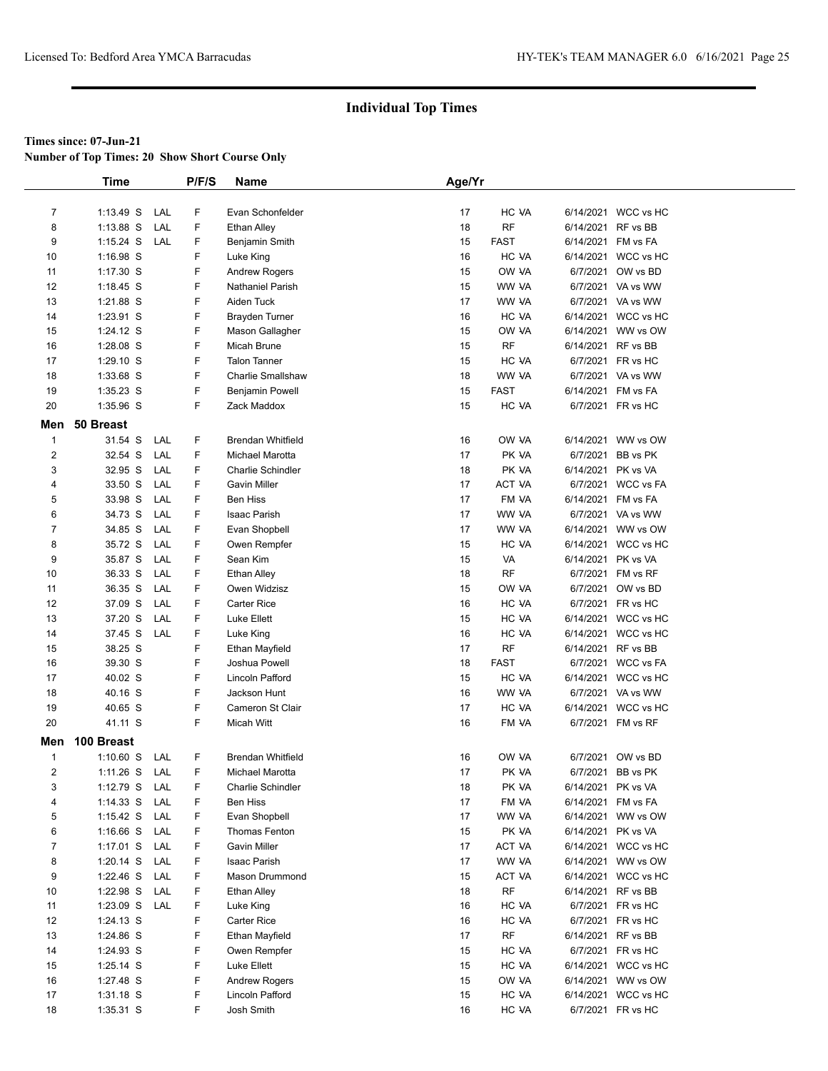## Individual Top Times

**Times since: 07-Jun-21**

**Number of Top Times: 20 Show Short Course Only**

| | Time | | P/F/S | Name | Age/Yr | | | |
|---|---|---|---|---|---|---|---|---|
| 7 | 1:13.49 S | LAL | F | Evan Schonfelder | 17 | HC VA | 6/14/2021 | WCC vs HC |
| 8 | 1:13.88 S | LAL | F | Ethan Alley | 18 | RF | 6/14/2021 | RF vs BB |
| 9 | 1:15.24 S | LAL | F | Benjamin Smith | 15 | FAST | 6/14/2021 | FM vs FA |
| 10 | 1:16.98 S | | F | Luke King | 16 | HC VA | 6/14/2021 | WCC vs HC |
| 11 | 1:17.30 S | | F | Andrew Rogers | 15 | OW VA | 6/7/2021 | OW vs BD |
| 12 | 1:18.45 S | | F | Nathaniel Parish | 15 | WW VA | 6/7/2021 | VA vs WW |
| 13 | 1:21.88 S | | F | Aiden Tuck | 17 | WW VA | 6/7/2021 | VA vs WW |
| 14 | 1:23.91 S | | F | Brayden Turner | 16 | HC VA | 6/14/2021 | WCC vs HC |
| 15 | 1:24.12 S | | F | Mason Gallagher | 15 | OW VA | 6/14/2021 | WW vs OW |
| 16 | 1:28.08 S | | F | Micah Brune | 15 | RF | 6/14/2021 | RF vs BB |
| 17 | 1:29.10 S | | F | Talon Tanner | 15 | HC VA | 6/7/2021 | FR vs HC |
| 18 | 1:33.68 S | | F | Charlie Smallshaw | 18 | WW VA | 6/7/2021 | VA vs WW |
| 19 | 1:35.23 S | | F | Benjamin Powell | 15 | FAST | 6/14/2021 | FM vs FA |
| 20 | 1:35.96 S | | F | Zack Maddox | 15 | HC VA | 6/7/2021 | FR vs HC |
| **Men** | **50 Breast** | | | | | | | |
| 1 | 31.54 S | LAL | F | Brendan Whitfield | 16 | OW VA | 6/14/2021 | WW vs OW |
| 2 | 32.54 S | LAL | F | Michael Marotta | 17 | PK VA | 6/7/2021 | BB vs PK |
| 3 | 32.95 S | LAL | F | Charlie Schindler | 18 | PK VA | 6/14/2021 | PK vs VA |
| 4 | 33.50 S | LAL | F | Gavin Miller | 17 | ACT VA | 6/7/2021 | WCC vs FA |
| 5 | 33.98 S | LAL | F | Ben Hiss | 17 | FM VA | 6/14/2021 | FM vs FA |
| 6 | 34.73 S | LAL | F | Isaac Parish | 17 | WW VA | 6/7/2021 | VA vs WW |
| 7 | 34.85 S | LAL | F | Evan Shopbell | 17 | WW VA | 6/14/2021 | WW vs OW |
| 8 | 35.72 S | LAL | F | Owen Rempfer | 15 | HC VA | 6/14/2021 | WCC vs HC |
| 9 | 35.87 S | LAL | F | Sean Kim | 15 | VA | 6/14/2021 | PK vs VA |
| 10 | 36.33 S | LAL | F | Ethan Alley | 18 | RF | 6/7/2021 | FM vs RF |
| 11 | 36.35 S | LAL | F | Owen Widzisz | 15 | OW VA | 6/7/2021 | OW vs BD |
| 12 | 37.09 S | LAL | F | Carter Rice | 16 | HC VA | 6/7/2021 | FR vs HC |
| 13 | 37.20 S | LAL | F | Luke Ellett | 15 | HC VA | 6/14/2021 | WCC vs HC |
| 14 | 37.45 S | LAL | F | Luke King | 16 | HC VA | 6/14/2021 | WCC vs HC |
| 15 | 38.25 S | | F | Ethan Mayfield | 17 | RF | 6/14/2021 | RF vs BB |
| 16 | 39.30 S | | F | Joshua Powell | 18 | FAST | 6/7/2021 | WCC vs FA |
| 17 | 40.02 S | | F | Lincoln Pafford | 15 | HC VA | 6/14/2021 | WCC vs HC |
| 18 | 40.16 S | | F | Jackson Hunt | 16 | WW VA | 6/7/2021 | VA vs WW |
| 19 | 40.65 S | | F | Cameron St Clair | 17 | HC VA | 6/14/2021 | WCC vs HC |
| 20 | 41.11 S | | F | Micah Witt | 16 | FM VA | 6/7/2021 | FM vs RF |
| **Men** | **100 Breast** | | | | | | | |
| 1 | 1:10.60 S | LAL | F | Brendan Whitfield | 16 | OW VA | 6/7/2021 | OW vs BD |
| 2 | 1:11.26 S | LAL | F | Michael Marotta | 17 | PK VA | 6/7/2021 | BB vs PK |
| 3 | 1:12.79 S | LAL | F | Charlie Schindler | 18 | PK VA | 6/14/2021 | PK vs VA |
| 4 | 1:14.33 S | LAL | F | Ben Hiss | 17 | FM VA | 6/14/2021 | FM vs FA |
| 5 | 1:15.42 S | LAL | F | Evan Shopbell | 17 | WW VA | 6/14/2021 | WW vs OW |
| 6 | 1:16.66 S | LAL | F | Thomas Fenton | 15 | PK VA | 6/14/2021 | PK vs VA |
| 7 | 1:17.01 S | LAL | F | Gavin Miller | 17 | ACT VA | 6/14/2021 | WCC vs HC |
| 8 | 1:20.14 S | LAL | F | Isaac Parish | 17 | WW VA | 6/14/2021 | WW vs OW |
| 9 | 1:22.46 S | LAL | F | Mason Drummond | 15 | ACT VA | 6/14/2021 | WCC vs HC |
| 10 | 1:22.98 S | LAL | F | Ethan Alley | 18 | RF | 6/14/2021 | RF vs BB |
| 11 | 1:23.09 S | LAL | F | Luke King | 16 | HC VA | 6/7/2021 | FR vs HC |
| 12 | 1:24.13 S | | F | Carter Rice | 16 | HC VA | 6/7/2021 | FR vs HC |
| 13 | 1:24.86 S | | F | Ethan Mayfield | 17 | RF | 6/14/2021 | RF vs BB |
| 14 | 1:24.93 S | | F | Owen Rempfer | 15 | HC VA | 6/7/2021 | FR vs HC |
| 15 | 1:25.14 S | | F | Luke Ellett | 15 | HC VA | 6/14/2021 | WCC vs HC |
| 16 | 1:27.48 S | | F | Andrew Rogers | 15 | OW VA | 6/14/2021 | WW vs OW |
| 17 | 1:31.18 S | | F | Lincoln Pafford | 15 | HC VA | 6/14/2021 | WCC vs HC |
| 18 | 1:35.31 S | | F | Josh Smith | 16 | HC VA | 6/7/2021 | FR vs HC |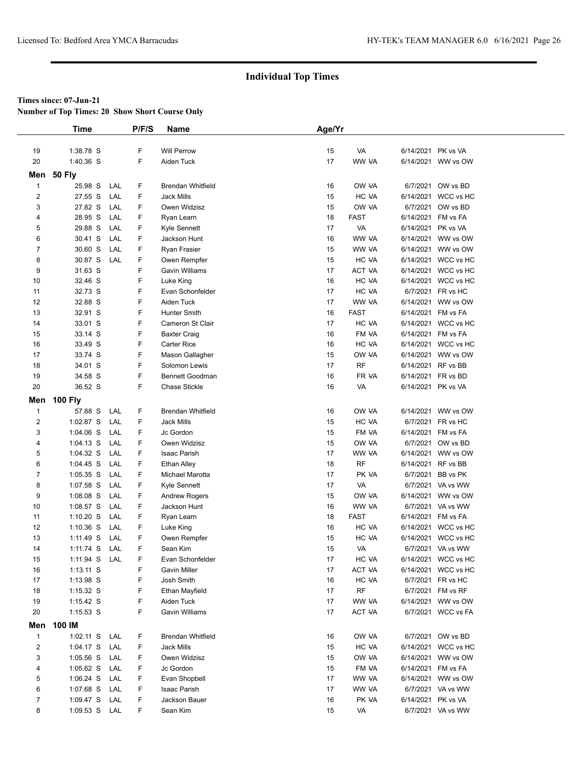# Individual Top Times

**Times since: 07-Jun-21**

**Number of Top Times: 20 Show Short Course Only**

| | Time | | P/F/S | Name | Age/Yr | | | |
|---|---|---|---|---|---|---|---|---|
| 19 | 1:38.78 S | | F | Will Perrow | 15 | VA | 6/14/2021 | PK vs VA |
| 20 | 1:40.36 S | | F | Aiden Tuck | 17 | WW VA | 6/14/2021 | WW vs OW |

## Men 50 Fly

| | Time | | P/F/S | Name | Age/Yr | | | |
|---|---|---|---|---|---|---|---|---|
| 1 | 25.98 S | LAL | F | Brendan Whitfield | 16 | OW VA | 6/7/2021 | OW vs BD |
| 2 | 27.55 S | LAL | F | Jack Mills | 15 | HC VA | 6/14/2021 | WCC vs HC |
| 3 | 27.82 S | LAL | F | Owen Widzisz | 15 | OW VA | 6/7/2021 | OW vs BD |
| 4 | 28.95 S | LAL | F | Ryan Learn | 18 | FAST | 6/14/2021 | FM vs FA |
| 5 | 29.88 S | LAL | F | Kyle Sennett | 17 | VA | 6/14/2021 | PK vs VA |
| 6 | 30.41 S | LAL | F | Jackson Hunt | 16 | WW VA | 6/14/2021 | WW vs OW |
| 7 | 30.60 S | LAL | F | Ryan Frasier | 15 | WW VA | 6/14/2021 | WW vs OW |
| 8 | 30.87 S | LAL | F | Owen Rempfer | 15 | HC VA | 6/14/2021 | WCC vs HC |
| 9 | 31.63 S | | F | Gavin Williams | 17 | ACT VA | 6/14/2021 | WCC vs HC |
| 10 | 32.46 S | | F | Luke King | 16 | HC VA | 6/14/2021 | WCC vs HC |
| 11 | 32.73 S | | F | Evan Schonfelder | 17 | HC VA | 6/7/2021 | FR vs HC |
| 12 | 32.88 S | | F | Aiden Tuck | 17 | WW VA | 6/14/2021 | WW vs OW |
| 13 | 32.91 S | | F | Hunter Smith | 16 | FAST | 6/14/2021 | FM vs FA |
| 14 | 33.01 S | | F | Cameron St Clair | 17 | HC VA | 6/14/2021 | WCC vs HC |
| 15 | 33.14 S | | F | Baxter Craig | 16 | FM VA | 6/14/2021 | FM vs FA |
| 16 | 33.49 S | | F | Carter Rice | 16 | HC VA | 6/14/2021 | WCC vs HC |
| 17 | 33.74 S | | F | Mason Gallagher | 15 | OW VA | 6/14/2021 | WW vs OW |
| 18 | 34.01 S | | F | Solomon Lewis | 17 | RF | 6/14/2021 | RF vs BB |
| 19 | 34.58 S | | F | Bennett Goodman | 16 | FR VA | 6/14/2021 | FR vs BD |
| 20 | 36.52 S | | F | Chase Stickle | 16 | VA | 6/14/2021 | PK vs VA |

## Men 100 Fly

| | Time | | P/F/S | Name | Age/Yr | | | |
|---|---|---|---|---|---|---|---|---|
| 1 | 57.88 S | LAL | F | Brendan Whitfield | 16 | OW VA | 6/14/2021 | WW vs OW |
| 2 | 1:02.87 S | LAL | F | Jack Mills | 15 | HC VA | 6/7/2021 | FR vs HC |
| 3 | 1:04.06 S | LAL | F | Jc Gordon | 15 | FM VA | 6/14/2021 | FM vs FA |
| 4 | 1:04.13 S | LAL | F | Owen Widzisz | 15 | OW VA | 6/7/2021 | OW vs BD |
| 5 | 1:04.32 S | LAL | F | Isaac Parish | 17 | WW VA | 6/14/2021 | WW vs OW |
| 6 | 1:04.45 S | LAL | F | Ethan Alley | 18 | RF | 6/14/2021 | RF vs BB |
| 7 | 1:05.35 S | LAL | F | Michael Marotta | 17 | PK VA | 6/7/2021 | BB vs PK |
| 8 | 1:07.58 S | LAL | F | Kyle Sennett | 17 | VA | 6/7/2021 | VA vs WW |
| 9 | 1:08.08 S | LAL | F | Andrew Rogers | 15 | OW VA | 6/14/2021 | WW vs OW |
| 10 | 1:08.57 S | LAL | F | Jackson Hunt | 16 | WW VA | 6/7/2021 | VA vs WW |
| 11 | 1:10.20 S | LAL | F | Ryan Learn | 18 | FAST | 6/14/2021 | FM vs FA |
| 12 | 1:10.36 S | LAL | F | Luke King | 16 | HC VA | 6/14/2021 | WCC vs HC |
| 13 | 1:11.49 S | LAL | F | Owen Rempfer | 15 | HC VA | 6/14/2021 | WCC vs HC |
| 14 | 1:11.74 S | LAL | F | Sean Kim | 15 | VA | 6/7/2021 | VA vs WW |
| 15 | 1:11.94 S | LAL | F | Evan Schonfelder | 17 | HC VA | 6/14/2021 | WCC vs HC |
| 16 | 1:13.11 S | | F | Gavin Miller | 17 | ACT VA | 6/14/2021 | WCC vs HC |
| 17 | 1:13.98 S | | F | Josh Smith | 16 | HC VA | 6/7/2021 | FR vs HC |
| 18 | 1:15.32 S | | F | Ethan Mayfield | 17 | RF | 6/7/2021 | FM vs RF |
| 19 | 1:15.42 S | | F | Aiden Tuck | 17 | WW VA | 6/14/2021 | WW vs OW |
| 20 | 1:15.53 S | | F | Gavin Williams | 17 | ACT VA | 6/7/2021 | WCC vs FA |

## Men 100 IM

| | Time | | P/F/S | Name | Age/Yr | | | |
|---|---|---|---|---|---|---|---|---|
| 1 | 1:02.11 S | LAL | F | Brendan Whitfield | 16 | OW VA | 6/7/2021 | OW vs BD |
| 2 | 1:04.17 S | LAL | F | Jack Mills | 15 | HC VA | 6/14/2021 | WCC vs HC |
| 3 | 1:05.56 S | LAL | F | Owen Widzisz | 15 | OW VA | 6/14/2021 | WW vs OW |
| 4 | 1:05.62 S | LAL | F | Jc Gordon | 15 | FM VA | 6/14/2021 | FM vs FA |
| 5 | 1:06.24 S | LAL | F | Evan Shopbell | 17 | WW VA | 6/14/2021 | WW vs OW |
| 6 | 1:07.68 S | LAL | F | Isaac Parish | 17 | WW VA | 6/7/2021 | VA vs WW |
| 7 | 1:09.47 S | LAL | F | Jackson Bauer | 16 | PK VA | 6/14/2021 | PK vs VA |
| 8 | 1:09.53 S | LAL | F | Sean Kim | 15 | VA | 6/7/2021 | VA vs WW |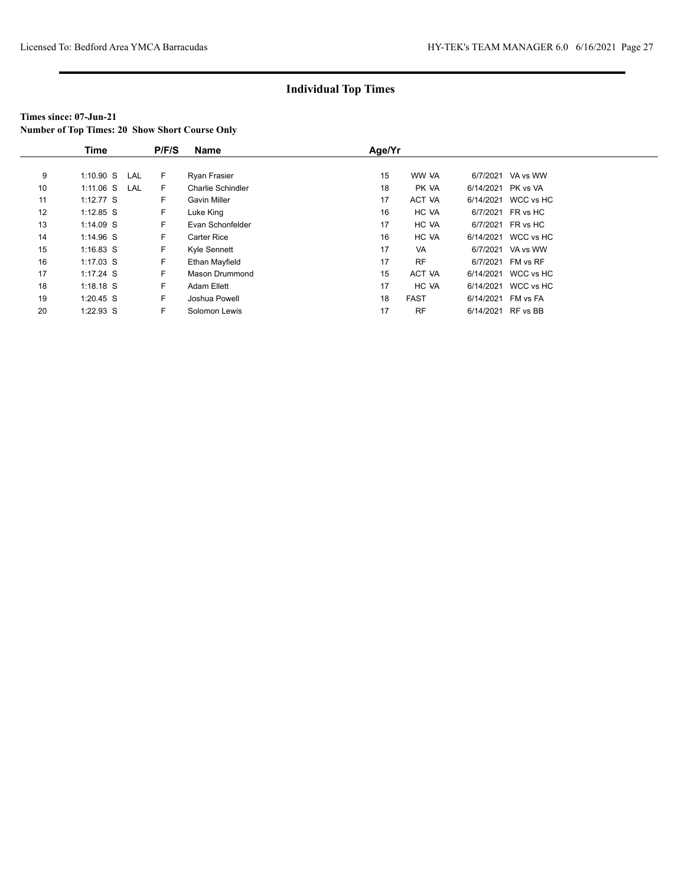## Individual Top Times

**Times since: 07-Jun-21**

**Number of Top Times: 20 Show Short Course Only**

| | Time | | P/F/S | Name | Age/Yr | | | |
|---|---|---|---|---|---|---|---|---|
| 9 | 1:10.90 S | LAL | F | Ryan Frasier | 15 | WW -VA | 6/7/2021 | VA vs WW |
| 10 | 1:11.06 S | LAL | F | Charlie Schindler | 18 | PK -VA | 6/14/2021 | PK vs VA |
| 11 | 1:12.77 S | | F | Gavin Miller | 17 | ACT -VA | 6/14/2021 | WCC vs HC |
| 12 | 1:12.85 S | | F | Luke King | 16 | HC -VA | 6/7/2021 | FR vs HC |
| 13 | 1:14.09 S | | F | Evan Schonfelder | 17 | HC -VA | 6/7/2021 | FR vs HC |
| 14 | 1:14.96 S | | F | Carter Rice | 16 | HC -VA | 6/14/2021 | WCC vs HC |
| 15 | 1:16.83 S | | F | Kyle Sennett | 17 | VA | 6/7/2021 | VA vs WW |
| 16 | 1:17.03 S | | F | Ethan Mayfield | 17 | RF | 6/7/2021 | FM vs RF |
| 17 | 1:17.24 S | | F | Mason Drummond | 15 | ACT -VA | 6/14/2021 | WCC vs HC |
| 18 | 1:18.18 S | | F | Adam Ellett | 17 | HC -VA | 6/14/2021 | WCC vs HC |
| 19 | 1:20.45 S | | F | Joshua Powell | 18 | FAST | 6/14/2021 | FM vs FA |
| 20 | 1:22.93 S | | F | Solomon Lewis | 17 | RF | 6/14/2021 | RF vs BB |